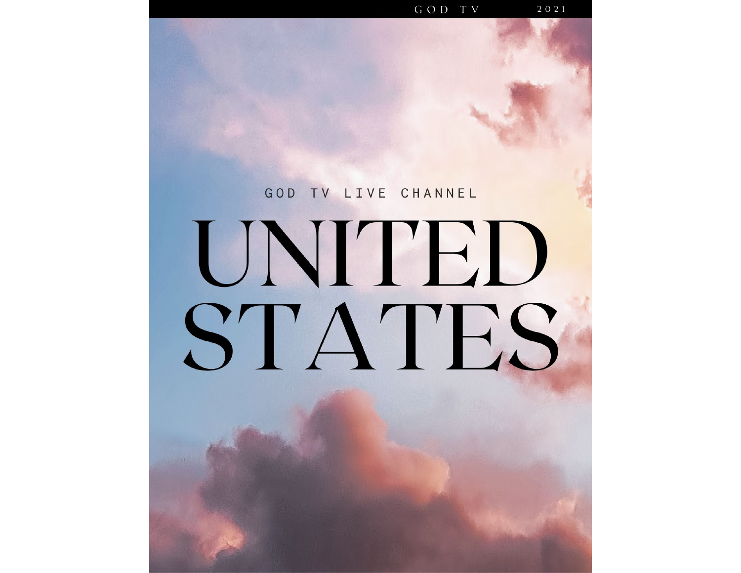GOD TV 2021

GOD TV LIVE CHANNEL

# UNITED STATES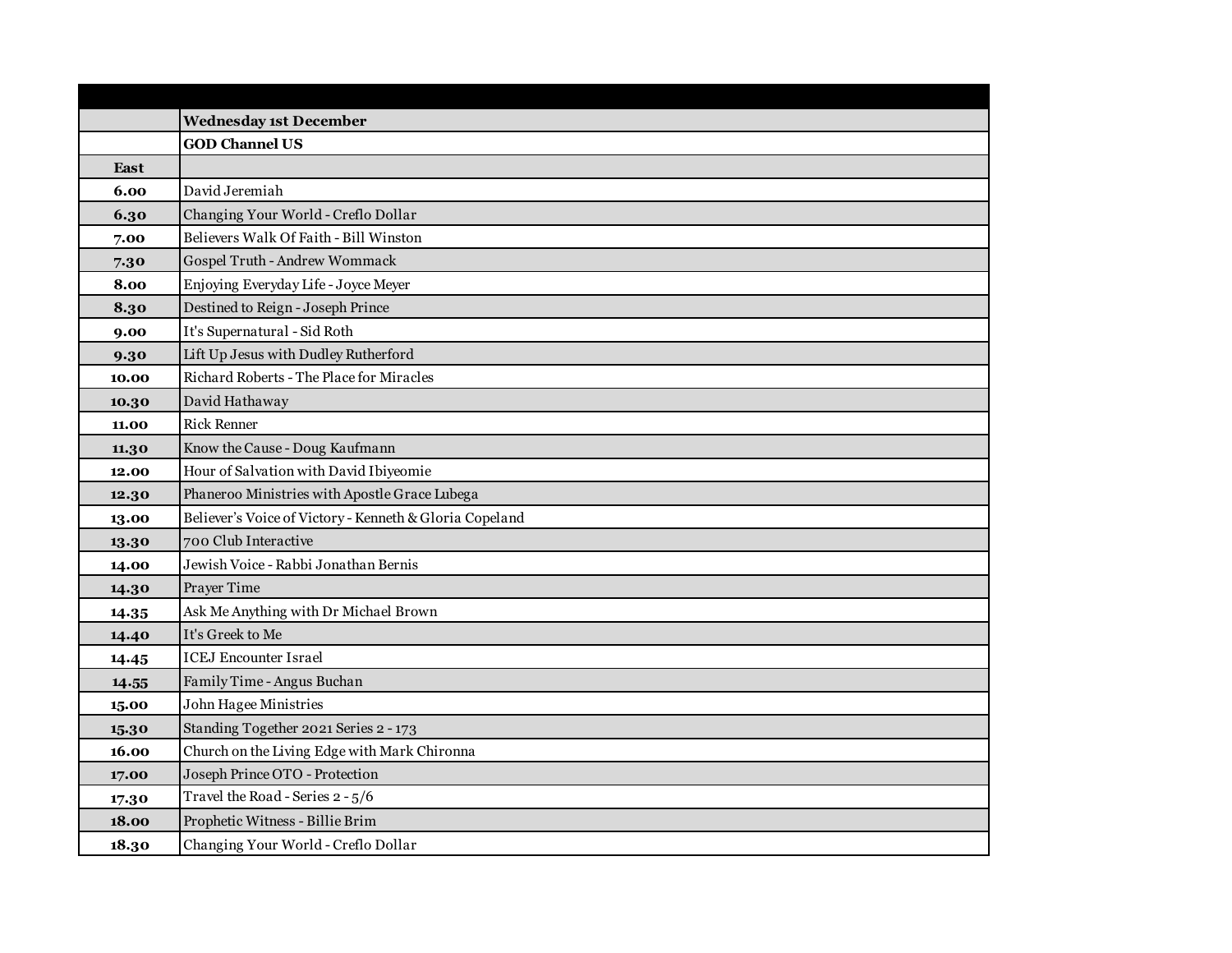| | |
|---|---|
| | **Wednesday 1st December** |
| | **GOD Channel US** |
| **East** | |
| **6.00** | David Jeremiah |
| **6.30** | Changing Your World - Creflo Dollar |
| **7.00** | Believers Walk Of Faith - Bill Winston |
| **7.30** | Gospel Truth - Andrew Wommack |
| **8.00** | Enjoying Everyday Life - Joyce Meyer |
| **8.30** | Destined to Reign - Joseph Prince |
| **9.00** | It's Supernatural - Sid Roth |
| **9.30** | Lift Up Jesus with Dudley Rutherford |
| **10.00** | Richard Roberts - The Place for Miracles |
| **10.30** | David Hathaway |
| **11.00** | Rick Renner |
| **11.30** | Know the Cause - Doug Kaufmann |
| **12.00** | Hour of Salvation with David Ibiyeomie |
| **12.30** | Phaneroo Ministries with Apostle Grace Lubega |
| **13.00** | Believer's Voice of Victory - Kenneth & Gloria Copeland |
| **13.30** | 700 Club Interactive |
| **14.00** | Jewish Voice - Rabbi Jonathan Bernis |
| **14.30** | Prayer Time |
| **14.35** | Ask Me Anything with Dr Michael Brown |
| **14.40** | It's Greek to Me |
| **14.45** | ICEJ Encounter Israel |
| **14.55** | Family Time - Angus Buchan |
| **15.00** | John Hagee Ministries |
| **15.30** | Standing Together 2021 Series 2 - 173 |
| **16.00** | Church on the Living Edge with Mark Chironna |
| **17.00** | Joseph Prince OTO - Protection |
| **17.30** | Travel the Road - Series 2 - 5/6 |
| **18.00** | Prophetic Witness - Billie Brim |
| **18.30** | Changing Your World - Creflo Dollar |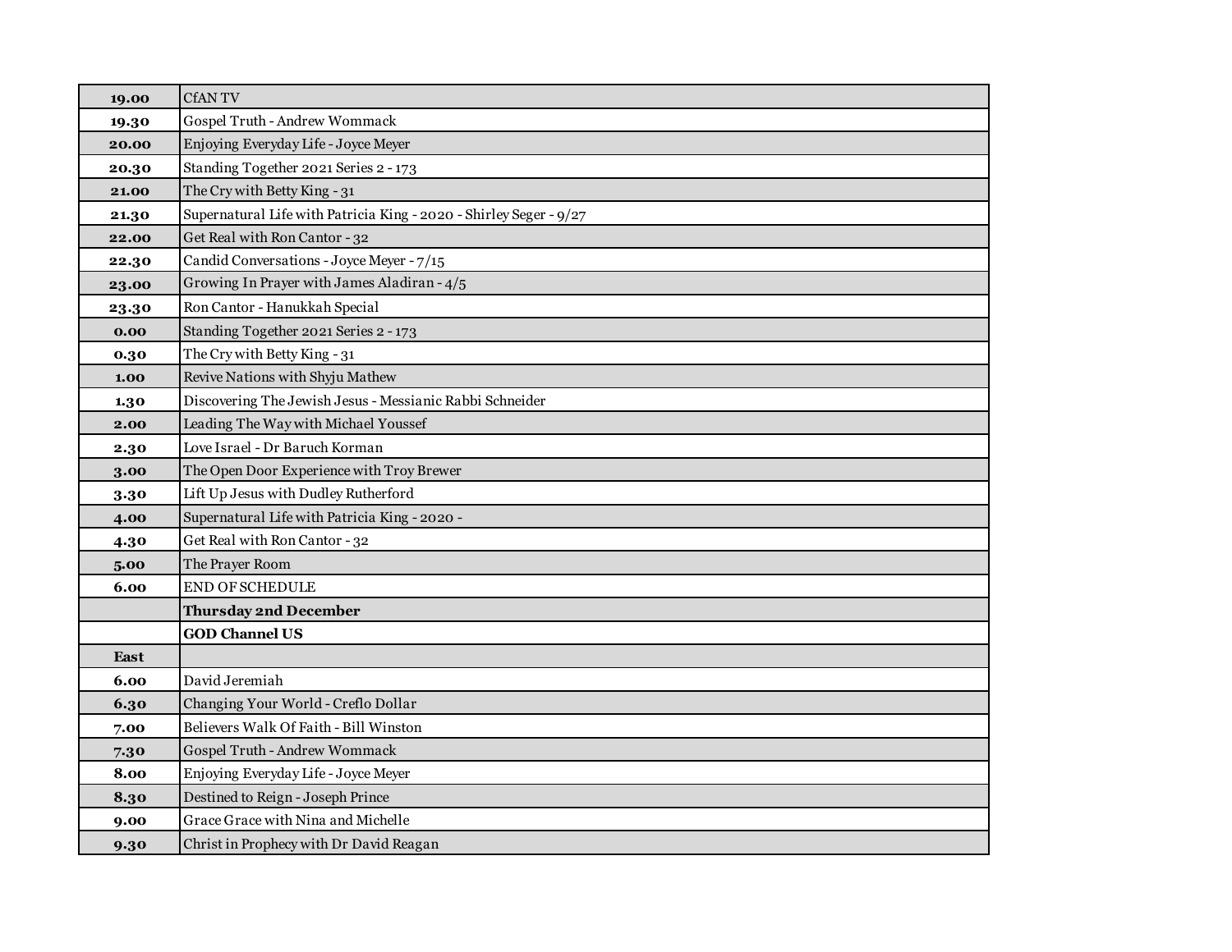| | |
|---|---|
| **19.00** | CfAN TV |
| **19.30** | Gospel Truth - Andrew Wommack |
| **20.00** | Enjoying Everyday Life - Joyce Meyer |
| **20.30** | Standing Together 2021 Series 2 - 173 |
| **21.00** | The Cry with Betty King - 31 |
| **21.30** | Supernatural Life with Patricia King - 2020 - Shirley Seger - 9/27 |
| **22.00** | Get Real with Ron Cantor - 32 |
| **22.30** | Candid Conversations - Joyce Meyer - 7/15 |
| **23.00** | Growing In Prayer with James Aladiran - 4/5 |
| **23.30** | Ron Cantor - Hanukkah Special |
| **0.00** | Standing Together 2021 Series 2 - 173 |
| **0.30** | The Cry with Betty King - 31 |
| **1.00** | Revive Nations with Shyju Mathew |
| **1.30** | Discovering The Jewish Jesus - Messianic Rabbi Schneider |
| **2.00** | Leading The Way with Michael Youssef |
| **2.30** | Love Israel - Dr Baruch Korman |
| **3.00** | The Open Door Experience with Troy Brewer |
| **3.30** | Lift Up Jesus with Dudley Rutherford |
| **4.00** | Supernatural Life with Patricia King - 2020 - |
| **4.30** | Get Real with Ron Cantor - 32 |
| **5.00** | The Prayer Room |
| **6.00** | END OF SCHEDULE |
| | **Thursday 2nd December** |
| | **GOD Channel US** |
| **East** | |
| **6.00** | David Jeremiah |
| **6.30** | Changing Your World - Creflo Dollar |
| **7.00** | Believers Walk Of Faith - Bill Winston |
| **7.30** | Gospel Truth - Andrew Wommack |
| **8.00** | Enjoying Everyday Life - Joyce Meyer |
| **8.30** | Destined to Reign - Joseph Prince |
| **9.00** | Grace Grace with Nina and Michelle |
| **9.30** | Christ in Prophecy with Dr David Reagan |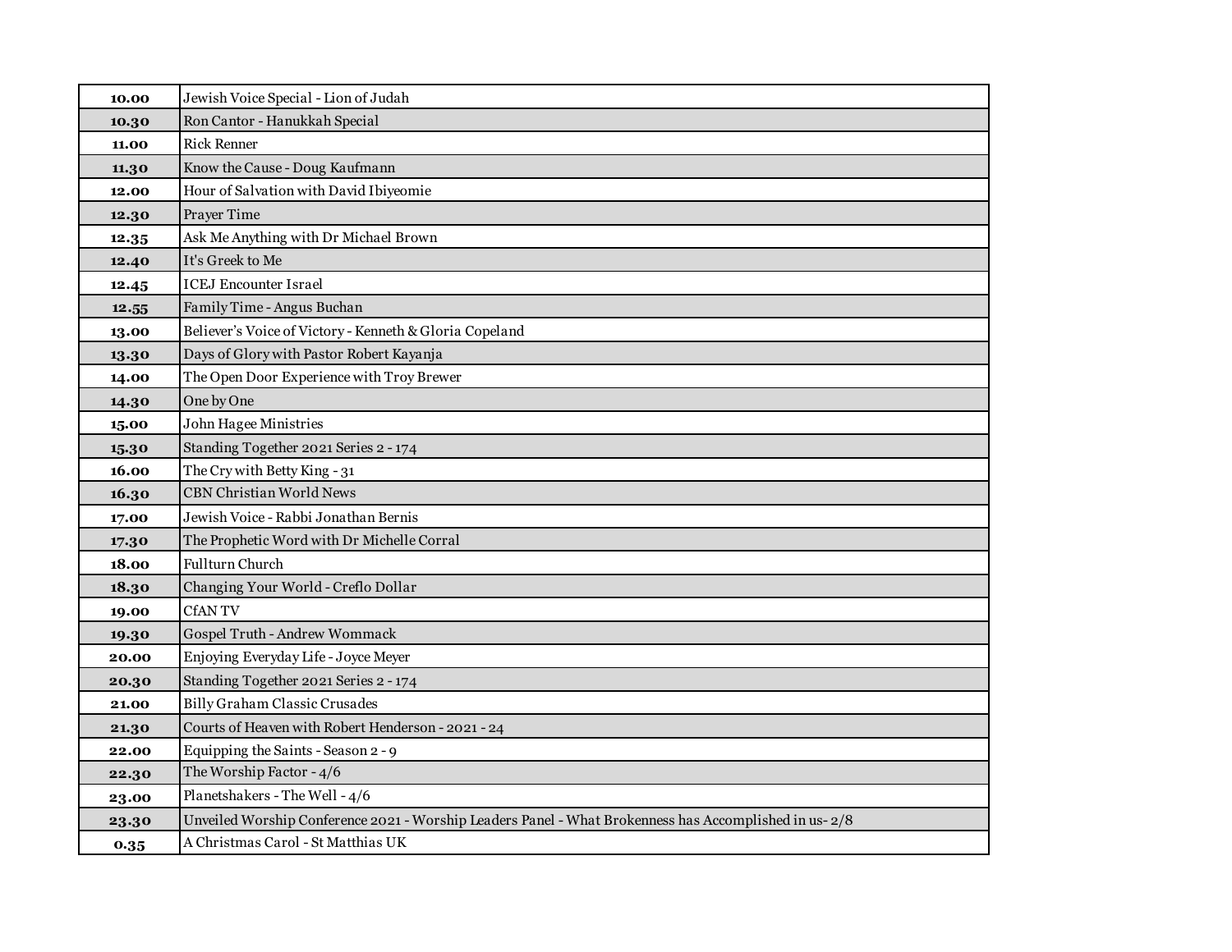| | |
|---|---|
| **10.00** | Jewish Voice Special - Lion of Judah |
| **10.30** | Ron Cantor - Hanukkah Special |
| **11.00** | Rick Renner |
| **11.30** | Know the Cause - Doug Kaufmann |
| **12.00** | Hour of Salvation with David Ibiyeomie |
| **12.30** | Prayer Time |
| **12.35** | Ask Me Anything with Dr Michael Brown |
| **12.40** | It's Greek to Me |
| **12.45** | ICEJ Encounter Israel |
| **12.55** | Family Time - Angus Buchan |
| **13.00** | Believer's Voice of Victory - Kenneth & Gloria Copeland |
| **13.30** | Days of Glory with Pastor Robert Kayanja |
| **14.00** | The Open Door Experience with Troy Brewer |
| **14.30** | One by One |
| **15.00** | John Hagee Ministries |
| **15.30** | Standing Together 2021 Series 2 - 174 |
| **16.00** | The Cry with Betty King - 31 |
| **16.30** | CBN Christian World News |
| **17.00** | Jewish Voice - Rabbi Jonathan Bernis |
| **17.30** | The Prophetic Word with Dr Michelle Corral |
| **18.00** | Fullturn Church |
| **18.30** | Changing Your World - Creflo Dollar |
| **19.00** | CfAN TV |
| **19.30** | Gospel Truth - Andrew Wommack |
| **20.00** | Enjoying Everyday Life - Joyce Meyer |
| **20.30** | Standing Together 2021 Series 2 - 174 |
| **21.00** | Billy Graham Classic Crusades |
| **21.30** | Courts of Heaven with Robert Henderson - 2021 - 24 |
| **22.00** | Equipping the Saints - Season 2 - 9 |
| **22.30** | The Worship Factor - 4/6 |
| **23.00** | Planetshakers - The Well - 4/6 |
| **23.30** | Unveiled Worship Conference 2021 - Worship Leaders Panel - What Brokenness has Accomplished in us- 2/8 |
| **0.35** | A Christmas Carol - St Matthias UK |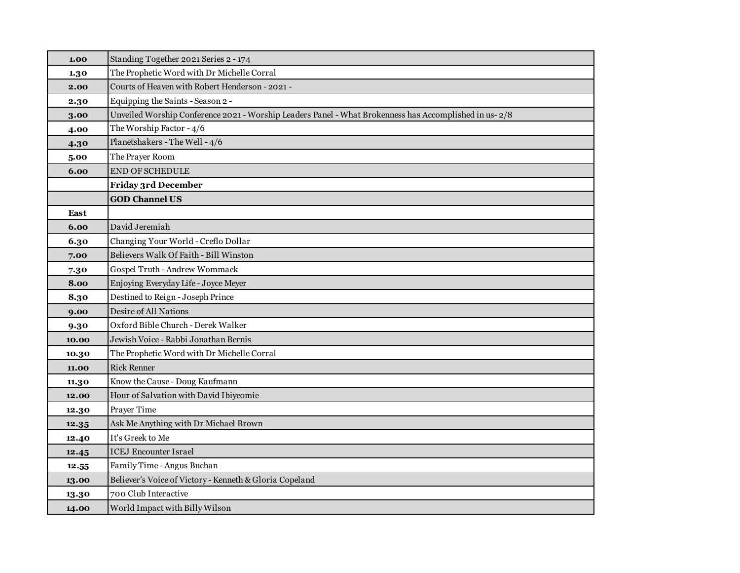| | |
|---|---|
| **1.00** | Standing Together 2021 Series 2 - 174 |
| **1.30** | The Prophetic Word with Dr Michelle Corral |
| **2.00** | Courts of Heaven with Robert Henderson - 2021 - |
| **2.30** | Equipping the Saints - Season 2 - |
| **3.00** | Unveiled Worship Conference 2021 - Worship Leaders Panel - What Brokenness has Accomplished in us- 2/8 |
| **4.00** | The Worship Factor - 4/6 |
| **4.30** | Planetshakers - The Well - 4/6 |
| **5.00** | The Prayer Room |
| **6.00** | END OF SCHEDULE |
| | **Friday 3rd December** |
| | **GOD Channel US** |
| **East** | |
| **6.00** | David Jeremiah |
| **6.30** | Changing Your World - Creflo Dollar |
| **7.00** | Believers Walk Of Faith - Bill Winston |
| **7.30** | Gospel Truth - Andrew Wommack |
| **8.00** | Enjoying Everyday Life - Joyce Meyer |
| **8.30** | Destined to Reign - Joseph Prince |
| **9.00** | Desire of All Nations |
| **9.30** | Oxford Bible Church - Derek Walker |
| **10.00** | Jewish Voice - Rabbi Jonathan Bernis |
| **10.30** | The Prophetic Word with Dr Michelle Corral |
| **11.00** | Rick Renner |
| **11.30** | Know the Cause - Doug Kaufmann |
| **12.00** | Hour of Salvation with David Ibiyeomie |
| **12.30** | Prayer Time |
| **12.35** | Ask Me Anything with Dr Michael Brown |
| **12.40** | It's Greek to Me |
| **12.45** | ICEJ Encounter Israel |
| **12.55** | Family Time - Angus Buchan |
| **13.00** | Believer's Voice of Victory - Kenneth & Gloria Copeland |
| **13.30** | 700 Club Interactive |
| **14.00** | World Impact with Billy Wilson |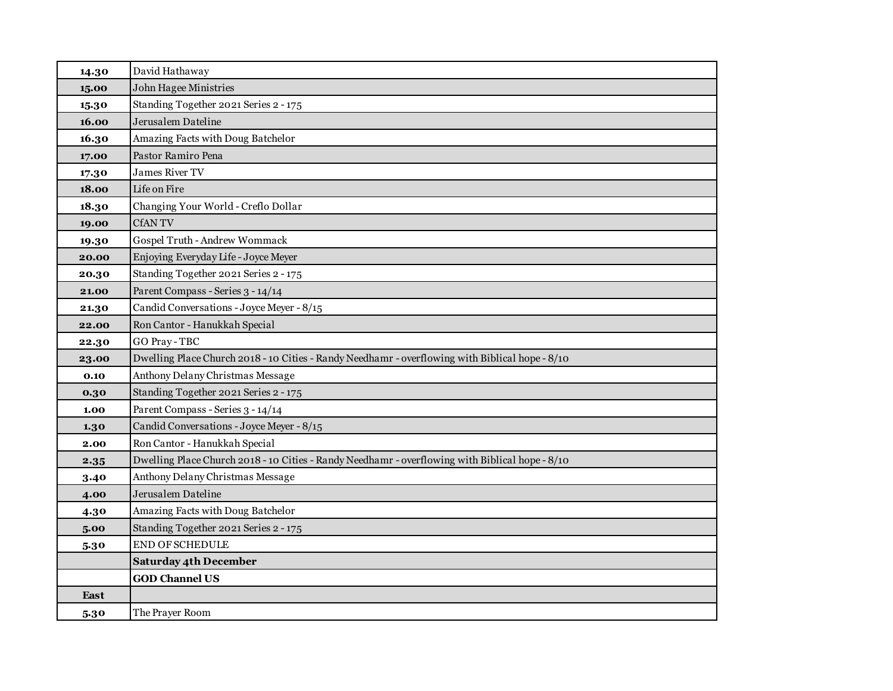| 14.30 | David Hathaway |
|---|---|
| 15.00 | John Hagee Ministries |
| 15.30 | Standing Together 2021 Series 2 - 175 |
| 16.00 | Jerusalem Dateline |
| 16.30 | Amazing Facts with Doug Batchelor |
| 17.00 | Pastor Ramiro Pena |
| 17.30 | James River TV |
| 18.00 | Life on Fire |
| 18.30 | Changing Your World - Creflo Dollar |
| 19.00 | CfAN TV |
| 19.30 | Gospel Truth - Andrew Wommack |
| 20.00 | Enjoying Everyday Life - Joyce Meyer |
| 20.30 | Standing Together 2021 Series 2 - 175 |
| 21.00 | Parent Compass - Series 3 - 14/14 |
| 21.30 | Candid Conversations - Joyce Meyer - 8/15 |
| 22.00 | Ron Cantor - Hanukkah Special |
| 22.30 | GO Pray - TBC |
| 23.00 | Dwelling Place Church 2018 - 10 Cities - Randy Needhamr - overflowing with Biblical hope - 8/10 |
| 0.10 | Anthony Delany Christmas Message |
| 0.30 | Standing Together 2021 Series 2 - 175 |
| 1.00 | Parent Compass - Series 3 - 14/14 |
| 1.30 | Candid Conversations - Joyce Meyer - 8/15 |
| 2.00 | Ron Cantor - Hanukkah Special |
| 2.35 | Dwelling Place Church 2018 - 10 Cities - Randy Needhamr - overflowing with Biblical hope - 8/10 |
| 3.40 | Anthony Delany Christmas Message |
| 4.00 | Jerusalem Dateline |
| 4.30 | Amazing Facts with Doug Batchelor |
| 5.00 | Standing Together 2021 Series 2 - 175 |
| 5.30 | END OF SCHEDULE |
| | **Saturday 4th December** |
| | **GOD Channel US** |
| **East** | |
| 5.30 | The Prayer Room |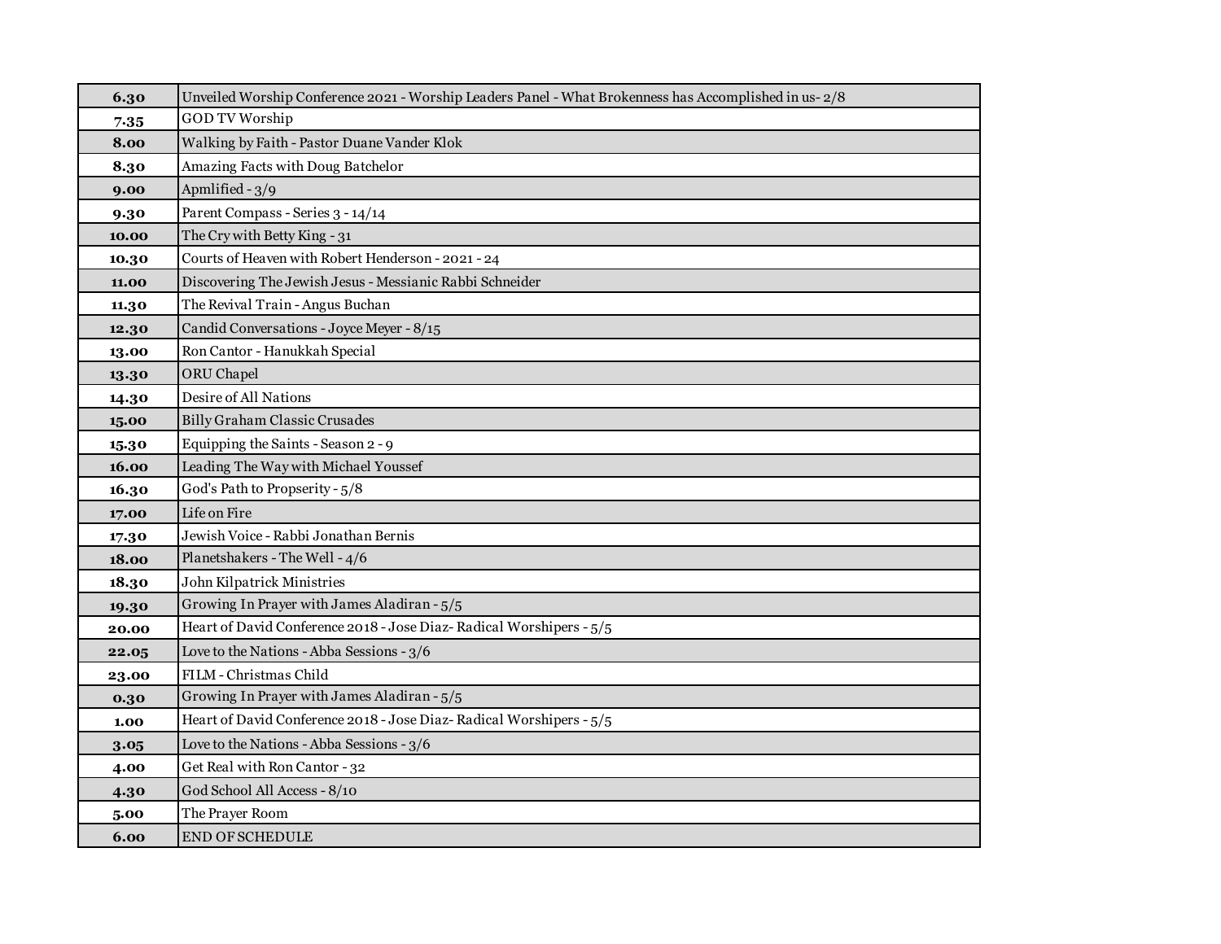| 6.30 | Unveiled Worship Conference 2021 - Worship Leaders Panel - What Brokenness has Accomplished in us- 2/8 |
|---|---|
| 7.35 | GOD TV Worship |
| 8.00 | Walking by Faith - Pastor Duane Vander Klok |
| 8.30 | Amazing Facts with Doug Batchelor |
| 9.00 | Apmlified - 3/9 |
| 9.30 | Parent Compass - Series 3 - 14/14 |
| 10.00 | The Cry with Betty King - 31 |
| 10.30 | Courts of Heaven with Robert Henderson - 2021 - 24 |
| 11.00 | Discovering The Jewish Jesus - Messianic Rabbi Schneider |
| 11.30 | The Revival Train - Angus Buchan |
| 12.30 | Candid Conversations - Joyce Meyer - 8/15 |
| 13.00 | Ron Cantor - Hanukkah Special |
| 13.30 | ORU Chapel |
| 14.30 | Desire of All Nations |
| 15.00 | Billy Graham Classic Crusades |
| 15.30 | Equipping the Saints - Season 2 - 9 |
| 16.00 | Leading The Way with Michael Youssef |
| 16.30 | God's Path to Propserity - 5/8 |
| 17.00 | Life on Fire |
| 17.30 | Jewish Voice - Rabbi Jonathan Bernis |
| 18.00 | Planetshakers - The Well - 4/6 |
| 18.30 | John Kilpatrick Ministries |
| 19.30 | Growing In Prayer with James Aladiran - 5/5 |
| 20.00 | Heart of David Conference 2018 - Jose Diaz- Radical Worshipers - 5/5 |
| 22.05 | Love to the Nations - Abba Sessions - 3/6 |
| 23.00 | FILM - Christmas Child |
| 0.30 | Growing In Prayer with James Aladiran - 5/5 |
| 1.00 | Heart of David Conference 2018 - Jose Diaz- Radical Worshipers - 5/5 |
| 3.05 | Love to the Nations - Abba Sessions - 3/6 |
| 4.00 | Get Real with Ron Cantor - 32 |
| 4.30 | God School All Access - 8/10 |
| 5.00 | The Prayer Room |
| 6.00 | END OF SCHEDULE |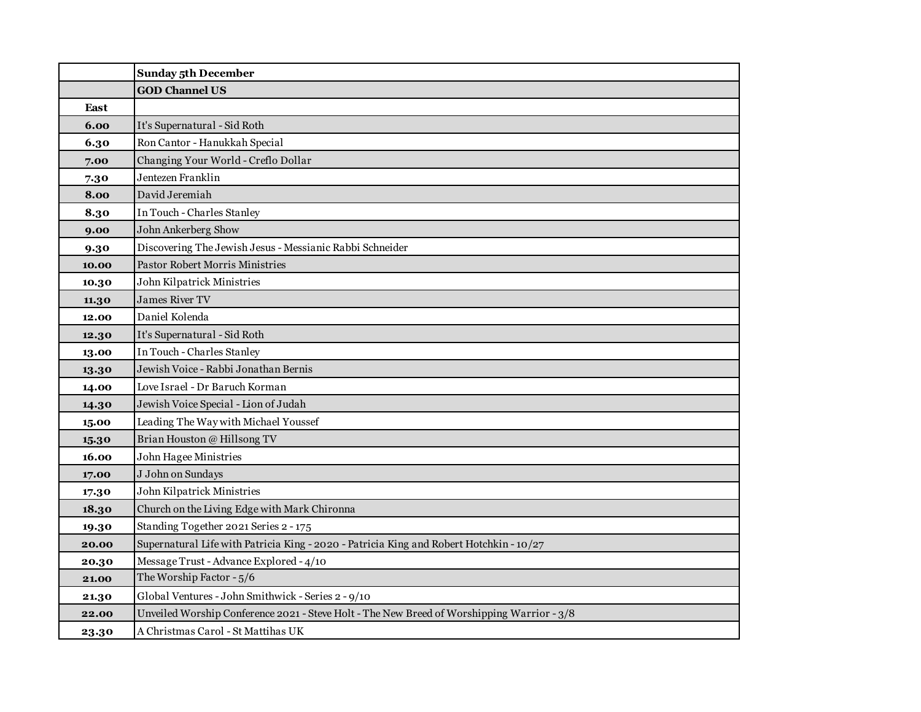| | Sunday 5th December |
|---|---|
| | **GOD Channel US** |
| **East** | |
| **6.00** | It's Supernatural - Sid Roth |
| **6.30** | Ron Cantor - Hanukkah Special |
| **7.00** | Changing Your World - Creflo Dollar |
| **7.30** | Jentezen Franklin |
| **8.00** | David Jeremiah |
| **8.30** | In Touch - Charles Stanley |
| **9.00** | John Ankerberg Show |
| **9.30** | Discovering The Jewish Jesus - Messianic Rabbi Schneider |
| **10.00** | Pastor Robert Morris Ministries |
| **10.30** | John Kilpatrick Ministries |
| **11.30** | James River TV |
| **12.00** | Daniel Kolenda |
| **12.30** | It's Supernatural - Sid Roth |
| **13.00** | In Touch - Charles Stanley |
| **13.30** | Jewish Voice - Rabbi Jonathan Bernis |
| **14.00** | Love Israel - Dr Baruch Korman |
| **14.30** | Jewish Voice Special - Lion of Judah |
| **15.00** | Leading The Way with Michael Youssef |
| **15.30** | Brian Houston @ Hillsong TV |
| **16.00** | John Hagee Ministries |
| **17.00** | J John on Sundays |
| **17.30** | John Kilpatrick Ministries |
| **18.30** | Church on the Living Edge with Mark Chironna |
| **19.30** | Standing Together 2021 Series 2 - 175 |
| **20.00** | Supernatural Life with Patricia King - 2020 - Patricia King and Robert Hotchkin - 10/27 |
| **20.30** | Message Trust - Advance Explored - 4/10 |
| **21.00** | The Worship Factor - 5/6 |
| **21.30** | Global Ventures - John Smithwick - Series 2 - 9/10 |
| **22.00** | Unveiled Worship Conference 2021 - Steve Holt - The New Breed of Worshipping Warrior - 3/8 |
| **23.30** | A Christmas Carol - St Mattihas UK |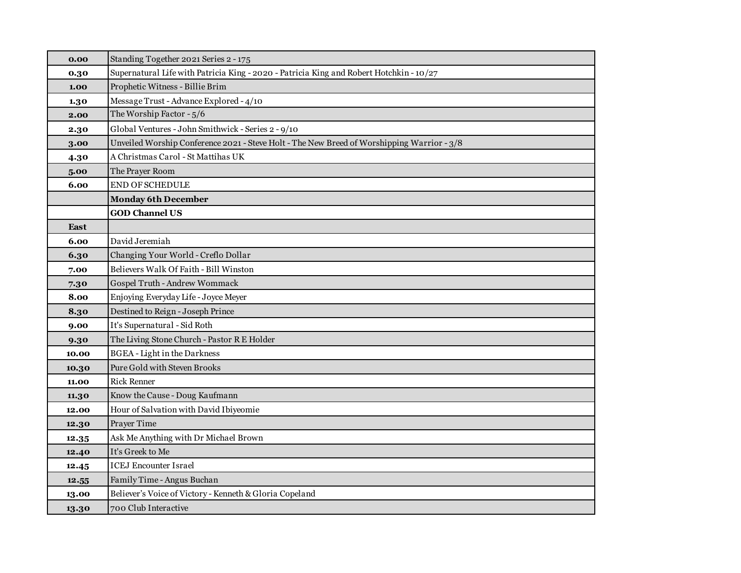| | |
|---|---|
| **0.00** | Standing Together 2021 Series 2 - 175 |
| **0.30** | Supernatural Life with Patricia King - 2020 - Patricia King and Robert Hotchkin - 10/27 |
| **1.00** | Prophetic Witness - Billie Brim |
| **1.30** | Message Trust - Advance Explored - 4/10 |
| **2.00** | The Worship Factor - 5/6 |
| **2.30** | Global Ventures - John Smithwick - Series 2 - 9/10 |
| **3.00** | Unveiled Worship Conference 2021 - Steve Holt - The New Breed of Worshipping Warrior - 3/8 |
| **4.30** | A Christmas Carol - St Mattihas UK |
| **5.00** | The Prayer Room |
| **6.00** | END OF SCHEDULE |
| | **Monday 6th December** |
| | **GOD Channel US** |
| **East** | |
| **6.00** | David Jeremiah |
| **6.30** | Changing Your World - Creflo Dollar |
| **7.00** | Believers Walk Of Faith - Bill Winston |
| **7.30** | Gospel Truth - Andrew Wommack |
| **8.00** | Enjoying Everyday Life - Joyce Meyer |
| **8.30** | Destined to Reign - Joseph Prince |
| **9.00** | It's Supernatural - Sid Roth |
| **9.30** | The Living Stone Church - Pastor R E Holder |
| **10.00** | BGEA - Light in the Darkness |
| **10.30** | Pure Gold with Steven Brooks |
| **11.00** | Rick Renner |
| **11.30** | Know the Cause - Doug Kaufmann |
| **12.00** | Hour of Salvation with David Ibiyeomie |
| **12.30** | Prayer Time |
| **12.35** | Ask Me Anything with Dr Michael Brown |
| **12.40** | It's Greek to Me |
| **12.45** | ICEJ Encounter Israel |
| **12.55** | Family Time - Angus Buchan |
| **13.00** | Believer's Voice of Victory - Kenneth & Gloria Copeland |
| **13.30** | 700 Club Interactive |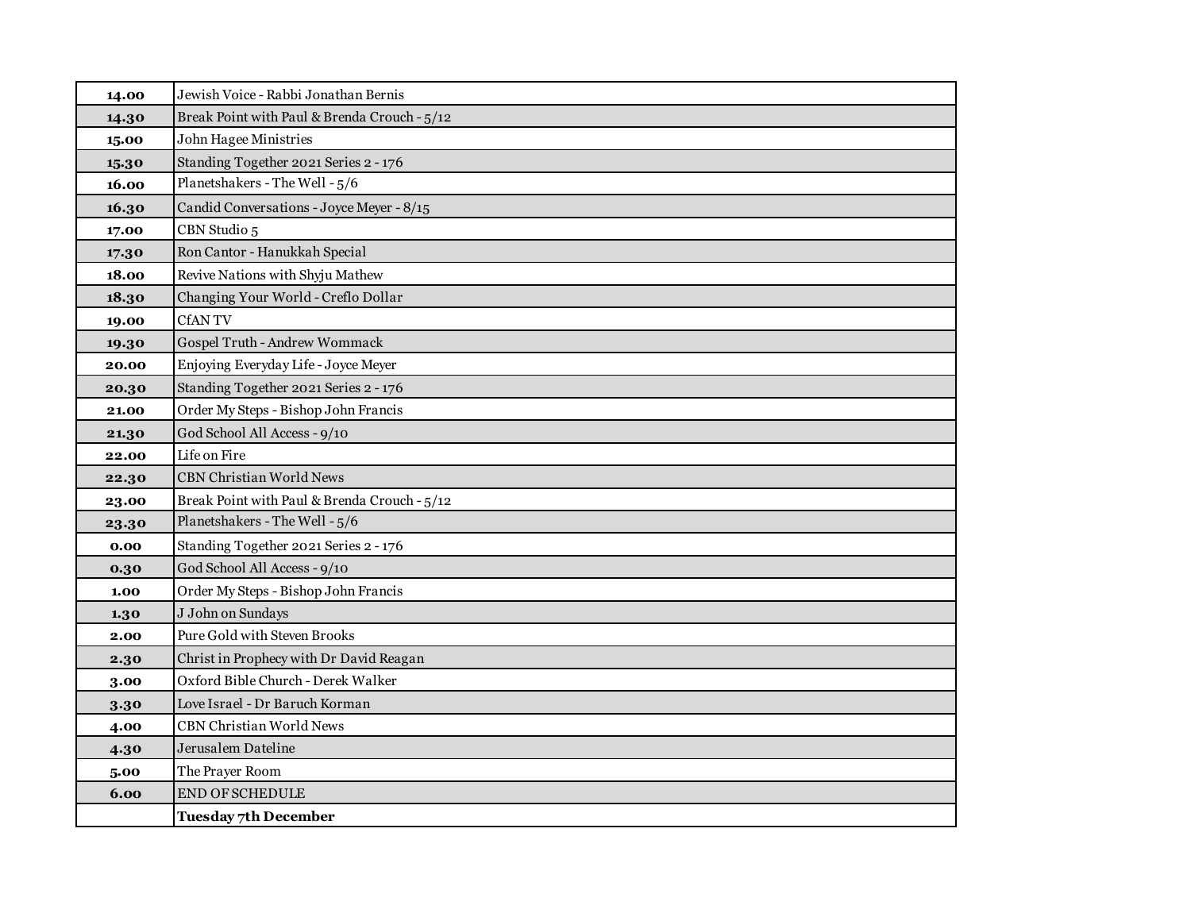| 14.00 | Jewish Voice - Rabbi Jonathan Bernis |
|---|---|
| 14.30 | Break Point with Paul & Brenda Crouch - 5/12 |
| 15.00 | John Hagee Ministries |
| 15.30 | Standing Together 2021 Series 2 - 176 |
| 16.00 | Planetshakers - The Well - 5/6 |
| 16.30 | Candid Conversations - Joyce Meyer - 8/15 |
| 17.00 | CBN Studio 5 |
| 17.30 | Ron Cantor - Hanukkah Special |
| 18.00 | Revive Nations with Shyju Mathew |
| 18.30 | Changing Your World - Creflo Dollar |
| 19.00 | CfAN TV |
| 19.30 | Gospel Truth - Andrew Wommack |
| 20.00 | Enjoying Everyday Life - Joyce Meyer |
| 20.30 | Standing Together 2021 Series 2 - 176 |
| 21.00 | Order My Steps - Bishop John Francis |
| 21.30 | God School All Access - 9/10 |
| 22.00 | Life on Fire |
| 22.30 | CBN Christian World News |
| 23.00 | Break Point with Paul & Brenda Crouch - 5/12 |
| 23.30 | Planetshakers - The Well - 5/6 |
| 0.00 | Standing Together 2021 Series 2 - 176 |
| 0.30 | God School All Access - 9/10 |
| 1.00 | Order My Steps - Bishop John Francis |
| 1.30 | J John on Sundays |
| 2.00 | Pure Gold with Steven Brooks |
| 2.30 | Christ in Prophecy with Dr David Reagan |
| 3.00 | Oxford Bible Church - Derek Walker |
| 3.30 | Love Israel - Dr Baruch Korman |
| 4.00 | CBN Christian World News |
| 4.30 | Jerusalem Dateline |
| 5.00 | The Prayer Room |
| 6.00 | END OF SCHEDULE |
| | **Tuesday 7th December** |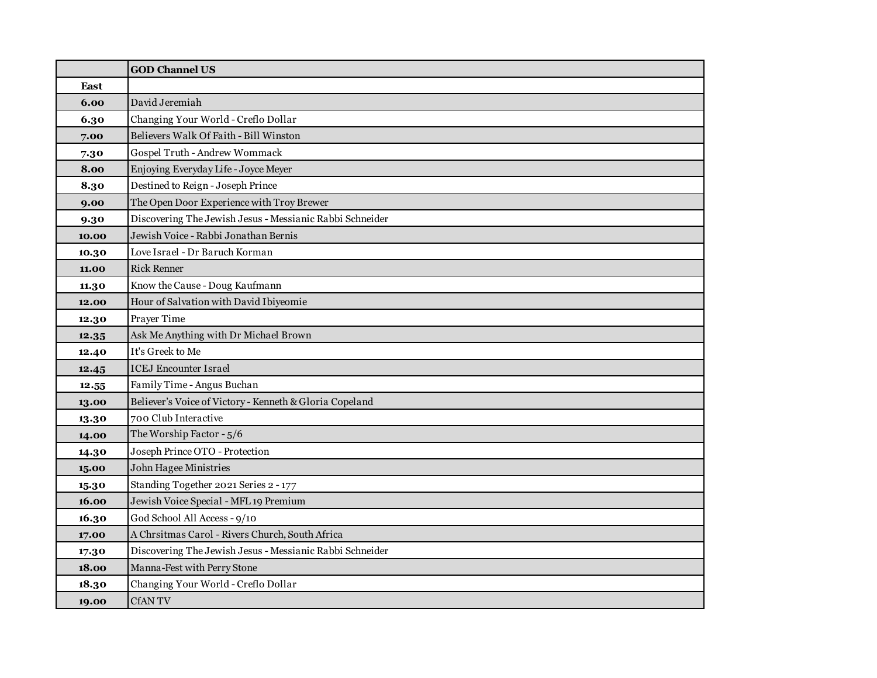| | GOD Channel US |
|---|---|
| **East** | |
| **6.00** | David Jeremiah |
| **6.30** | Changing Your World - Creflo Dollar |
| **7.00** | Believers Walk Of Faith - Bill Winston |
| **7.30** | Gospel Truth - Andrew Wommack |
| **8.00** | Enjoying Everyday Life - Joyce Meyer |
| **8.30** | Destined to Reign - Joseph Prince |
| **9.00** | The Open Door Experience with Troy Brewer |
| **9.30** | Discovering The Jewish Jesus - Messianic Rabbi Schneider |
| **10.00** | Jewish Voice - Rabbi Jonathan Bernis |
| **10.30** | Love Israel - Dr Baruch Korman |
| **11.00** | Rick Renner |
| **11.30** | Know the Cause - Doug Kaufmann |
| **12.00** | Hour of Salvation with David Ibiyeomie |
| **12.30** | Prayer Time |
| **12.35** | Ask Me Anything with Dr Michael Brown |
| **12.40** | It's Greek to Me |
| **12.45** | ICEJ Encounter Israel |
| **12.55** | Family Time - Angus Buchan |
| **13.00** | Believer's Voice of Victory - Kenneth & Gloria Copeland |
| **13.30** | 700 Club Interactive |
| **14.00** | The Worship Factor - 5/6 |
| **14.30** | Joseph Prince OTO - Protection |
| **15.00** | John Hagee Ministries |
| **15.30** | Standing Together 2021 Series 2 - 177 |
| **16.00** | Jewish Voice Special - MFL 19 Premium |
| **16.30** | God School All Access - 9/10 |
| **17.00** | A Chrsitmas Carol - Rivers Church, South Africa |
| **17.30** | Discovering The Jewish Jesus - Messianic Rabbi Schneider |
| **18.00** | Manna-Fest with Perry Stone |
| **18.30** | Changing Your World - Creflo Dollar |
| **19.00** | CfAN TV |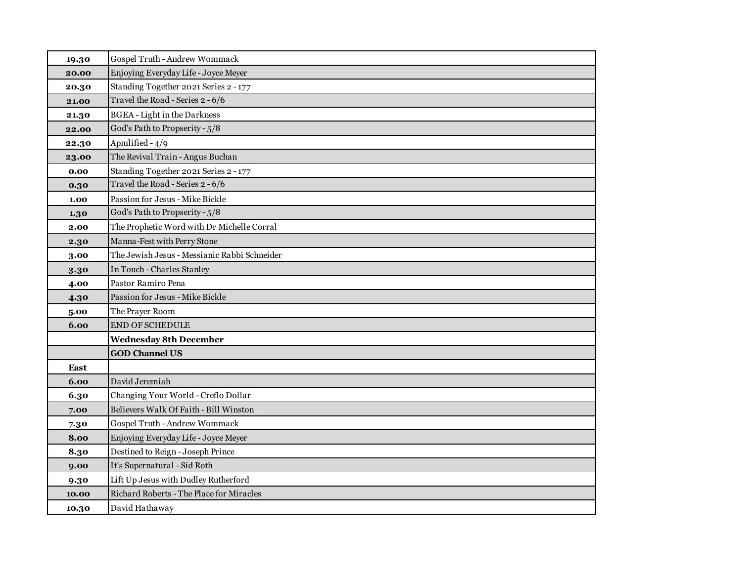| | |
|---|---|
| **19.30** | Gospel Truth - Andrew Wommack |
| **20.00** | Enjoying Everyday Life - Joyce Meyer |
| **20.30** | Standing Together 2021 Series 2 - 177 |
| **21.00** | Travel the Road - Series 2 - 6/6 |
| **21.30** | BGEA - Light in the Darkness |
| **22.00** | God's Path to Propsperity - 5/8 |
| **22.30** | Apmlified - 4/9 |
| **23.00** | The Revival Train - Angus Buchan |
| **0.00** | Standing Together 2021 Series 2 - 177 |
| **0.30** | Travel the Road - Series 2 - 6/6 |
| **1.00** | Passion for Jesus - Mike Bickle |
| **1.30** | God's Path to Propsperity - 5/8 |
| **2.00** | The Prophetic Word with Dr Michelle Corral |
| **2.30** | Manna-Fest with Perry Stone |
| **3.00** | The Jewish Jesus - Messianic Rabbi Schneider |
| **3.30** | In Touch - Charles Stanley |
| **4.00** | Pastor Ramiro Pena |
| **4.30** | Passion for Jesus - Mike Bickle |
| **5.00** | The Prayer Room |
| **6.00** | END OF SCHEDULE |
| | **Wednesday 8th December** |
| | **GOD Channel US** |
| **East** | |
| **6.00** | David Jeremiah |
| **6.30** | Changing Your World - Creflo Dollar |
| **7.00** | Believers Walk Of Faith - Bill Winston |
| **7.30** | Gospel Truth - Andrew Wommack |
| **8.00** | Enjoying Everyday Life - Joyce Meyer |
| **8.30** | Destined to Reign - Joseph Prince |
| **9.00** | It's Supernatural - Sid Roth |
| **9.30** | Lift Up Jesus with Dudley Rutherford |
| **10.00** | Richard Roberts - The Place for Miracles |
| **10.30** | David Hathaway |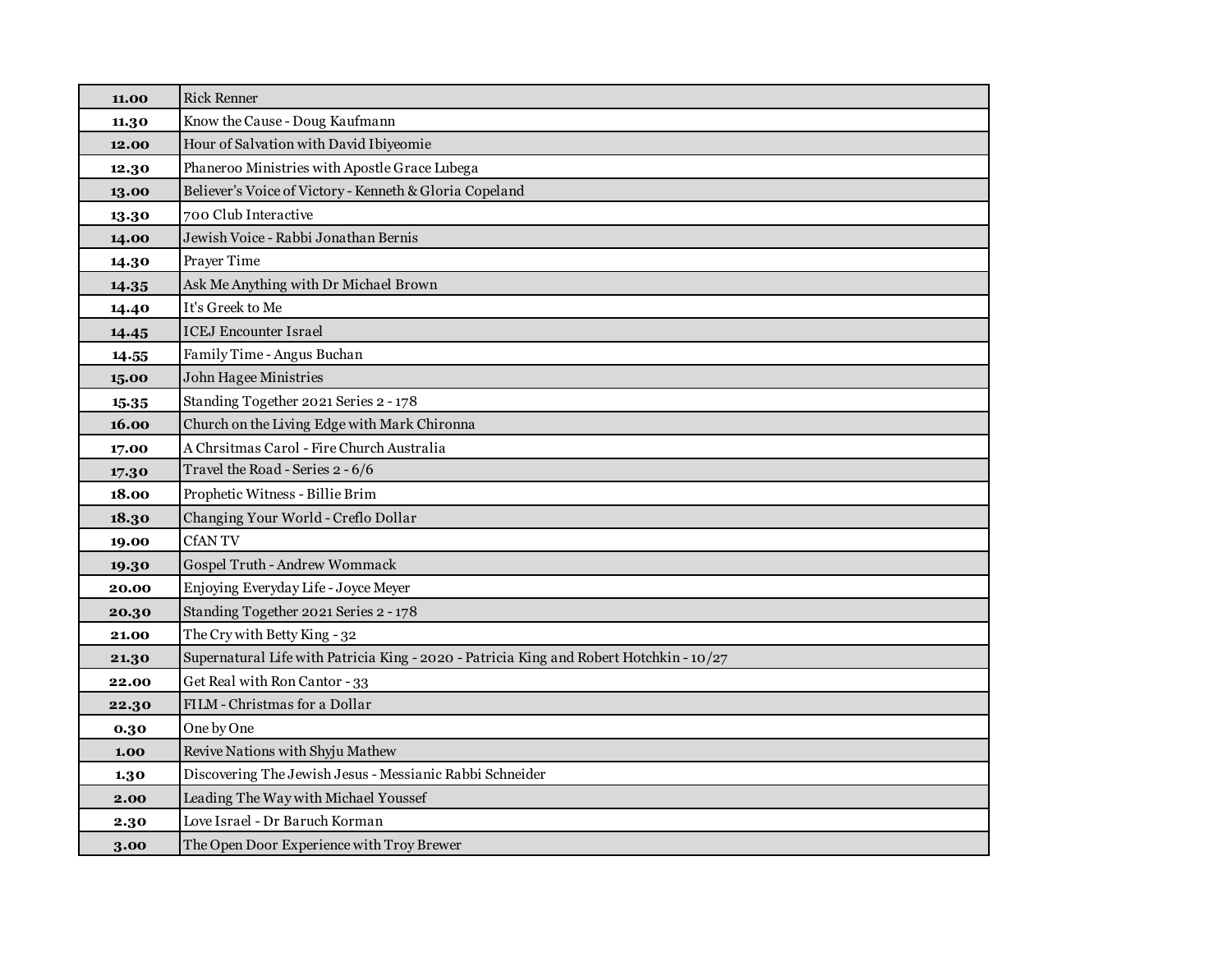| | |
|---|---|
| **11.00** | Rick Renner |
| **11.30** | Know the Cause - Doug Kaufmann |
| **12.00** | Hour of Salvation with David Ibiyeomie |
| **12.30** | Phaneroo Ministries with Apostle Grace Lubega |
| **13.00** | Believer's Voice of Victory - Kenneth & Gloria Copeland |
| **13.30** | 700 Club Interactive |
| **14.00** | Jewish Voice - Rabbi Jonathan Bernis |
| **14.30** | Prayer Time |
| **14.35** | Ask Me Anything with Dr Michael Brown |
| **14.40** | It's Greek to Me |
| **14.45** | ICEJ Encounter Israel |
| **14.55** | Family Time - Angus Buchan |
| **15.00** | John Hagee Ministries |
| **15.35** | Standing Together 2021 Series 2 - 178 |
| **16.00** | Church on the Living Edge with Mark Chironna |
| **17.00** | A Chrsitmas Carol - Fire Church Australia |
| **17.30** | Travel the Road - Series 2 - 6/6 |
| **18.00** | Prophetic Witness - Billie Brim |
| **18.30** | Changing Your World - Creflo Dollar |
| **19.00** | CfAN TV |
| **19.30** | Gospel Truth - Andrew Wommack |
| **20.00** | Enjoying Everyday Life - Joyce Meyer |
| **20.30** | Standing Together 2021 Series 2 - 178 |
| **21.00** | The Cry with Betty King - 32 |
| **21.30** | Supernatural Life with Patricia King - 2020 - Patricia King and Robert Hotchkin - 10/27 |
| **22.00** | Get Real with Ron Cantor - 33 |
| **22.30** | FILM - Christmas for a Dollar |
| **0.30** | One by One |
| **1.00** | Revive Nations with Shyju Mathew |
| **1.30** | Discovering The Jewish Jesus - Messianic Rabbi Schneider |
| **2.00** | Leading The Way with Michael Youssef |
| **2.30** | Love Israel - Dr Baruch Korman |
| **3.00** | The Open Door Experience with Troy Brewer |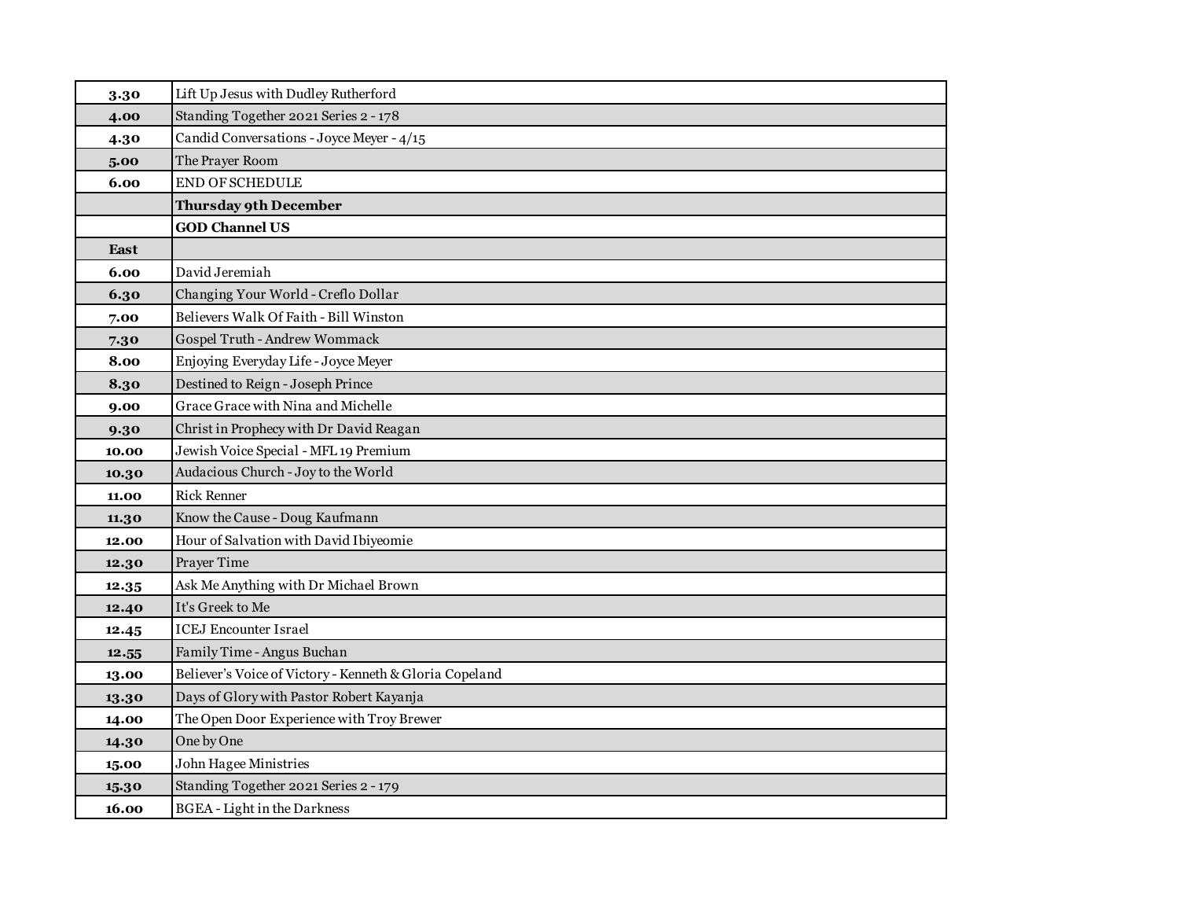| | |
|---|---|
| **3.30** | Lift Up Jesus with Dudley Rutherford |
| **4.00** | Standing Together 2021 Series 2 - 178 |
| **4.30** | Candid Conversations - Joyce Meyer - 4/15 |
| **5.00** | The Prayer Room |
| **6.00** | END OF SCHEDULE |
| | **Thursday 9th December** |
| | **GOD Channel US** |
| **East** | |
| **6.00** | David Jeremiah |
| **6.30** | Changing Your World - Creflo Dollar |
| **7.00** | Believers Walk Of Faith - Bill Winston |
| **7.30** | Gospel Truth - Andrew Wommack |
| **8.00** | Enjoying Everyday Life - Joyce Meyer |
| **8.30** | Destined to Reign - Joseph Prince |
| **9.00** | Grace Grace with Nina and Michelle |
| **9.30** | Christ in Prophecy with Dr David Reagan |
| **10.00** | Jewish Voice Special - MFL 19 Premium |
| **10.30** | Audacious Church - Joy to the World |
| **11.00** | Rick Renner |
| **11.30** | Know the Cause - Doug Kaufmann |
| **12.00** | Hour of Salvation with David Ibiyeomie |
| **12.30** | Prayer Time |
| **12.35** | Ask Me Anything with Dr Michael Brown |
| **12.40** | It's Greek to Me |
| **12.45** | ICEJ Encounter Israel |
| **12.55** | Family Time - Angus Buchan |
| **13.00** | Believer's Voice of Victory - Kenneth & Gloria Copeland |
| **13.30** | Days of Glory with Pastor Robert Kayanja |
| **14.00** | The Open Door Experience with Troy Brewer |
| **14.30** | One by One |
| **15.00** | John Hagee Ministries |
| **15.30** | Standing Together 2021 Series 2 - 179 |
| **16.00** | BGEA - Light in the Darkness |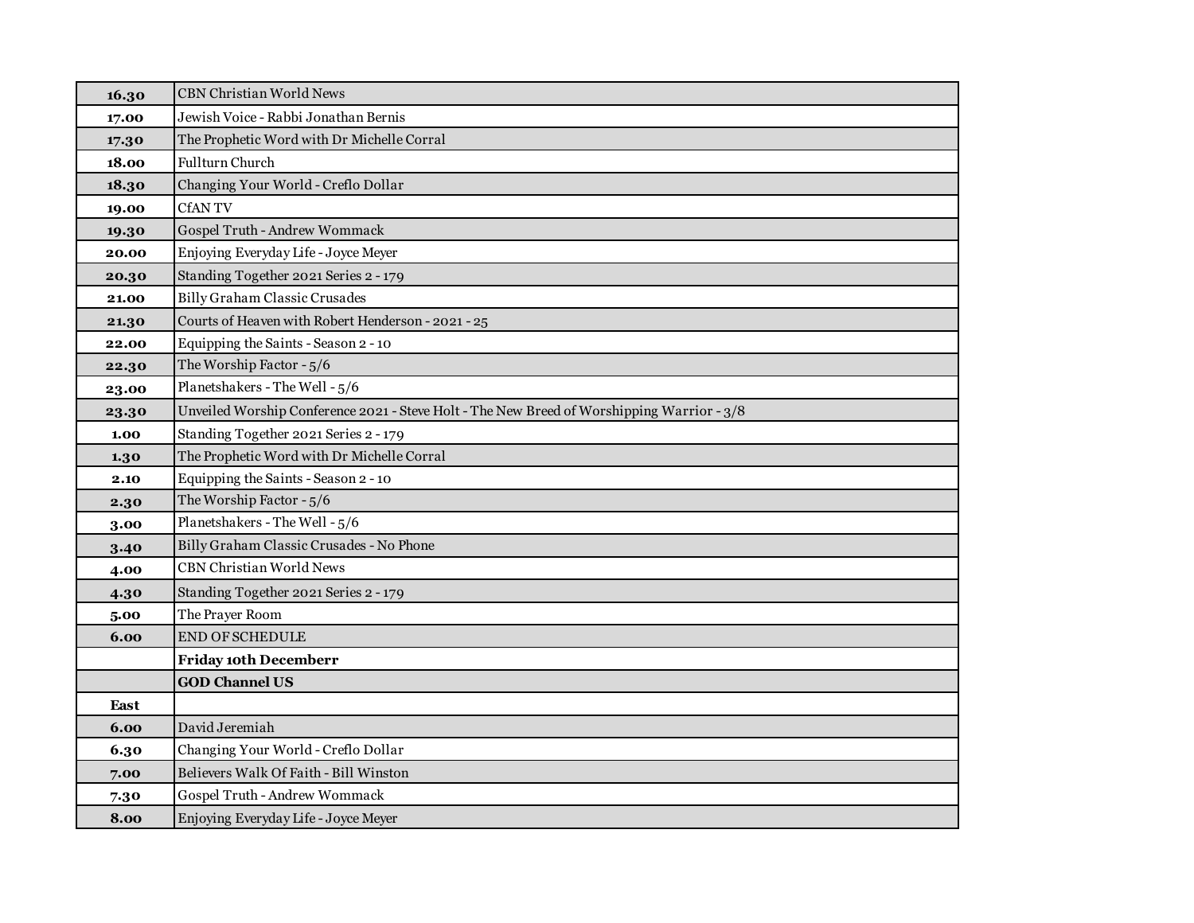| | |
|---|---|
| **16.30** | CBN Christian World News |
| **17.00** | Jewish Voice - Rabbi Jonathan Bernis |
| **17.30** | The Prophetic Word with Dr Michelle Corral |
| **18.00** | Fullturn Church |
| **18.30** | Changing Your World - Creflo Dollar |
| **19.00** | CfAN TV |
| **19.30** | Gospel Truth - Andrew Wommack |
| **20.00** | Enjoying Everyday Life - Joyce Meyer |
| **20.30** | Standing Together 2021 Series 2 - 179 |
| **21.00** | Billy Graham Classic Crusades |
| **21.30** | Courts of Heaven with Robert Henderson - 2021 - 25 |
| **22.00** | Equipping the Saints - Season 2 - 10 |
| **22.30** | The Worship Factor - 5/6 |
| **23.00** | Planetshakers - The Well - 5/6 |
| **23.30** | Unveiled Worship Conference 2021 - Steve Holt - The New Breed of Worshipping Warrior - 3/8 |
| **1.00** | Standing Together 2021 Series 2 - 179 |
| **1.30** | The Prophetic Word with Dr Michelle Corral |
| **2.10** | Equipping the Saints - Season 2 - 10 |
| **2.30** | The Worship Factor - 5/6 |
| **3.00** | Planetshakers - The Well - 5/6 |
| **3.40** | Billy Graham Classic Crusades - No Phone |
| **4.00** | CBN Christian World News |
| **4.30** | Standing Together 2021 Series 2 - 179 |
| **5.00** | The Prayer Room |
| **6.00** | END OF SCHEDULE |
| | **Friday 10th Decemberr** |
| | **GOD Channel US** |
| **East** | |
| **6.00** | David Jeremiah |
| **6.30** | Changing Your World - Creflo Dollar |
| **7.00** | Believers Walk Of Faith - Bill Winston |
| **7.30** | Gospel Truth - Andrew Wommack |
| **8.00** | Enjoying Everyday Life - Joyce Meyer |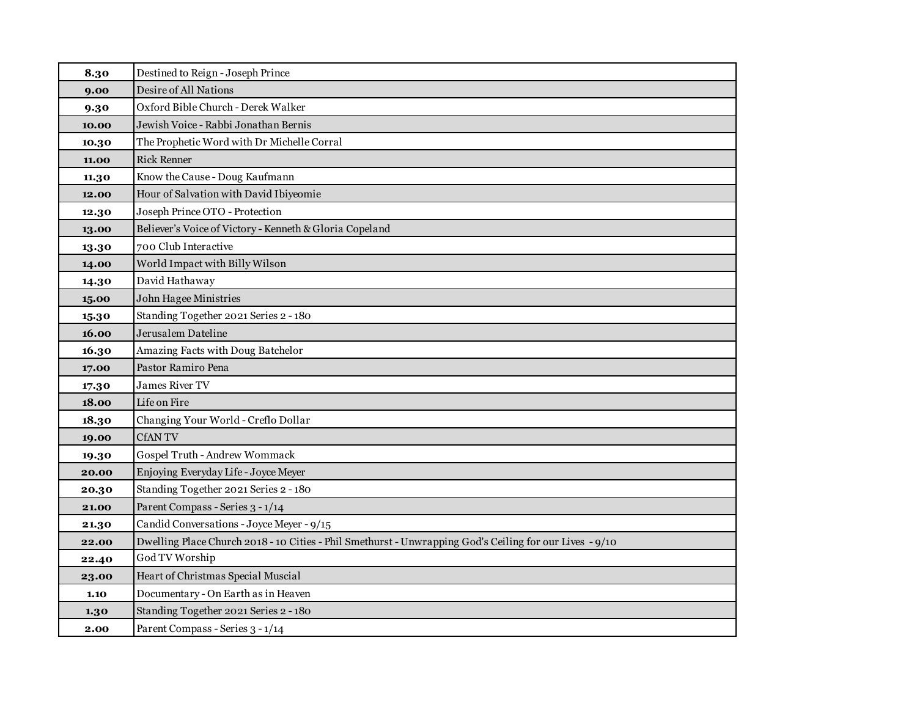| 8.30 | Destined to Reign - Joseph Prince |
|---|---|
| 9.00 | Desire of All Nations |
| 9.30 | Oxford Bible Church - Derek Walker |
| 10.00 | Jewish Voice - Rabbi Jonathan Bernis |
| 10.30 | The Prophetic Word with Dr Michelle Corral |
| 11.00 | Rick Renner |
| 11.30 | Know the Cause - Doug Kaufmann |
| 12.00 | Hour of Salvation with David Ibiyeomie |
| 12.30 | Joseph Prince OTO - Protection |
| 13.00 | Believer's Voice of Victory - Kenneth & Gloria Copeland |
| 13.30 | 700 Club Interactive |
| 14.00 | World Impact with Billy Wilson |
| 14.30 | David Hathaway |
| 15.00 | John Hagee Ministries |
| 15.30 | Standing Together 2021 Series 2 - 180 |
| 16.00 | Jerusalem Dateline |
| 16.30 | Amazing Facts with Doug Batchelor |
| 17.00 | Pastor Ramiro Pena |
| 17.30 | James River TV |
| 18.00 | Life on Fire |
| 18.30 | Changing Your World - Creflo Dollar |
| 19.00 | CfAN TV |
| 19.30 | Gospel Truth - Andrew Wommack |
| 20.00 | Enjoying Everyday Life - Joyce Meyer |
| 20.30 | Standing Together 2021 Series 2 - 180 |
| 21.00 | Parent Compass - Series 3 - 1/14 |
| 21.30 | Candid Conversations - Joyce Meyer - 9/15 |
| 22.00 | Dwelling Place Church 2018 - 10 Cities - Phil Smethurst - Unwrapping God's Ceiling for our Lives - 9/10 |
| 22.40 | God TV Worship |
| 23.00 | Heart of Christmas Special Muscial |
| 1.10 | Documentary - On Earth as in Heaven |
| 1.30 | Standing Together 2021 Series 2 - 180 |
| 2.00 | Parent Compass - Series 3 - 1/14 |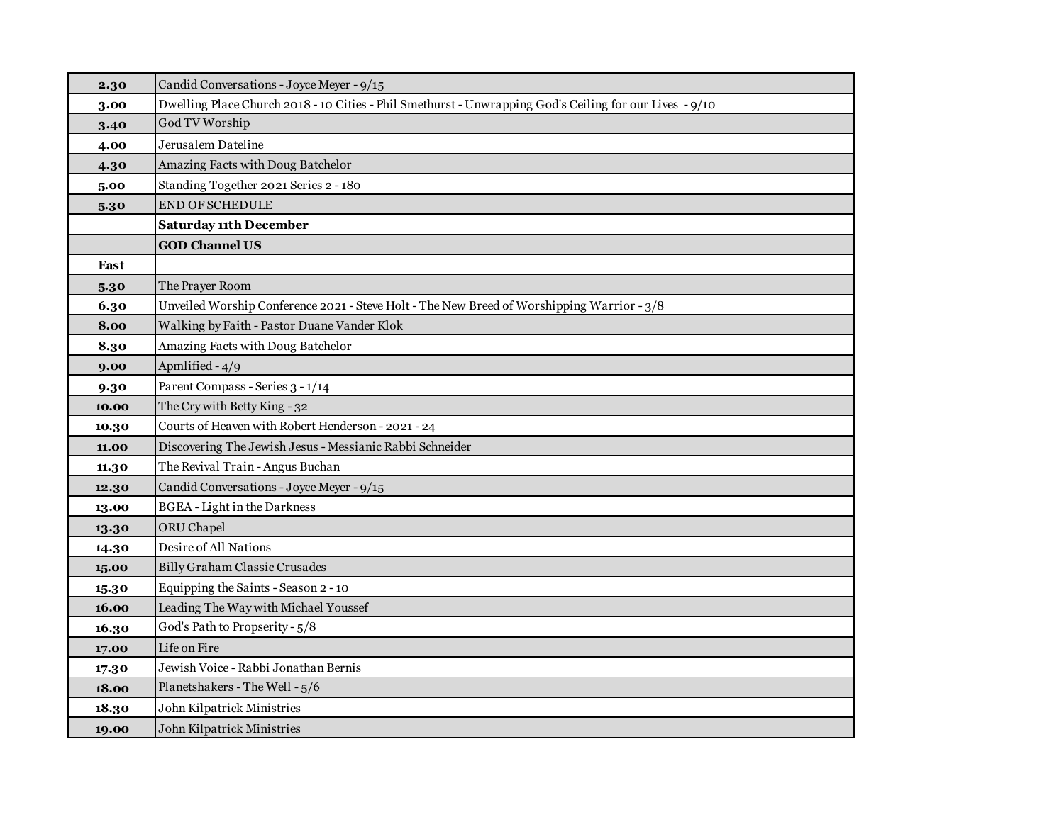| | |
|---|---|
| **2.30** | Candid Conversations - Joyce Meyer - 9/15 |
| **3.00** | Dwelling Place Church 2018 - 10 Cities - Phil Smethurst - Unwrapping God's Ceiling for our Lives - 9/10 |
| **3.40** | God TV Worship |
| **4.00** | Jerusalem Dateline |
| **4.30** | Amazing Facts with Doug Batchelor |
| **5.00** | Standing Together 2021 Series 2 - 180 |
| **5.30** | END OF SCHEDULE |
| | **Saturday 11th December** |
| | **GOD Channel US** |
| **East** | |
| **5.30** | The Prayer Room |
| **6.30** | Unveiled Worship Conference 2021 - Steve Holt - The New Breed of Worshipping Warrior - 3/8 |
| **8.00** | Walking by Faith - Pastor Duane Vander Klok |
| **8.30** | Amazing Facts with Doug Batchelor |
| **9.00** | Apmlified - 4/9 |
| **9.30** | Parent Compass - Series 3 - 1/14 |
| **10.00** | The Cry with Betty King - 32 |
| **10.30** | Courts of Heaven with Robert Henderson - 2021 - 24 |
| **11.00** | Discovering The Jewish Jesus - Messianic Rabbi Schneider |
| **11.30** | The Revival Train - Angus Buchan |
| **12.30** | Candid Conversations - Joyce Meyer - 9/15 |
| **13.00** | BGEA - Light in the Darkness |
| **13.30** | ORU Chapel |
| **14.30** | Desire of All Nations |
| **15.00** | Billy Graham Classic Crusades |
| **15.30** | Equipping the Saints - Season 2 - 10 |
| **16.00** | Leading The Way with Michael Youssef |
| **16.30** | God's Path to Propserity - 5/8 |
| **17.00** | Life on Fire |
| **17.30** | Jewish Voice - Rabbi Jonathan Bernis |
| **18.00** | Planetshakers - The Well - 5/6 |
| **18.30** | John Kilpatrick Ministries |
| **19.00** | John Kilpatrick Ministries |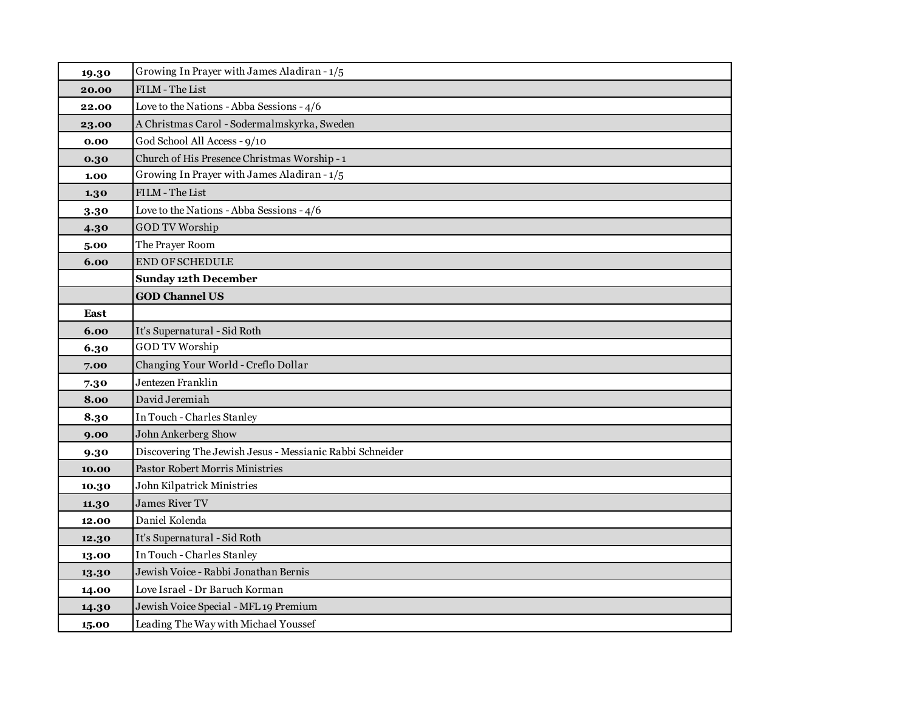| | |
|---|---|
| **19.30** | Growing In Prayer with James Aladiran - 1/5 |
| **20.00** | FILM - The List |
| **22.00** | Love to the Nations - Abba Sessions - 4/6 |
| **23.00** | A Christmas Carol - Sodermalmskyrka, Sweden |
| **0.00** | God School All Access - 9/10 |
| **0.30** | Church of His Presence Christmas Worship - 1 |
| **1.00** | Growing In Prayer with James Aladiran - 1/5 |
| **1.30** | FILM - The List |
| **3.30** | Love to the Nations - Abba Sessions - 4/6 |
| **4.30** | GOD TV Worship |
| **5.00** | The Prayer Room |
| **6.00** | END OF SCHEDULE |
| | **Sunday 12th December** |
| | **GOD Channel US** |
| **East** | |
| **6.00** | It's Supernatural - Sid Roth |
| **6.30** | GOD TV Worship |
| **7.00** | Changing Your World - Creflo Dollar |
| **7.30** | Jentezen Franklin |
| **8.00** | David Jeremiah |
| **8.30** | In Touch - Charles Stanley |
| **9.00** | John Ankerberg Show |
| **9.30** | Discovering The Jewish Jesus - Messianic Rabbi Schneider |
| **10.00** | Pastor Robert Morris Ministries |
| **10.30** | John Kilpatrick Ministries |
| **11.30** | James River TV |
| **12.00** | Daniel Kolenda |
| **12.30** | It's Supernatural - Sid Roth |
| **13.00** | In Touch - Charles Stanley |
| **13.30** | Jewish Voice - Rabbi Jonathan Bernis |
| **14.00** | Love Israel - Dr Baruch Korman |
| **14.30** | Jewish Voice Special - MFL 19 Premium |
| **15.00** | Leading The Way with Michael Youssef |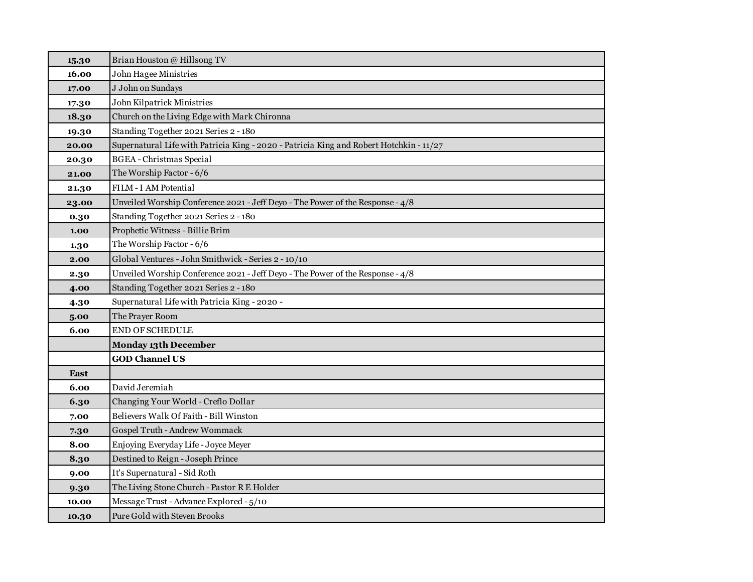| | |
|---|---|
| **15.30** | Brian Houston @ Hillsong TV |
| **16.00** | John Hagee Ministries |
| **17.00** | J John on Sundays |
| **17.30** | John Kilpatrick Ministries |
| **18.30** | Church on the Living Edge with Mark Chironna |
| **19.30** | Standing Together 2021 Series 2 - 180 |
| **20.00** | Supernatural Life with Patricia King - 2020 - Patricia King and Robert Hotchkin - 11/27 |
| **20.30** | BGEA - Christmas Special |
| **21.00** | The Worship Factor - 6/6 |
| **21.30** | FILM - I AM Potential |
| **23.00** | Unveiled Worship Conference 2021 - Jeff Deyo - The Power of the Response - 4/8 |
| **0.30** | Standing Together 2021 Series 2 - 180 |
| **1.00** | Prophetic Witness - Billie Brim |
| **1.30** | The Worship Factor - 6/6 |
| **2.00** | Global Ventures - John Smithwick - Series 2 - 10/10 |
| **2.30** | Unveiled Worship Conference 2021 - Jeff Deyo - The Power of the Response - 4/8 |
| **4.00** | Standing Together 2021 Series 2 - 180 |
| **4.30** | Supernatural Life with Patricia King - 2020 - |
| **5.00** | The Prayer Room |
| **6.00** | END OF SCHEDULE |
| | **Monday 13th December** |
| | **GOD Channel US** |
| **East** | |
| **6.00** | David Jeremiah |
| **6.30** | Changing Your World - Creflo Dollar |
| **7.00** | Believers Walk Of Faith - Bill Winston |
| **7.30** | Gospel Truth - Andrew Wommack |
| **8.00** | Enjoying Everyday Life - Joyce Meyer |
| **8.30** | Destined to Reign - Joseph Prince |
| **9.00** | It's Supernatural - Sid Roth |
| **9.30** | The Living Stone Church - Pastor R E Holder |
| **10.00** | Message Trust - Advance Explored - 5/10 |
| **10.30** | Pure Gold with Steven Brooks |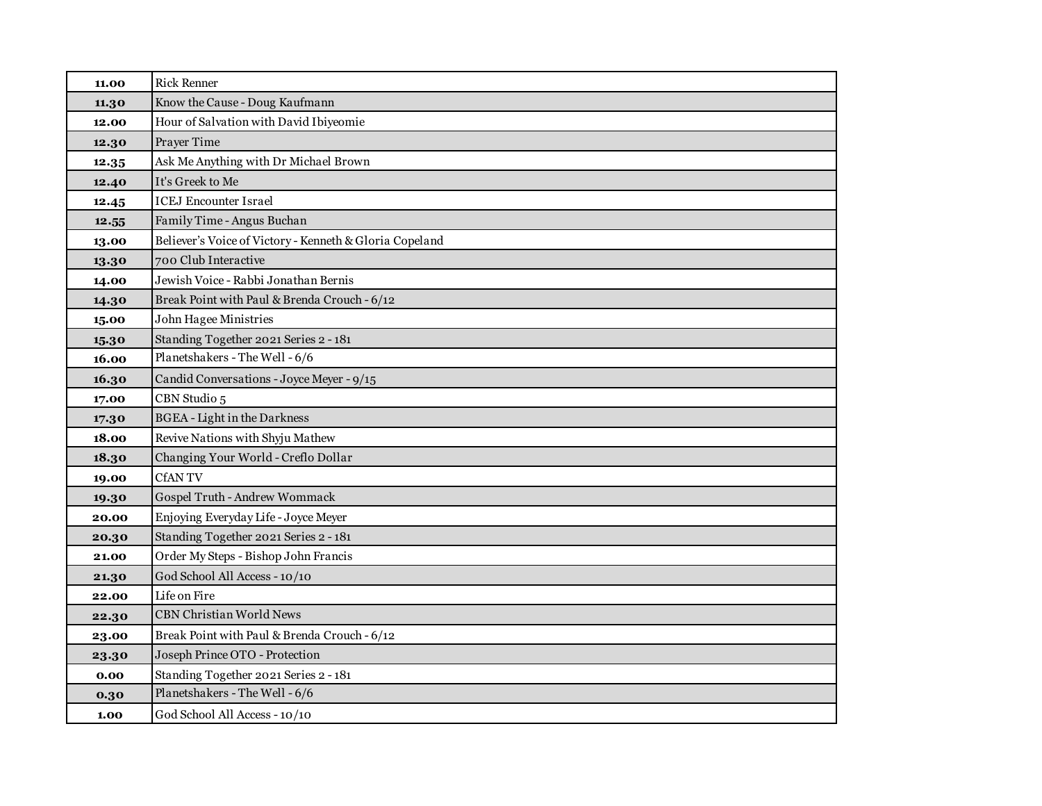| 11.00 | Rick Renner |
|---|---|
| 11.30 | Know the Cause - Doug Kaufmann |
| 12.00 | Hour of Salvation with David Ibiyeomie |
| 12.30 | Prayer Time |
| 12.35 | Ask Me Anything with Dr Michael Brown |
| 12.40 | It's Greek to Me |
| 12.45 | ICEJ Encounter Israel |
| 12.55 | Family Time - Angus Buchan |
| 13.00 | Believer's Voice of Victory - Kenneth & Gloria Copeland |
| 13.30 | 700 Club Interactive |
| 14.00 | Jewish Voice - Rabbi Jonathan Bernis |
| 14.30 | Break Point with Paul & Brenda Crouch - 6/12 |
| 15.00 | John Hagee Ministries |
| 15.30 | Standing Together 2021 Series 2 - 181 |
| 16.00 | Planetshakers - The Well - 6/6 |
| 16.30 | Candid Conversations - Joyce Meyer - 9/15 |
| 17.00 | CBN Studio 5 |
| 17.30 | BGEA - Light in the Darkness |
| 18.00 | Revive Nations with Shyju Mathew |
| 18.30 | Changing Your World - Creflo Dollar |
| 19.00 | CfAN TV |
| 19.30 | Gospel Truth - Andrew Wommack |
| 20.00 | Enjoying Everyday Life - Joyce Meyer |
| 20.30 | Standing Together 2021 Series 2 - 181 |
| 21.00 | Order My Steps - Bishop John Francis |
| 21.30 | God School All Access - 10/10 |
| 22.00 | Life on Fire |
| 22.30 | CBN Christian World News |
| 23.00 | Break Point with Paul & Brenda Crouch - 6/12 |
| 23.30 | Joseph Prince OTO - Protection |
| 0.00 | Standing Together 2021 Series 2 - 181 |
| 0.30 | Planetshakers - The Well - 6/6 |
| 1.00 | God School All Access - 10/10 |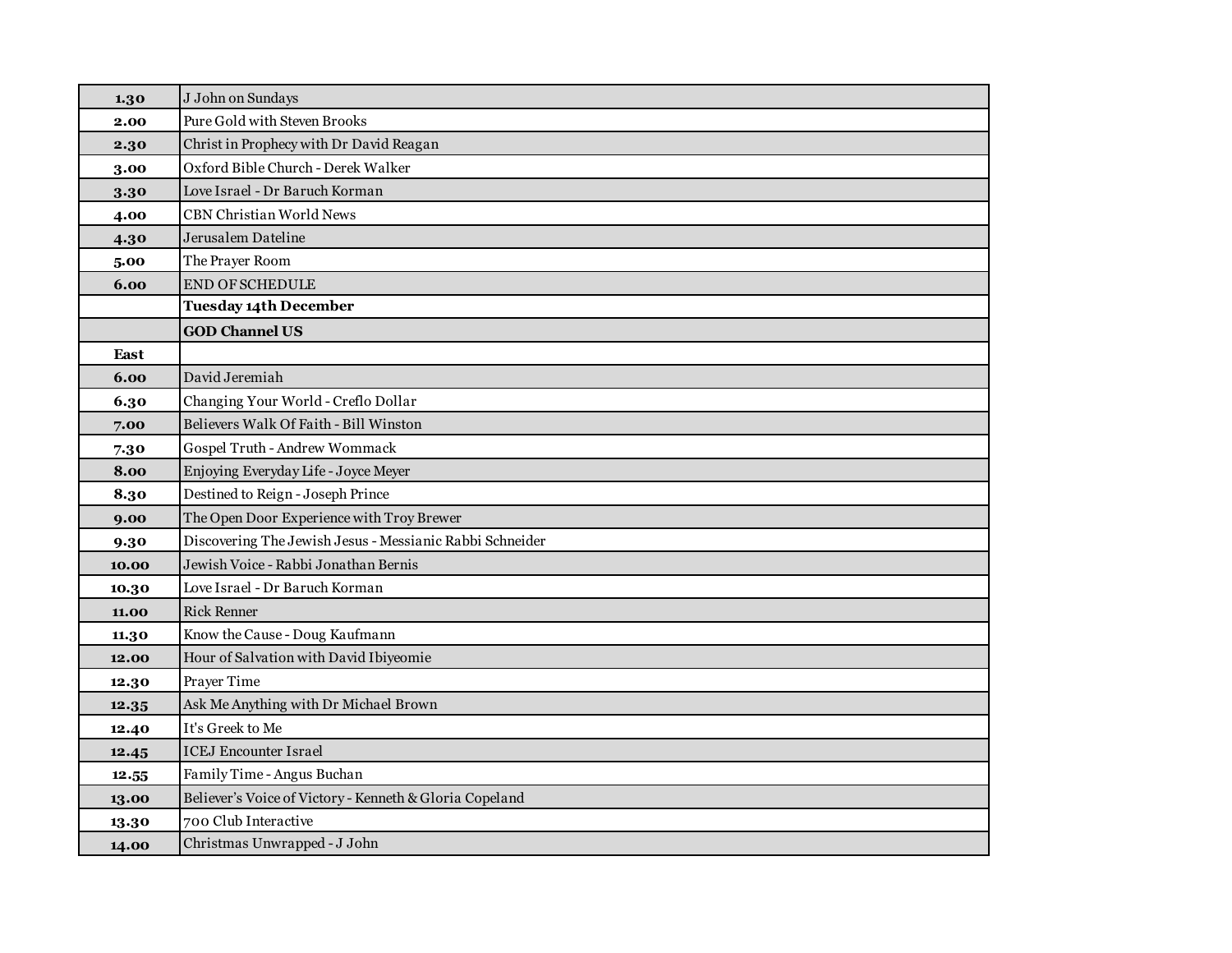| | |
|---|---|
| **1.30** | J John on Sundays |
| **2.00** | Pure Gold with Steven Brooks |
| **2.30** | Christ in Prophecy with Dr David Reagan |
| **3.00** | Oxford Bible Church - Derek Walker |
| **3.30** | Love Israel - Dr Baruch Korman |
| **4.00** | CBN Christian World News |
| **4.30** | Jerusalem Dateline |
| **5.00** | The Prayer Room |
| **6.00** | END OF SCHEDULE |
| | **Tuesday 14th December** |
| | **GOD Channel US** |
| **East** | |
| **6.00** | David Jeremiah |
| **6.30** | Changing Your World - Creflo Dollar |
| **7.00** | Believers Walk Of Faith - Bill Winston |
| **7.30** | Gospel Truth - Andrew Wommack |
| **8.00** | Enjoying Everyday Life - Joyce Meyer |
| **8.30** | Destined to Reign - Joseph Prince |
| **9.00** | The Open Door Experience with Troy Brewer |
| **9.30** | Discovering The Jewish Jesus - Messianic Rabbi Schneider |
| **10.00** | Jewish Voice - Rabbi Jonathan Bernis |
| **10.30** | Love Israel - Dr Baruch Korman |
| **11.00** | Rick Renner |
| **11.30** | Know the Cause - Doug Kaufmann |
| **12.00** | Hour of Salvation with David Ibiyeomie |
| **12.30** | Prayer Time |
| **12.35** | Ask Me Anything with Dr Michael Brown |
| **12.40** | It's Greek to Me |
| **12.45** | ICEJ Encounter Israel |
| **12.55** | Family Time - Angus Buchan |
| **13.00** | Believer's Voice of Victory - Kenneth & Gloria Copeland |
| **13.30** | 700 Club Interactive |
| **14.00** | Christmas Unwrapped - J John |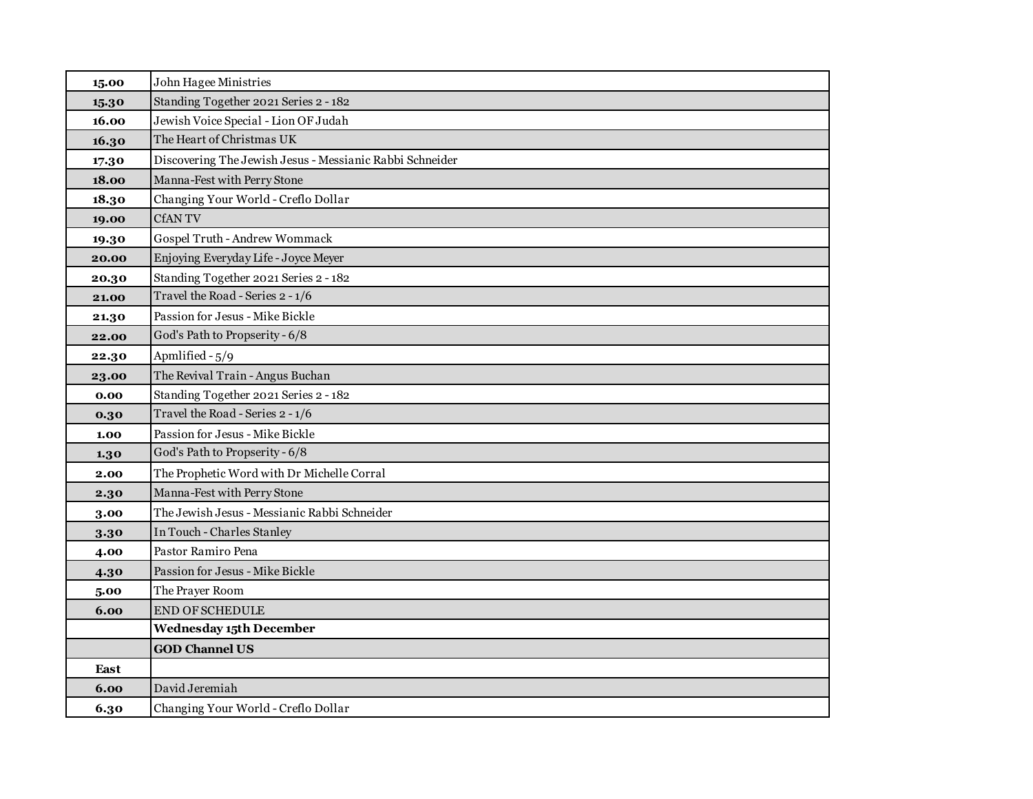| | |
|---|---|
| **15.00** | John Hagee Ministries |
| **15.30** | Standing Together 2021 Series 2 - 182 |
| **16.00** | Jewish Voice Special - Lion OF Judah |
| **16.30** | The Heart of Christmas UK |
| **17.30** | Discovering The Jewish Jesus - Messianic Rabbi Schneider |
| **18.00** | Manna-Fest with Perry Stone |
| **18.30** | Changing Your World - Creflo Dollar |
| **19.00** | CfAN TV |
| **19.30** | Gospel Truth - Andrew Wommack |
| **20.00** | Enjoying Everyday Life - Joyce Meyer |
| **20.30** | Standing Together 2021 Series 2 - 182 |
| **21.00** | Travel the Road - Series 2 - 1/6 |
| **21.30** | Passion for Jesus - Mike Bickle |
| **22.00** | God's Path to Propserity - 6/8 |
| **22.30** | Apmlified - 5/9 |
| **23.00** | The Revival Train - Angus Buchan |
| **0.00** | Standing Together 2021 Series 2 - 182 |
| **0.30** | Travel the Road - Series 2 - 1/6 |
| **1.00** | Passion for Jesus - Mike Bickle |
| **1.30** | God's Path to Propserity - 6/8 |
| **2.00** | The Prophetic Word with Dr Michelle Corral |
| **2.30** | Manna-Fest with Perry Stone |
| **3.00** | The Jewish Jesus - Messianic Rabbi Schneider |
| **3.30** | In Touch - Charles Stanley |
| **4.00** | Pastor Ramiro Pena |
| **4.30** | Passion for Jesus - Mike Bickle |
| **5.00** | The Prayer Room |
| **6.00** | END OF SCHEDULE |
| | **Wednesday 15th December** |
| | **GOD Channel US** |
| **East** | |
| **6.00** | David Jeremiah |
| **6.30** | Changing Your World - Creflo Dollar |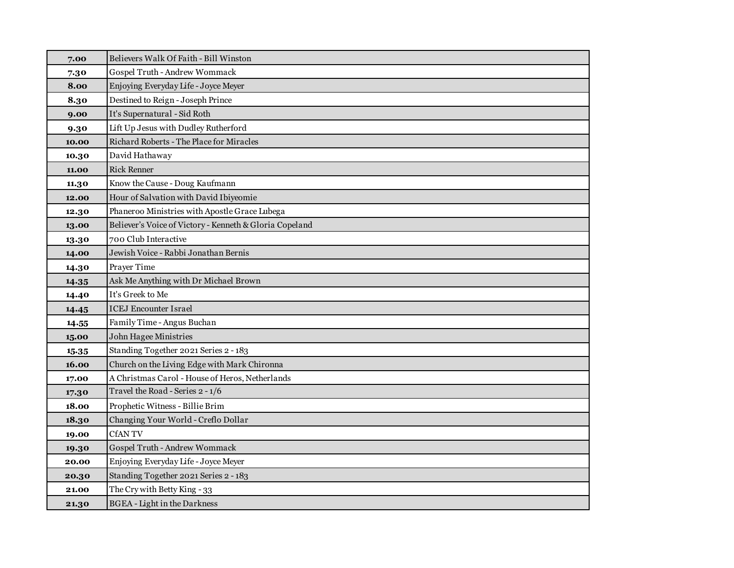| 7.00 | Believers Walk Of Faith - Bill Winston |
|---|---|
| 7.30 | Gospel Truth - Andrew Wommack |
| 8.00 | Enjoying Everyday Life - Joyce Meyer |
| 8.30 | Destined to Reign - Joseph Prince |
| 9.00 | It's Supernatural - Sid Roth |
| 9.30 | Lift Up Jesus with Dudley Rutherford |
| 10.00 | Richard Roberts - The Place for Miracles |
| 10.30 | David Hathaway |
| 11.00 | Rick Renner |
| 11.30 | Know the Cause - Doug Kaufmann |
| 12.00 | Hour of Salvation with David Ibiyeomie |
| 12.30 | Phaneroo Ministries with Apostle Grace Lubega |
| 13.00 | Believer's Voice of Victory - Kenneth & Gloria Copeland |
| 13.30 | 700 Club Interactive |
| 14.00 | Jewish Voice - Rabbi Jonathan Bernis |
| 14.30 | Prayer Time |
| 14.35 | Ask Me Anything with Dr Michael Brown |
| 14.40 | It's Greek to Me |
| 14.45 | ICEJ Encounter Israel |
| 14.55 | Family Time - Angus Buchan |
| 15.00 | John Hagee Ministries |
| 15.35 | Standing Together 2021 Series 2 - 183 |
| 16.00 | Church on the Living Edge with Mark Chironna |
| 17.00 | A Christmas Carol - House of Heros, Netherlands |
| 17.30 | Travel the Road - Series 2 - 1/6 |
| 18.00 | Prophetic Witness - Billie Brim |
| 18.30 | Changing Your World - Creflo Dollar |
| 19.00 | CfAN TV |
| 19.30 | Gospel Truth - Andrew Wommack |
| 20.00 | Enjoying Everyday Life - Joyce Meyer |
| 20.30 | Standing Together 2021 Series 2 - 183 |
| 21.00 | The Cry with Betty King - 33 |
| 21.30 | BGEA - Light in the Darkness |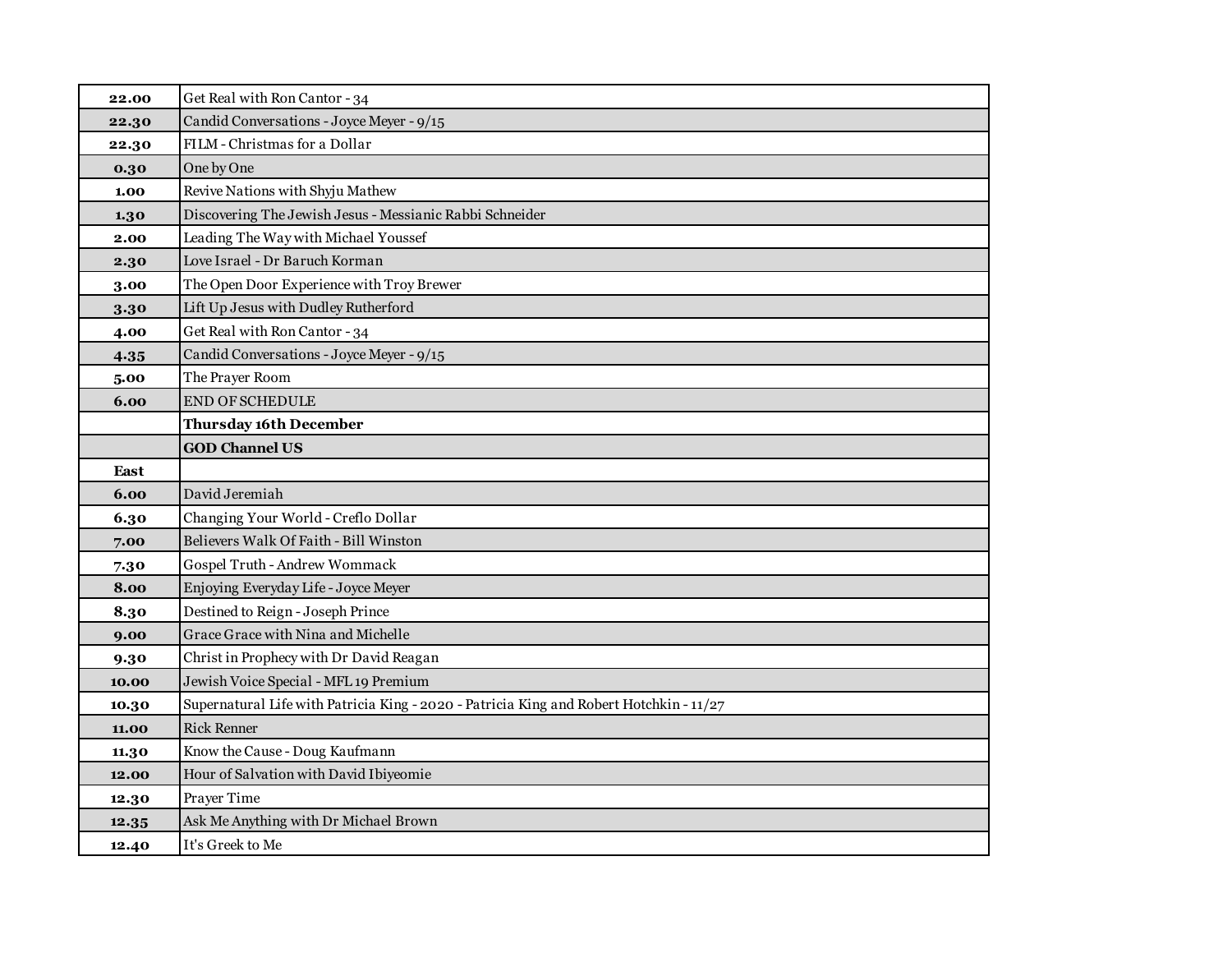| | |
|---|---|
| **22.00** | Get Real with Ron Cantor - 34 |
| **22.30** | Candid Conversations - Joyce Meyer - 9/15 |
| **22.30** | FILM - Christmas for a Dollar |
| **0.30** | One by One |
| **1.00** | Revive Nations with Shyju Mathew |
| **1.30** | Discovering The Jewish Jesus - Messianic Rabbi Schneider |
| **2.00** | Leading The Way with Michael Youssef |
| **2.30** | Love Israel - Dr Baruch Korman |
| **3.00** | The Open Door Experience with Troy Brewer |
| **3.30** | Lift Up Jesus with Dudley Rutherford |
| **4.00** | Get Real with Ron Cantor - 34 |
| **4.35** | Candid Conversations - Joyce Meyer - 9/15 |
| **5.00** | The Prayer Room |
| **6.00** | END OF SCHEDULE |
| | **Thursday 16th December** |
| | **GOD Channel US** |
| **East** | |
| **6.00** | David Jeremiah |
| **6.30** | Changing Your World - Creflo Dollar |
| **7.00** | Believers Walk Of Faith - Bill Winston |
| **7.30** | Gospel Truth - Andrew Wommack |
| **8.00** | Enjoying Everyday Life - Joyce Meyer |
| **8.30** | Destined to Reign - Joseph Prince |
| **9.00** | Grace Grace with Nina and Michelle |
| **9.30** | Christ in Prophecy with Dr David Reagan |
| **10.00** | Jewish Voice Special - MFL 19 Premium |
| **10.30** | Supernatural Life with Patricia King - 2020 - Patricia King and Robert Hotchkin - 11/27 |
| **11.00** | Rick Renner |
| **11.30** | Know the Cause - Doug Kaufmann |
| **12.00** | Hour of Salvation with David Ibiyeomie |
| **12.30** | Prayer Time |
| **12.35** | Ask Me Anything with Dr Michael Brown |
| **12.40** | It's Greek to Me |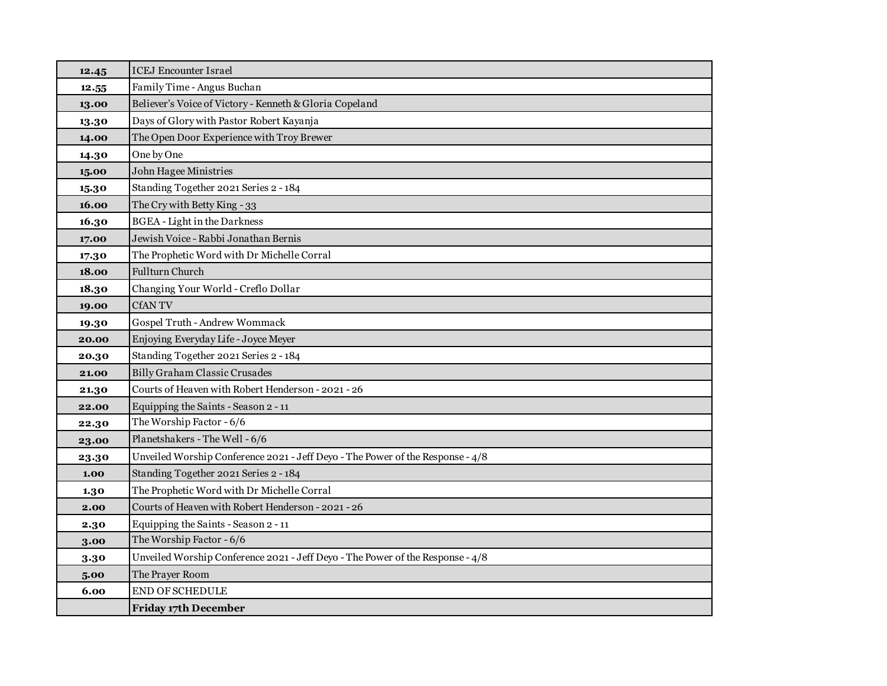| | |
|---|---|
| **12.45** | ICEJ Encounter Israel |
| **12.55** | Family Time - Angus Buchan |
| **13.00** | Believer's Voice of Victory - Kenneth & Gloria Copeland |
| **13.30** | Days of Glory with Pastor Robert Kayanja |
| **14.00** | The Open Door Experience with Troy Brewer |
| **14.30** | One by One |
| **15.00** | John Hagee Ministries |
| **15.30** | Standing Together 2021 Series 2 - 184 |
| **16.00** | The Cry with Betty King - 33 |
| **16.30** | BGEA - Light in the Darkness |
| **17.00** | Jewish Voice - Rabbi Jonathan Bernis |
| **17.30** | The Prophetic Word with Dr Michelle Corral |
| **18.00** | Fullturn Church |
| **18.30** | Changing Your World - Creflo Dollar |
| **19.00** | CfAN TV |
| **19.30** | Gospel Truth - Andrew Wommack |
| **20.00** | Enjoying Everyday Life - Joyce Meyer |
| **20.30** | Standing Together 2021 Series 2 - 184 |
| **21.00** | Billy Graham Classic Crusades |
| **21.30** | Courts of Heaven with Robert Henderson - 2021 - 26 |
| **22.00** | Equipping the Saints - Season 2 - 11 |
| **22.30** | The Worship Factor - 6/6 |
| **23.00** | Planetshakers - The Well - 6/6 |
| **23.30** | Unveiled Worship Conference 2021 - Jeff Deyo - The Power of the Response - 4/8 |
| **1.00** | Standing Together 2021 Series 2 - 184 |
| **1.30** | The Prophetic Word with Dr Michelle Corral |
| **2.00** | Courts of Heaven with Robert Henderson - 2021 - 26 |
| **2.30** | Equipping the Saints - Season 2 - 11 |
| **3.00** | The Worship Factor - 6/6 |
| **3.30** | Unveiled Worship Conference 2021 - Jeff Deyo - The Power of the Response - 4/8 |
| **5.00** | The Prayer Room |
| **6.00** | END OF SCHEDULE |
| | **Friday 17th December** |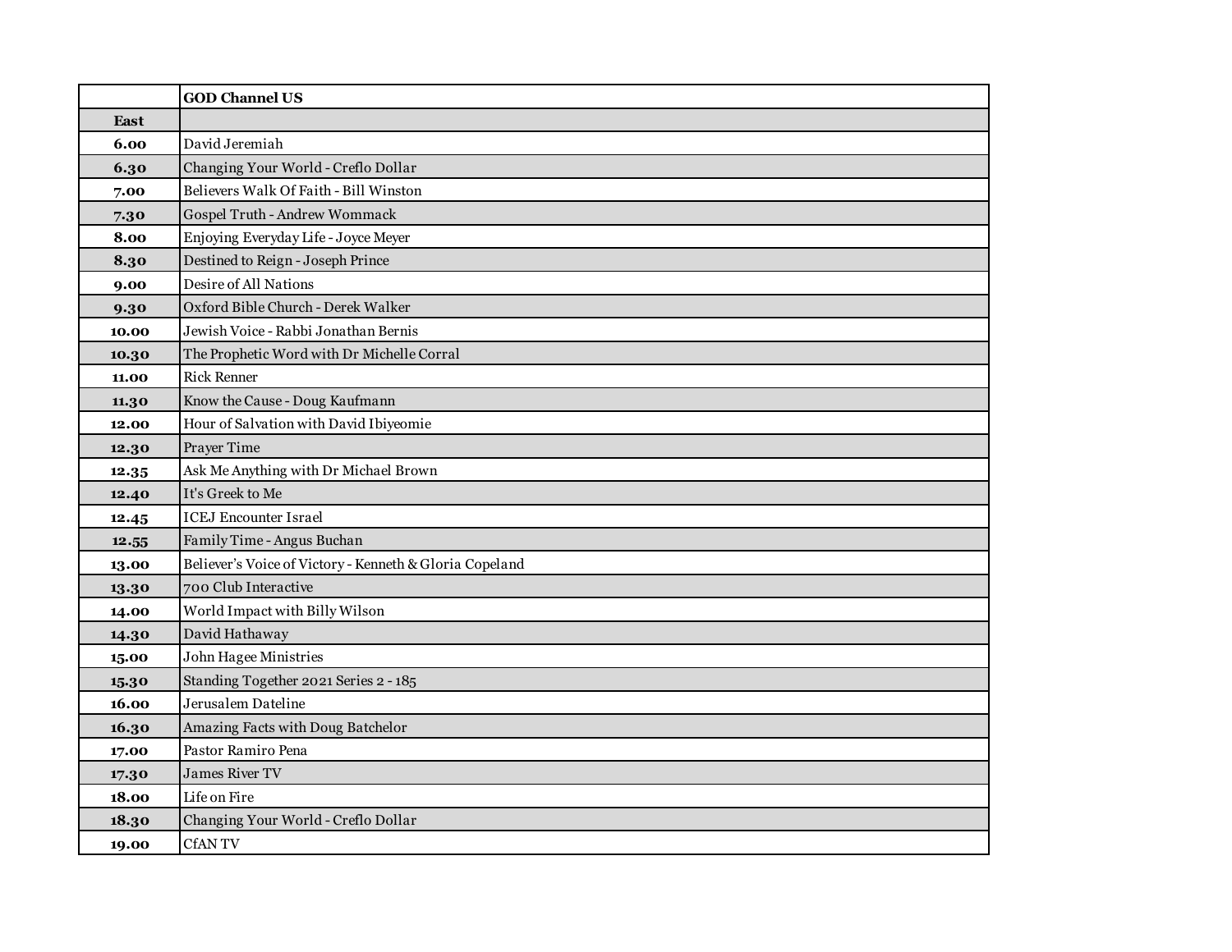|  | GOD Channel US |
|---|---|
| **East** |  |
| **6.00** | David Jeremiah |
| **6.30** | Changing Your World - Creflo Dollar |
| **7.00** | Believers Walk Of Faith - Bill Winston |
| **7.30** | Gospel Truth - Andrew Wommack |
| **8.00** | Enjoying Everyday Life - Joyce Meyer |
| **8.30** | Destined to Reign - Joseph Prince |
| **9.00** | Desire of All Nations |
| **9.30** | Oxford Bible Church - Derek Walker |
| **10.00** | Jewish Voice - Rabbi Jonathan Bernis |
| **10.30** | The Prophetic Word with Dr Michelle Corral |
| **11.00** | Rick Renner |
| **11.30** | Know the Cause - Doug Kaufmann |
| **12.00** | Hour of Salvation with David Ibiyeomie |
| **12.30** | Prayer Time |
| **12.35** | Ask Me Anything with Dr Michael Brown |
| **12.40** | It's Greek to Me |
| **12.45** | ICEJ Encounter Israel |
| **12.55** | Family Time - Angus Buchan |
| **13.00** | Believer's Voice of Victory - Kenneth & Gloria Copeland |
| **13.30** | 700 Club Interactive |
| **14.00** | World Impact with Billy Wilson |
| **14.30** | David Hathaway |
| **15.00** | John Hagee Ministries |
| **15.30** | Standing Together 2021 Series 2 - 185 |
| **16.00** | Jerusalem Dateline |
| **16.30** | Amazing Facts with Doug Batchelor |
| **17.00** | Pastor Ramiro Pena |
| **17.30** | James River TV |
| **18.00** | Life on Fire |
| **18.30** | Changing Your World - Creflo Dollar |
| **19.00** | CfAN TV |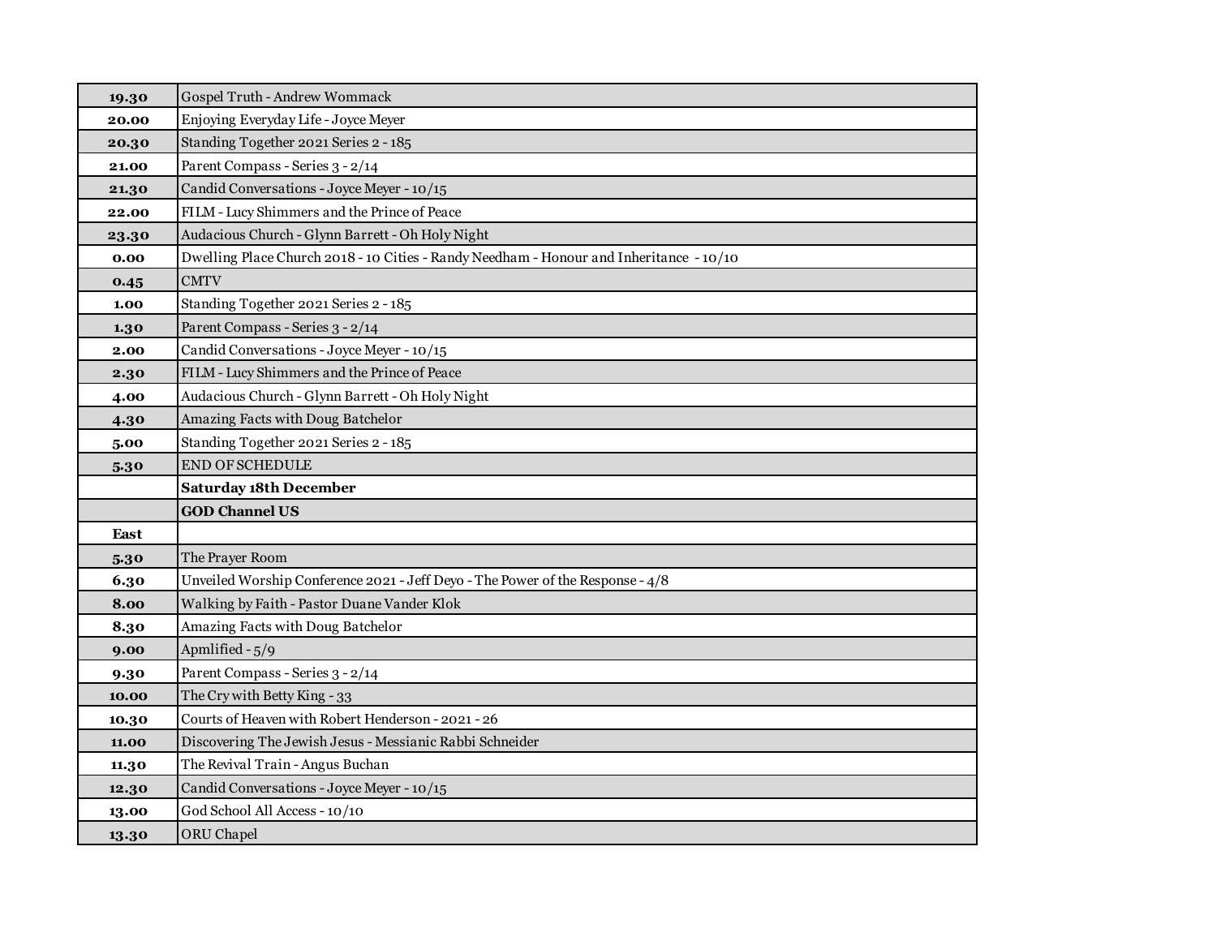| | |
|---|---|
| **19.30** | Gospel Truth - Andrew Wommack |
| **20.00** | Enjoying Everyday Life - Joyce Meyer |
| **20.30** | Standing Together 2021 Series 2 - 185 |
| **21.00** | Parent Compass - Series 3 - 2/14 |
| **21.30** | Candid Conversations - Joyce Meyer - 10/15 |
| **22.00** | FILM - Lucy Shimmers and the Prince of Peace |
| **23.30** | Audacious Church - Glynn Barrett - Oh Holy Night |
| **0.00** | Dwelling Place Church 2018 - 10 Cities - Randy Needham - Honour and Inheritance - 10/10 |
| **0.45** | CMTV |
| **1.00** | Standing Together 2021 Series 2 - 185 |
| **1.30** | Parent Compass - Series 3 - 2/14 |
| **2.00** | Candid Conversations - Joyce Meyer - 10/15 |
| **2.30** | FILM - Lucy Shimmers and the Prince of Peace |
| **4.00** | Audacious Church - Glynn Barrett - Oh Holy Night |
| **4.30** | Amazing Facts with Doug Batchelor |
| **5.00** | Standing Together 2021 Series 2 - 185 |
| **5.30** | END OF SCHEDULE |
| | **Saturday 18th December** |
| | **GOD Channel US** |
| **East** | |
| **5.30** | The Prayer Room |
| **6.30** | Unveiled Worship Conference 2021 - Jeff Deyo - The Power of the Response - 4/8 |
| **8.00** | Walking by Faith - Pastor Duane Vander Klok |
| **8.30** | Amazing Facts with Doug Batchelor |
| **9.00** | Apmlified - 5/9 |
| **9.30** | Parent Compass - Series 3 - 2/14 |
| **10.00** | The Cry with Betty King - 33 |
| **10.30** | Courts of Heaven with Robert Henderson - 2021 - 26 |
| **11.00** | Discovering The Jewish Jesus - Messianic Rabbi Schneider |
| **11.30** | The Revival Train - Angus Buchan |
| **12.30** | Candid Conversations - Joyce Meyer - 10/15 |
| **13.00** | God School All Access - 10/10 |
| **13.30** | ORU Chapel |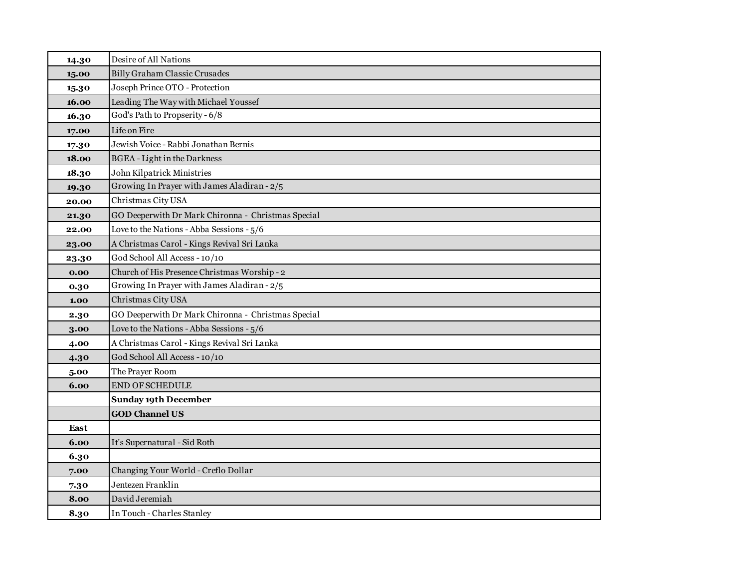| | |
|---|---|
| **14.30** | Desire of All Nations |
| **15.00** | Billy Graham Classic Crusades |
| **15.30** | Joseph Prince OTO - Protection |
| **16.00** | Leading The Way with Michael Youssef |
| **16.30** | God's Path to Propserity - 6/8 |
| **17.00** | Life on Fire |
| **17.30** | Jewish Voice - Rabbi Jonathan Bernis |
| **18.00** | BGEA - Light in the Darkness |
| **18.30** | John Kilpatrick Ministries |
| **19.30** | Growing In Prayer with James Aladiran - 2/5 |
| **20.00** | Christmas City USA |
| **21.30** | GO Deeperwith Dr Mark Chironna - Christmas Special |
| **22.00** | Love to the Nations - Abba Sessions - 5/6 |
| **23.00** | A Christmas Carol - Kings Revival Sri Lanka |
| **23.30** | God School All Access - 10/10 |
| **0.00** | Church of His Presence Christmas Worship - 2 |
| **0.30** | Growing In Prayer with James Aladiran - 2/5 |
| **1.00** | Christmas City USA |
| **2.30** | GO Deeperwith Dr Mark Chironna - Christmas Special |
| **3.00** | Love to the Nations - Abba Sessions - 5/6 |
| **4.00** | A Christmas Carol - Kings Revival Sri Lanka |
| **4.30** | God School All Access - 10/10 |
| **5.00** | The Prayer Room |
| **6.00** | END OF SCHEDULE |
| | **Sunday 19th December** |
| | **GOD Channel US** |
| **East** | |
| **6.00** | It's Supernatural - Sid Roth |
| **6.30** | |
| **7.00** | Changing Your World - Creflo Dollar |
| **7.30** | Jentezen Franklin |
| **8.00** | David Jeremiah |
| **8.30** | In Touch - Charles Stanley |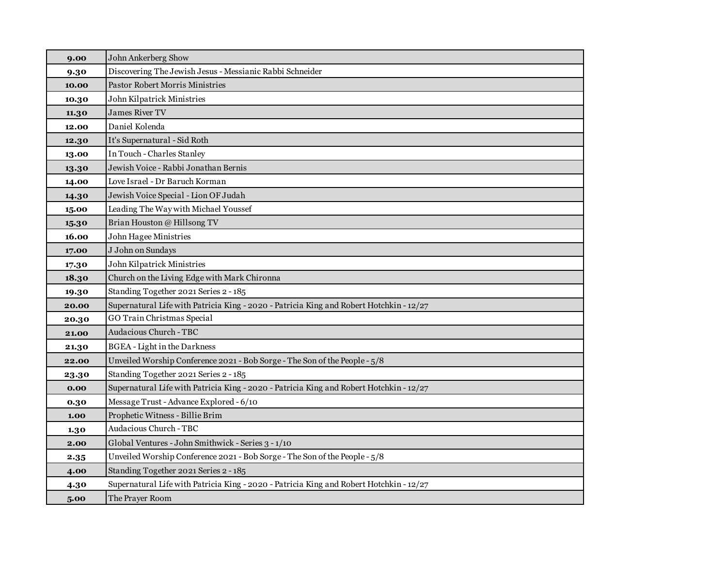| 9.00 | John Ankerberg Show |
|---|---|
| 9.30 | Discovering The Jewish Jesus - Messianic Rabbi Schneider |
| 10.00 | Pastor Robert Morris Ministries |
| 10.30 | John Kilpatrick Ministries |
| 11.30 | James River TV |
| 12.00 | Daniel Kolenda |
| 12.30 | It's Supernatural - Sid Roth |
| 13.00 | In Touch - Charles Stanley |
| 13.30 | Jewish Voice - Rabbi Jonathan Bernis |
| 14.00 | Love Israel - Dr Baruch Korman |
| 14.30 | Jewish Voice Special - Lion OF Judah |
| 15.00 | Leading The Way with Michael Youssef |
| 15.30 | Brian Houston @ Hillsong TV |
| 16.00 | John Hagee Ministries |
| 17.00 | J John on Sundays |
| 17.30 | John Kilpatrick Ministries |
| 18.30 | Church on the Living Edge with Mark Chironna |
| 19.30 | Standing Together 2021 Series 2 - 185 |
| 20.00 | Supernatural Life with Patricia King - 2020 - Patricia King and Robert Hotchkin - 12/27 |
| 20.30 | GO Train Christmas Special |
| 21.00 | Audacious Church - TBC |
| 21.30 | BGEA - Light in the Darkness |
| 22.00 | Unveiled Worship Conference 2021 - Bob Sorge - The Son of the People - 5/8 |
| 23.30 | Standing Together 2021 Series 2 - 185 |
| 0.00 | Supernatural Life with Patricia King - 2020 - Patricia King and Robert Hotchkin - 12/27 |
| 0.30 | Message Trust - Advance Explored - 6/10 |
| 1.00 | Prophetic Witness - Billie Brim |
| 1.30 | Audacious Church - TBC |
| 2.00 | Global Ventures - John Smithwick - Series 3 - 1/10 |
| 2.35 | Unveiled Worship Conference 2021 - Bob Sorge - The Son of the People - 5/8 |
| 4.00 | Standing Together 2021 Series 2 - 185 |
| 4.30 | Supernatural Life with Patricia King - 2020 - Patricia King and Robert Hotchkin - 12/27 |
| 5.00 | The Prayer Room |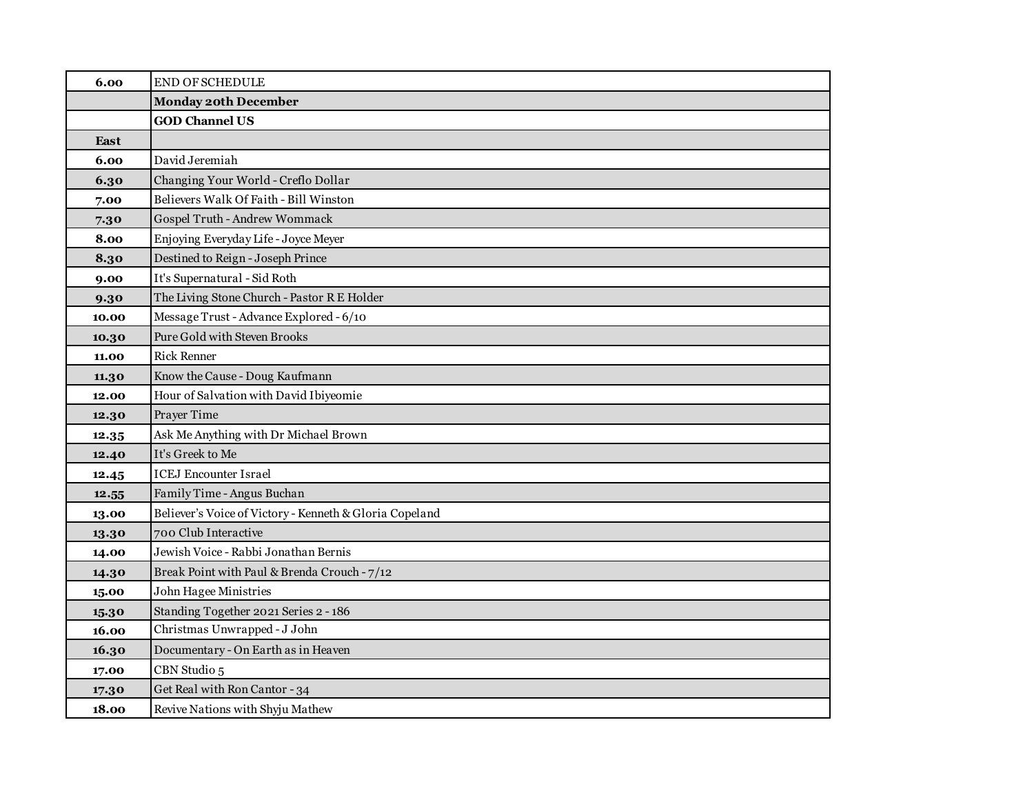| 6.00 | END OF SCHEDULE |
|---|---|
| | **Monday 20th December** |
| | **GOD Channel US** |
| **East** | |
| 6.00 | David Jeremiah |
| 6.30 | Changing Your World - Creflo Dollar |
| 7.00 | Believers Walk Of Faith - Bill Winston |
| 7.30 | Gospel Truth - Andrew Wommack |
| 8.00 | Enjoying Everyday Life - Joyce Meyer |
| 8.30 | Destined to Reign - Joseph Prince |
| 9.00 | It's Supernatural - Sid Roth |
| 9.30 | The Living Stone Church - Pastor R E Holder |
| 10.00 | Message Trust - Advance Explored - 6/10 |
| 10.30 | Pure Gold with Steven Brooks |
| 11.00 | Rick Renner |
| 11.30 | Know the Cause - Doug Kaufmann |
| 12.00 | Hour of Salvation with David Ibiyeomie |
| 12.30 | Prayer Time |
| 12.35 | Ask Me Anything with Dr Michael Brown |
| 12.40 | It's Greek to Me |
| 12.45 | ICEJ Encounter Israel |
| 12.55 | Family Time - Angus Buchan |
| 13.00 | Believer's Voice of Victory - Kenneth & Gloria Copeland |
| 13.30 | 700 Club Interactive |
| 14.00 | Jewish Voice - Rabbi Jonathan Bernis |
| 14.30 | Break Point with Paul & Brenda Crouch - 7/12 |
| 15.00 | John Hagee Ministries |
| 15.30 | Standing Together 2021 Series 2 - 186 |
| 16.00 | Christmas Unwrapped - J John |
| 16.30 | Documentary - On Earth as in Heaven |
| 17.00 | CBN Studio 5 |
| 17.30 | Get Real with Ron Cantor - 34 |
| 18.00 | Revive Nations with Shyju Mathew |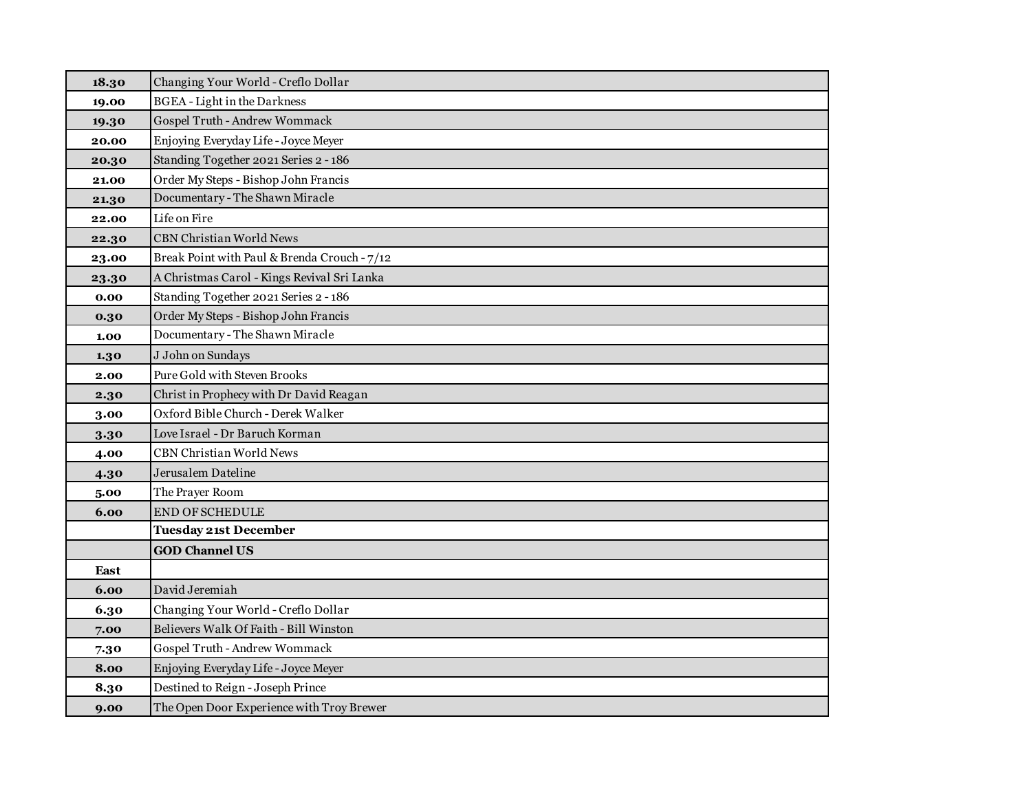| | |
|---|---|
| **18.30** | Changing Your World - Creflo Dollar |
| **19.00** | BGEA - Light in the Darkness |
| **19.30** | Gospel Truth - Andrew Wommack |
| **20.00** | Enjoying Everyday Life - Joyce Meyer |
| **20.30** | Standing Together 2021 Series 2 - 186 |
| **21.00** | Order My Steps - Bishop John Francis |
| **21.30** | Documentary - The Shawn Miracle |
| **22.00** | Life on Fire |
| **22.30** | CBN Christian World News |
| **23.00** | Break Point with Paul & Brenda Crouch - 7/12 |
| **23.30** | A Christmas Carol - Kings Revival Sri Lanka |
| **0.00** | Standing Together 2021 Series 2 - 186 |
| **0.30** | Order My Steps - Bishop John Francis |
| **1.00** | Documentary - The Shawn Miracle |
| **1.30** | J John on Sundays |
| **2.00** | Pure Gold with Steven Brooks |
| **2.30** | Christ in Prophecy with Dr David Reagan |
| **3.00** | Oxford Bible Church - Derek Walker |
| **3.30** | Love Israel - Dr Baruch Korman |
| **4.00** | CBN Christian World News |
| **4.30** | Jerusalem Dateline |
| **5.00** | The Prayer Room |
| **6.00** | END OF SCHEDULE |
| | **Tuesday 21st December** |
| | **GOD Channel US** |
| **East** | |
| **6.00** | David Jeremiah |
| **6.30** | Changing Your World - Creflo Dollar |
| **7.00** | Believers Walk Of Faith - Bill Winston |
| **7.30** | Gospel Truth - Andrew Wommack |
| **8.00** | Enjoying Everyday Life - Joyce Meyer |
| **8.30** | Destined to Reign - Joseph Prince |
| **9.00** | The Open Door Experience with Troy Brewer |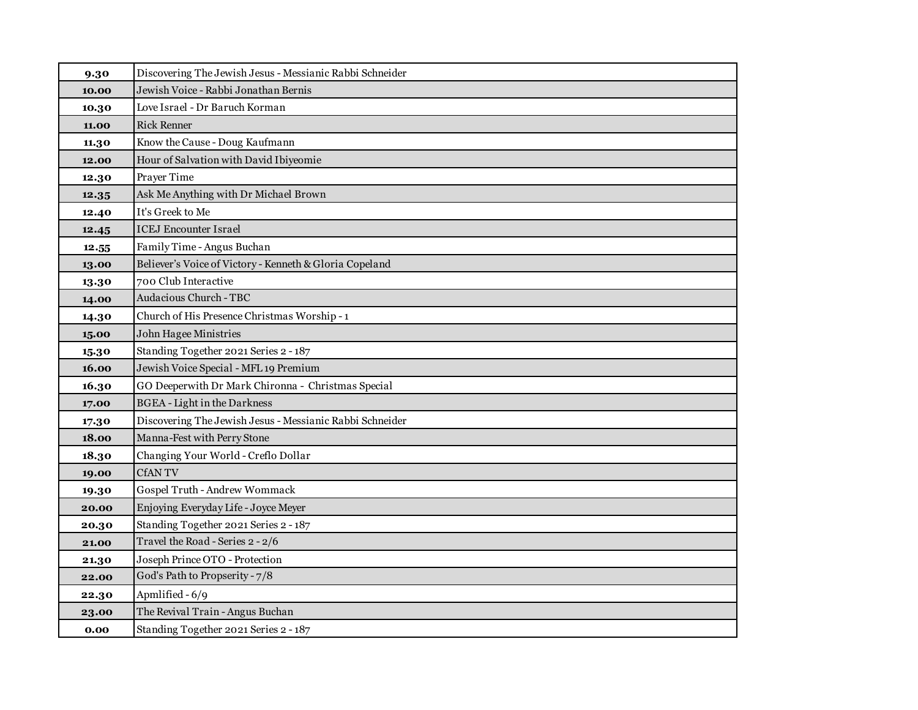| 9.30 | Discovering The Jewish Jesus - Messianic Rabbi Schneider |
|---|---|
| 10.00 | Jewish Voice - Rabbi Jonathan Bernis |
| 10.30 | Love Israel - Dr Baruch Korman |
| 11.00 | Rick Renner |
| 11.30 | Know the Cause - Doug Kaufmann |
| 12.00 | Hour of Salvation with David Ibiyeomie |
| 12.30 | Prayer Time |
| 12.35 | Ask Me Anything with Dr Michael Brown |
| 12.40 | It's Greek to Me |
| 12.45 | ICEJ Encounter Israel |
| 12.55 | Family Time - Angus Buchan |
| 13.00 | Believer's Voice of Victory - Kenneth & Gloria Copeland |
| 13.30 | 700 Club Interactive |
| 14.00 | Audacious Church - TBC |
| 14.30 | Church of His Presence Christmas Worship - 1 |
| 15.00 | John Hagee Ministries |
| 15.30 | Standing Together 2021 Series 2 - 187 |
| 16.00 | Jewish Voice Special - MFL 19 Premium |
| 16.30 | GO Deeperwith Dr Mark Chironna - Christmas Special |
| 17.00 | BGEA - Light in the Darkness |
| 17.30 | Discovering The Jewish Jesus - Messianic Rabbi Schneider |
| 18.00 | Manna-Fest with Perry Stone |
| 18.30 | Changing Your World - Creflo Dollar |
| 19.00 | CfAN TV |
| 19.30 | Gospel Truth - Andrew Wommack |
| 20.00 | Enjoying Everyday Life - Joyce Meyer |
| 20.30 | Standing Together 2021 Series 2 - 187 |
| 21.00 | Travel the Road - Series 2 - 2/6 |
| 21.30 | Joseph Prince OTO - Protection |
| 22.00 | God's Path to Propserity - 7/8 |
| 22.30 | Apmlified - 6/9 |
| 23.00 | The Revival Train - Angus Buchan |
| 0.00 | Standing Together 2021 Series 2 - 187 |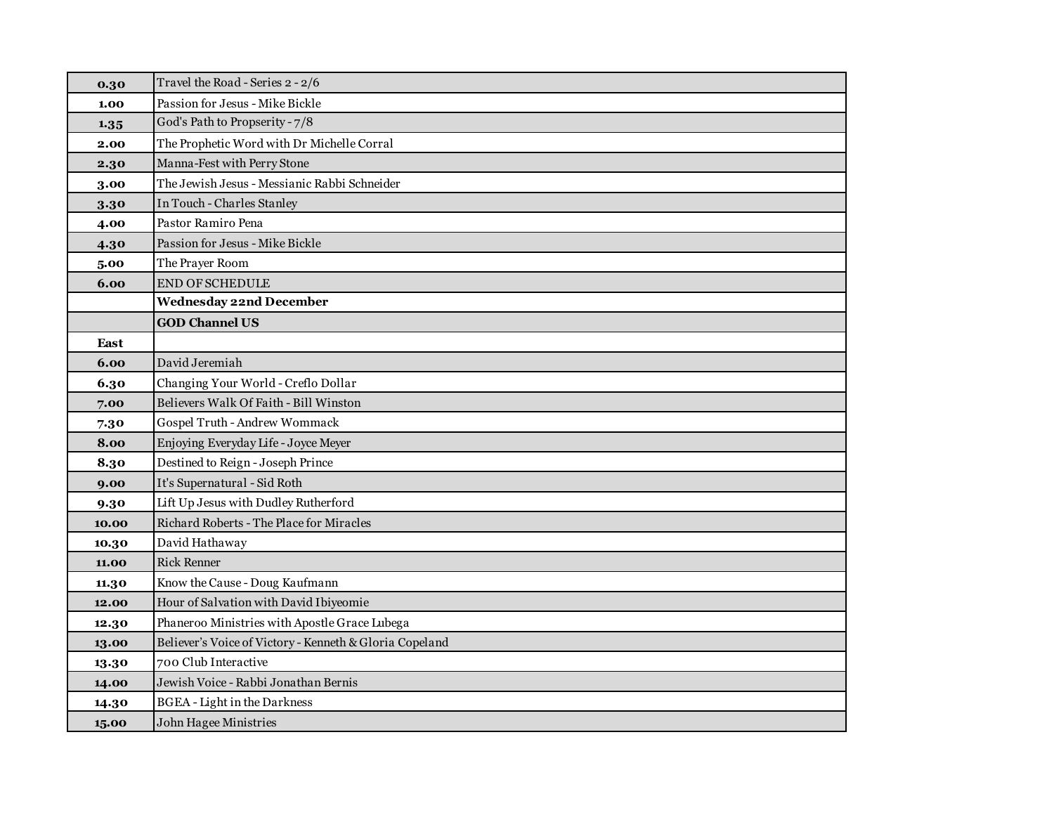| | |
|---|---|
| **0.30** | Travel the Road - Series 2 - 2/6 |
| **1.00** | Passion for Jesus - Mike Bickle |
| **1.35** | God's Path to Propserity - 7/8 |
| **2.00** | The Prophetic Word with Dr Michelle Corral |
| **2.30** | Manna-Fest with Perry Stone |
| **3.00** | The Jewish Jesus - Messianic Rabbi Schneider |
| **3.30** | In Touch - Charles Stanley |
| **4.00** | Pastor Ramiro Pena |
| **4.30** | Passion for Jesus - Mike Bickle |
| **5.00** | The Prayer Room |
| **6.00** | END OF SCHEDULE |
| | **Wednesday 22nd December** |
| | **GOD Channel US** |
| **East** | |
| **6.00** | David Jeremiah |
| **6.30** | Changing Your World - Creflo Dollar |
| **7.00** | Believers Walk Of Faith - Bill Winston |
| **7.30** | Gospel Truth - Andrew Wommack |
| **8.00** | Enjoying Everyday Life - Joyce Meyer |
| **8.30** | Destined to Reign - Joseph Prince |
| **9.00** | It's Supernatural - Sid Roth |
| **9.30** | Lift Up Jesus with Dudley Rutherford |
| **10.00** | Richard Roberts - The Place for Miracles |
| **10.30** | David Hathaway |
| **11.00** | Rick Renner |
| **11.30** | Know the Cause - Doug Kaufmann |
| **12.00** | Hour of Salvation with David Ibiyeomie |
| **12.30** | Phaneroo Ministries with Apostle Grace Lubega |
| **13.00** | Believer's Voice of Victory - Kenneth & Gloria Copeland |
| **13.30** | 700 Club Interactive |
| **14.00** | Jewish Voice - Rabbi Jonathan Bernis |
| **14.30** | BGEA - Light in the Darkness |
| **15.00** | John Hagee Ministries |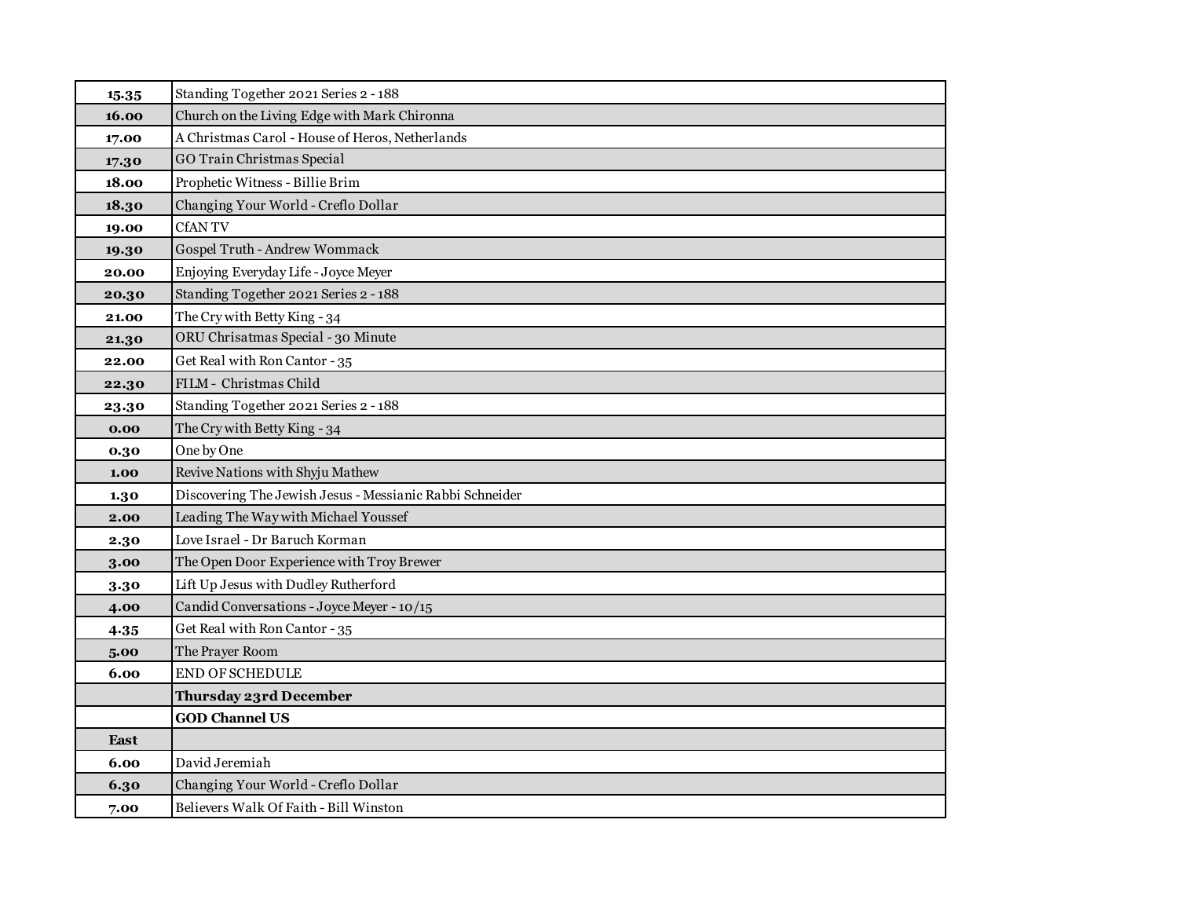| 15.35 | Standing Together 2021 Series 2 - 188 |
|---|---|
| 16.00 | Church on the Living Edge with Mark Chironna |
| 17.00 | A Christmas Carol - House of Heros, Netherlands |
| 17.30 | GO Train Christmas Special |
| 18.00 | Prophetic Witness - Billie Brim |
| 18.30 | Changing Your World - Creflo Dollar |
| 19.00 | CfAN TV |
| 19.30 | Gospel Truth - Andrew Wommack |
| 20.00 | Enjoying Everyday Life - Joyce Meyer |
| 20.30 | Standing Together 2021 Series 2 - 188 |
| 21.00 | The Cry with Betty King - 34 |
| 21.30 | ORU Chrisatmas Special - 30 Minute |
| 22.00 | Get Real with Ron Cantor - 35 |
| 22.30 | FILM - Christmas Child |
| 23.30 | Standing Together 2021 Series 2 - 188 |
| 0.00 | The Cry with Betty King - 34 |
| 0.30 | One by One |
| 1.00 | Revive Nations with Shyju Mathew |
| 1.30 | Discovering The Jewish Jesus - Messianic Rabbi Schneider |
| 2.00 | Leading The Way with Michael Youssef |
| 2.30 | Love Israel - Dr Baruch Korman |
| 3.00 | The Open Door Experience with Troy Brewer |
| 3.30 | Lift Up Jesus with Dudley Rutherford |
| 4.00 | Candid Conversations - Joyce Meyer - 10/15 |
| 4.35 | Get Real with Ron Cantor - 35 |
| 5.00 | The Prayer Room |
| 6.00 | END OF SCHEDULE |
| | **Thursday 23rd December** |
| | **GOD Channel US** |
| **East** | |
| 6.00 | David Jeremiah |
| 6.30 | Changing Your World - Creflo Dollar |
| 7.00 | Believers Walk Of Faith - Bill Winston |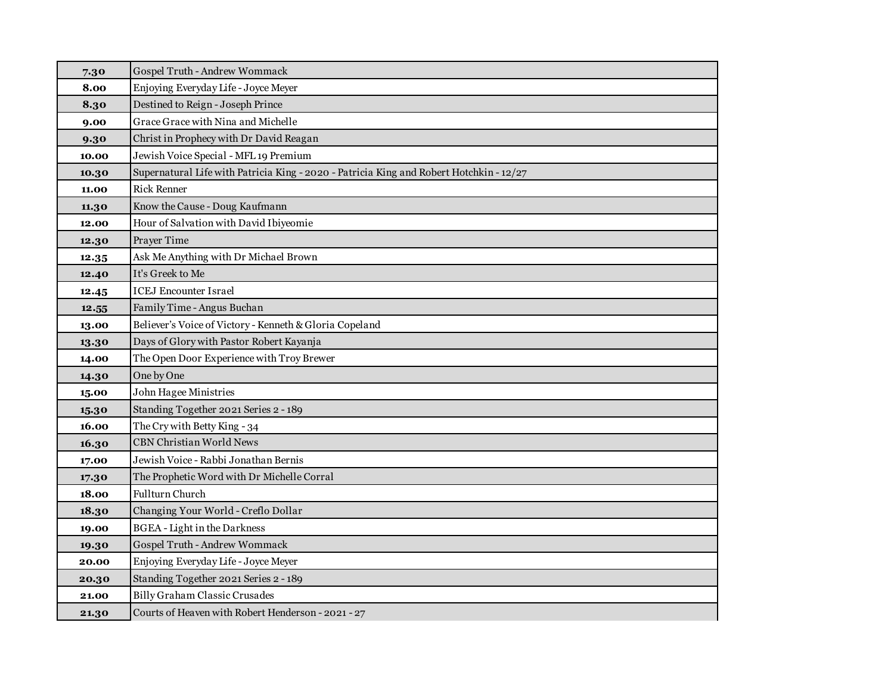| | |
|---|---|
| **7.30** | Gospel Truth - Andrew Wommack |
| **8.00** | Enjoying Everyday Life - Joyce Meyer |
| **8.30** | Destined to Reign - Joseph Prince |
| **9.00** | Grace Grace with Nina and Michelle |
| **9.30** | Christ in Prophecy with Dr David Reagan |
| **10.00** | Jewish Voice Special - MFL 19 Premium |
| **10.30** | Supernatural Life with Patricia King - 2020 - Patricia King and Robert Hotchkin - 12/27 |
| **11.00** | Rick Renner |
| **11.30** | Know the Cause - Doug Kaufmann |
| **12.00** | Hour of Salvation with David Ibiyeomie |
| **12.30** | Prayer Time |
| **12.35** | Ask Me Anything with Dr Michael Brown |
| **12.40** | It's Greek to Me |
| **12.45** | ICEJ Encounter Israel |
| **12.55** | Family Time - Angus Buchan |
| **13.00** | Believer's Voice of Victory - Kenneth & Gloria Copeland |
| **13.30** | Days of Glory with Pastor Robert Kayanja |
| **14.00** | The Open Door Experience with Troy Brewer |
| **14.30** | One by One |
| **15.00** | John Hagee Ministries |
| **15.30** | Standing Together 2021 Series 2 - 189 |
| **16.00** | The Cry with Betty King - 34 |
| **16.30** | CBN Christian World News |
| **17.00** | Jewish Voice - Rabbi Jonathan Bernis |
| **17.30** | The Prophetic Word with Dr Michelle Corral |
| **18.00** | Fullturn Church |
| **18.30** | Changing Your World - Creflo Dollar |
| **19.00** | BGEA - Light in the Darkness |
| **19.30** | Gospel Truth - Andrew Wommack |
| **20.00** | Enjoying Everyday Life - Joyce Meyer |
| **20.30** | Standing Together 2021 Series 2 - 189 |
| **21.00** | Billy Graham Classic Crusades |
| **21.30** | Courts of Heaven with Robert Henderson - 2021 - 27 |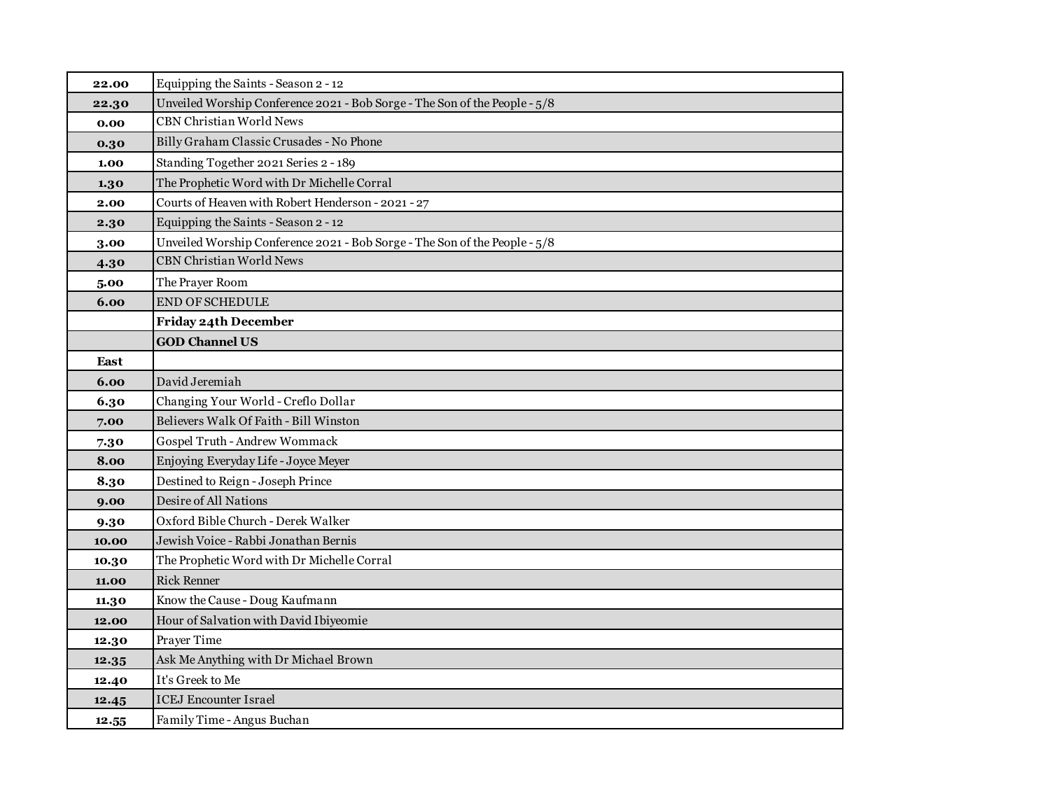| | |
|---|---|
| **22.00** | Equipping the Saints - Season 2 - 12 |
| **22.30** | Unveiled Worship Conference 2021 - Bob Sorge - The Son of the People - 5/8 |
| **0.00** | CBN Christian World News |
| **0.30** | Billy Graham Classic Crusades - No Phone |
| **1.00** | Standing Together 2021 Series 2 - 189 |
| **1.30** | The Prophetic Word with Dr Michelle Corral |
| **2.00** | Courts of Heaven with Robert Henderson - 2021 - 27 |
| **2.30** | Equipping the Saints - Season 2 - 12 |
| **3.00** | Unveiled Worship Conference 2021 - Bob Sorge - The Son of the People - 5/8 |
| **4.30** | CBN Christian World News |
| **5.00** | The Prayer Room |
| **6.00** | END OF SCHEDULE |
| | **Friday 24th December** |
| | **GOD Channel US** |
| **East** | |
| **6.00** | David Jeremiah |
| **6.30** | Changing Your World - Creflo Dollar |
| **7.00** | Believers Walk Of Faith - Bill Winston |
| **7.30** | Gospel Truth - Andrew Wommack |
| **8.00** | Enjoying Everyday Life - Joyce Meyer |
| **8.30** | Destined to Reign - Joseph Prince |
| **9.00** | Desire of All Nations |
| **9.30** | Oxford Bible Church - Derek Walker |
| **10.00** | Jewish Voice - Rabbi Jonathan Bernis |
| **10.30** | The Prophetic Word with Dr Michelle Corral |
| **11.00** | Rick Renner |
| **11.30** | Know the Cause - Doug Kaufmann |
| **12.00** | Hour of Salvation with David Ibiyeomie |
| **12.30** | Prayer Time |
| **12.35** | Ask Me Anything with Dr Michael Brown |
| **12.40** | It's Greek to Me |
| **12.45** | ICEJ Encounter Israel |
| **12.55** | Family Time - Angus Buchan |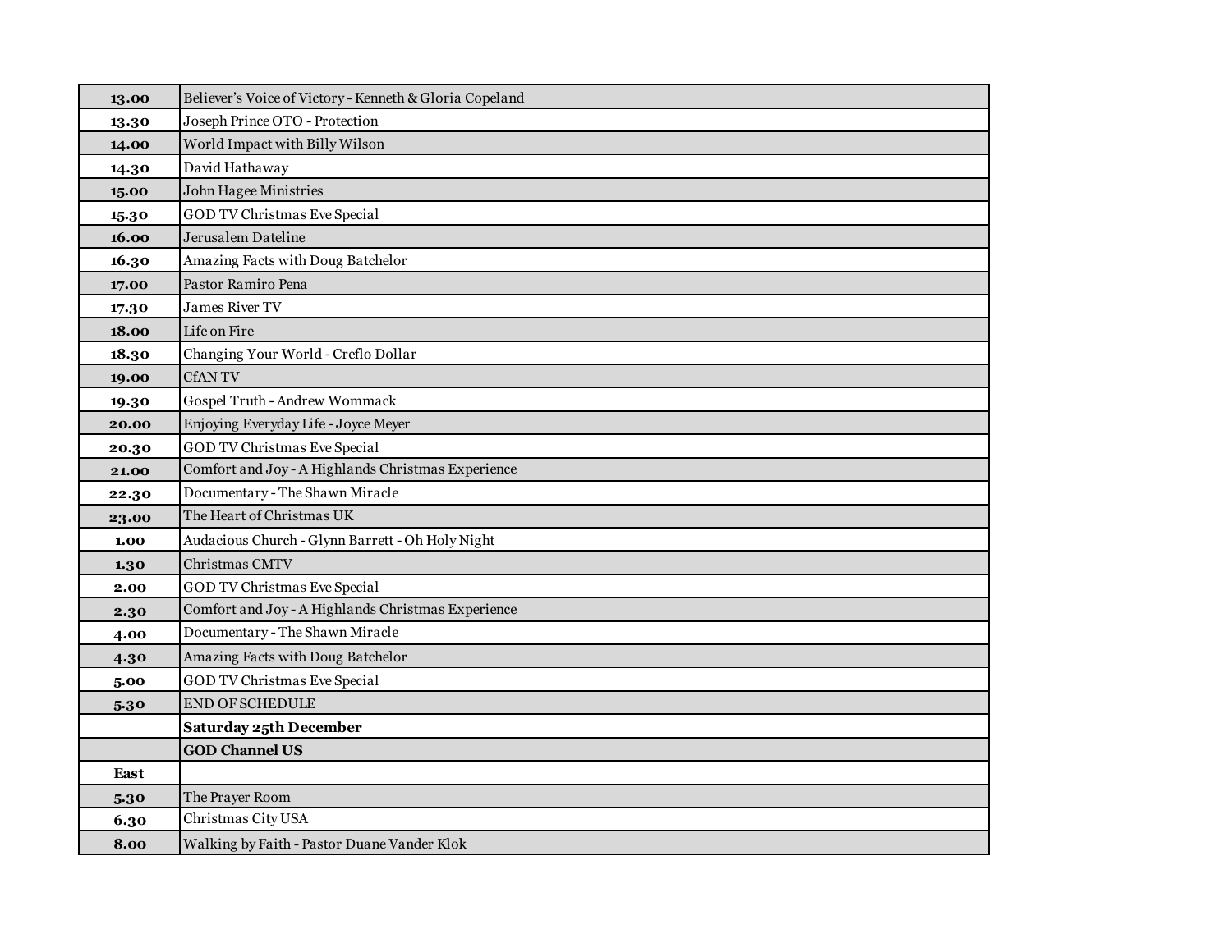| 13.00 | Believer's Voice of Victory - Kenneth & Gloria Copeland |
|---|---|
| 13.30 | Joseph Prince OTO - Protection |
| 14.00 | World Impact with Billy Wilson |
| 14.30 | David Hathaway |
| 15.00 | John Hagee Ministries |
| 15.30 | GOD TV Christmas Eve Special |
| 16.00 | Jerusalem Dateline |
| 16.30 | Amazing Facts with Doug Batchelor |
| 17.00 | Pastor Ramiro Pena |
| 17.30 | James River TV |
| 18.00 | Life on Fire |
| 18.30 | Changing Your World - Creflo Dollar |
| 19.00 | CfAN TV |
| 19.30 | Gospel Truth - Andrew Wommack |
| 20.00 | Enjoying Everyday Life - Joyce Meyer |
| 20.30 | GOD TV Christmas Eve Special |
| 21.00 | Comfort and Joy - A Highlands Christmas Experience |
| 22.30 | Documentary - The Shawn Miracle |
| 23.00 | The Heart of Christmas UK |
| 1.00 | Audacious Church - Glynn Barrett - Oh Holy Night |
| 1.30 | Christmas CMTV |
| 2.00 | GOD TV Christmas Eve Special |
| 2.30 | Comfort and Joy - A Highlands Christmas Experience |
| 4.00 | Documentary - The Shawn Miracle |
| 4.30 | Amazing Facts with Doug Batchelor |
| 5.00 | GOD TV Christmas Eve Special |
| 5.30 | END OF SCHEDULE |
| | **Saturday 25th December** |
| | **GOD Channel US** |
| **East** | |
| 5.30 | The Prayer Room |
| 6.30 | Christmas City USA |
| 8.00 | Walking by Faith - Pastor Duane Vander Klok |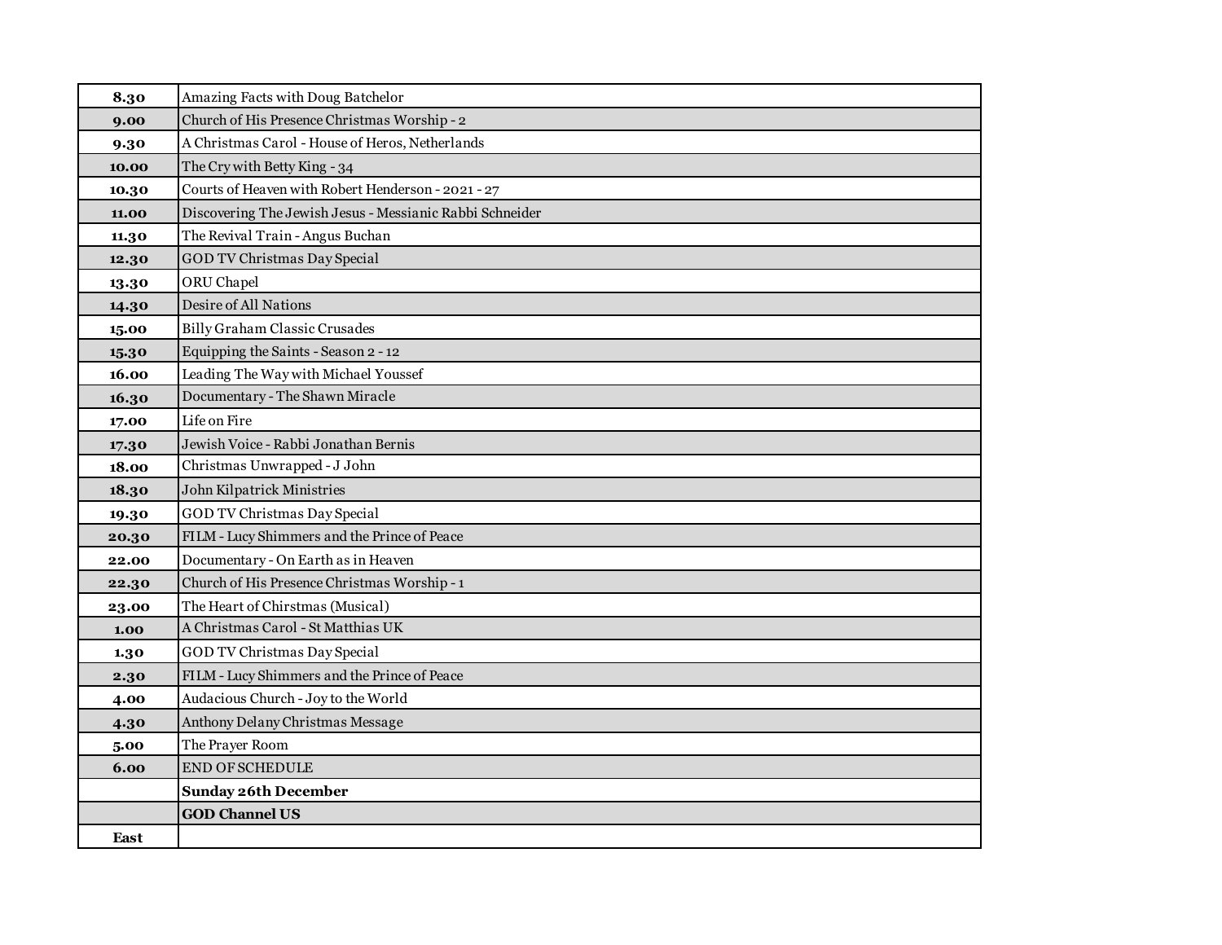| | |
|---|---|
| **8.30** | Amazing Facts with Doug Batchelor |
| **9.00** | Church of His Presence Christmas Worship - 2 |
| **9.30** | A Christmas Carol - House of Heros, Netherlands |
| **10.00** | The Cry with Betty King - 34 |
| **10.30** | Courts of Heaven with Robert Henderson - 2021 - 27 |
| **11.00** | Discovering The Jewish Jesus - Messianic Rabbi Schneider |
| **11.30** | The Revival Train - Angus Buchan |
| **12.30** | GOD TV Christmas Day Special |
| **13.30** | ORU Chapel |
| **14.30** | Desire of All Nations |
| **15.00** | Billy Graham Classic Crusades |
| **15.30** | Equipping the Saints - Season 2 - 12 |
| **16.00** | Leading The Way with Michael Youssef |
| **16.30** | Documentary - The Shawn Miracle |
| **17.00** | Life on Fire |
| **17.30** | Jewish Voice - Rabbi Jonathan Bernis |
| **18.00** | Christmas Unwrapped - J John |
| **18.30** | John Kilpatrick Ministries |
| **19.30** | GOD TV Christmas Day Special |
| **20.30** | FILM - Lucy Shimmers and the Prince of Peace |
| **22.00** | Documentary - On Earth as in Heaven |
| **22.30** | Church of His Presence Christmas Worship - 1 |
| **23.00** | The Heart of Chirstmas (Musical) |
| **1.00** | A Christmas Carol - St Matthias UK |
| **1.30** | GOD TV Christmas Day Special |
| **2.30** | FILM - Lucy Shimmers and the Prince of Peace |
| **4.00** | Audacious Church - Joy to the World |
| **4.30** | Anthony Delany Christmas Message |
| **5.00** | The Prayer Room |
| **6.00** | END OF SCHEDULE |
| | **Sunday 26th December** |
| | **GOD Channel US** |
| **East** | |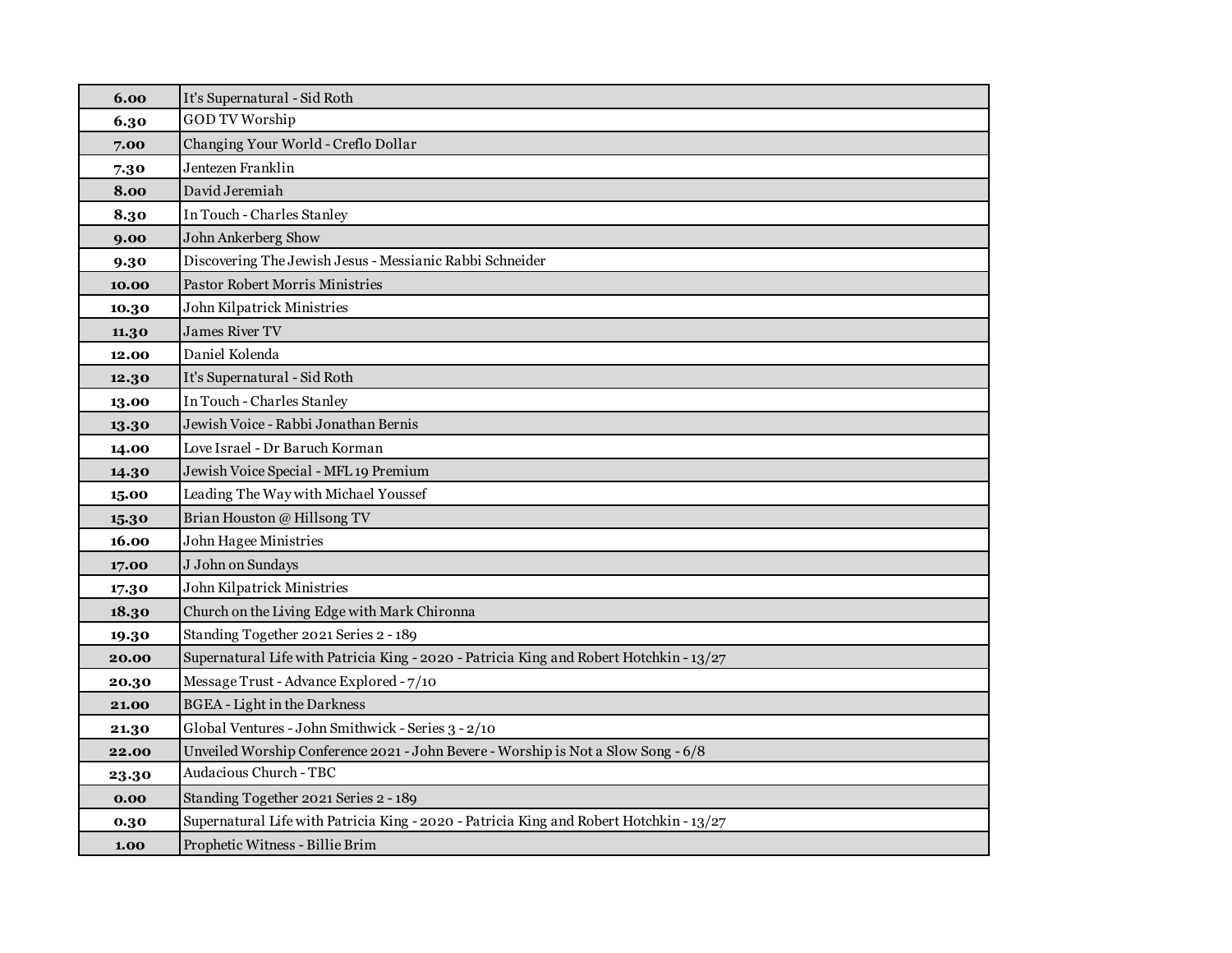| | |
|---|---|
| **6.00** | It's Supernatural - Sid Roth |
| **6.30** | GOD TV Worship |
| **7.00** | Changing Your World - Creflo Dollar |
| **7.30** | Jentezen Franklin |
| **8.00** | David Jeremiah |
| **8.30** | In Touch - Charles Stanley |
| **9.00** | John Ankerberg Show |
| **9.30** | Discovering The Jewish Jesus - Messianic Rabbi Schneider |
| **10.00** | Pastor Robert Morris Ministries |
| **10.30** | John Kilpatrick Ministries |
| **11.30** | James River TV |
| **12.00** | Daniel Kolenda |
| **12.30** | It's Supernatural - Sid Roth |
| **13.00** | In Touch - Charles Stanley |
| **13.30** | Jewish Voice - Rabbi Jonathan Bernis |
| **14.00** | Love Israel - Dr Baruch Korman |
| **14.30** | Jewish Voice Special - MFL 19 Premium |
| **15.00** | Leading The Way with Michael Youssef |
| **15.30** | Brian Houston @ Hillsong TV |
| **16.00** | John Hagee Ministries |
| **17.00** | J John on Sundays |
| **17.30** | John Kilpatrick Ministries |
| **18.30** | Church on the Living Edge with Mark Chironna |
| **19.30** | Standing Together 2021 Series 2 - 189 |
| **20.00** | Supernatural Life with Patricia King - 2020 - Patricia King and Robert Hotchkin - 13/27 |
| **20.30** | Message Trust - Advance Explored - 7/10 |
| **21.00** | BGEA - Light in the Darkness |
| **21.30** | Global Ventures - John Smithwick - Series 3 - 2/10 |
| **22.00** | Unveiled Worship Conference 2021 - John Bevere - Worship is Not a Slow Song - 6/8 |
| **23.30** | Audacious Church - TBC |
| **0.00** | Standing Together 2021 Series 2 - 189 |
| **0.30** | Supernatural Life with Patricia King - 2020 - Patricia King and Robert Hotchkin - 13/27 |
| **1.00** | Prophetic Witness - Billie Brim |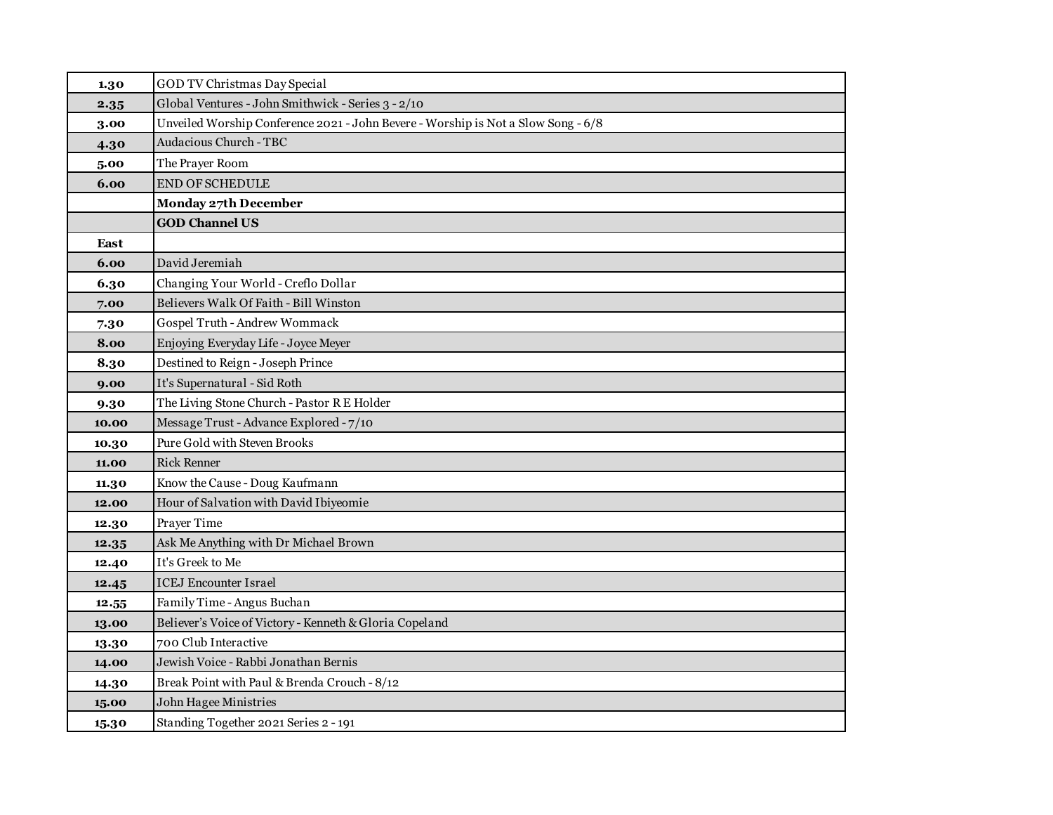| | |
|---|---|
| **1.30** | GOD TV Christmas Day Special |
| **2.35** | Global Ventures - John Smithwick - Series 3 - 2/10 |
| **3.00** | Unveiled Worship Conference 2021 - John Bevere - Worship is Not a Slow Song - 6/8 |
| **4.30** | Audacious Church - TBC |
| **5.00** | The Prayer Room |
| **6.00** | END OF SCHEDULE |
| | **Monday 27th December** |
| | **GOD Channel US** |
| **East** | |
| **6.00** | David Jeremiah |
| **6.30** | Changing Your World - Creflo Dollar |
| **7.00** | Believers Walk Of Faith - Bill Winston |
| **7.30** | Gospel Truth - Andrew Wommack |
| **8.00** | Enjoying Everyday Life - Joyce Meyer |
| **8.30** | Destined to Reign - Joseph Prince |
| **9.00** | It's Supernatural - Sid Roth |
| **9.30** | The Living Stone Church - Pastor R E Holder |
| **10.00** | Message Trust - Advance Explored - 7/10 |
| **10.30** | Pure Gold with Steven Brooks |
| **11.00** | Rick Renner |
| **11.30** | Know the Cause - Doug Kaufmann |
| **12.00** | Hour of Salvation with David Ibiyeomie |
| **12.30** | Prayer Time |
| **12.35** | Ask Me Anything with Dr Michael Brown |
| **12.40** | It's Greek to Me |
| **12.45** | ICEJ Encounter Israel |
| **12.55** | Family Time - Angus Buchan |
| **13.00** | Believer's Voice of Victory - Kenneth & Gloria Copeland |
| **13.30** | 700 Club Interactive |
| **14.00** | Jewish Voice - Rabbi Jonathan Bernis |
| **14.30** | Break Point with Paul & Brenda Crouch - 8/12 |
| **15.00** | John Hagee Ministries |
| **15.30** | Standing Together 2021 Series 2 - 191 |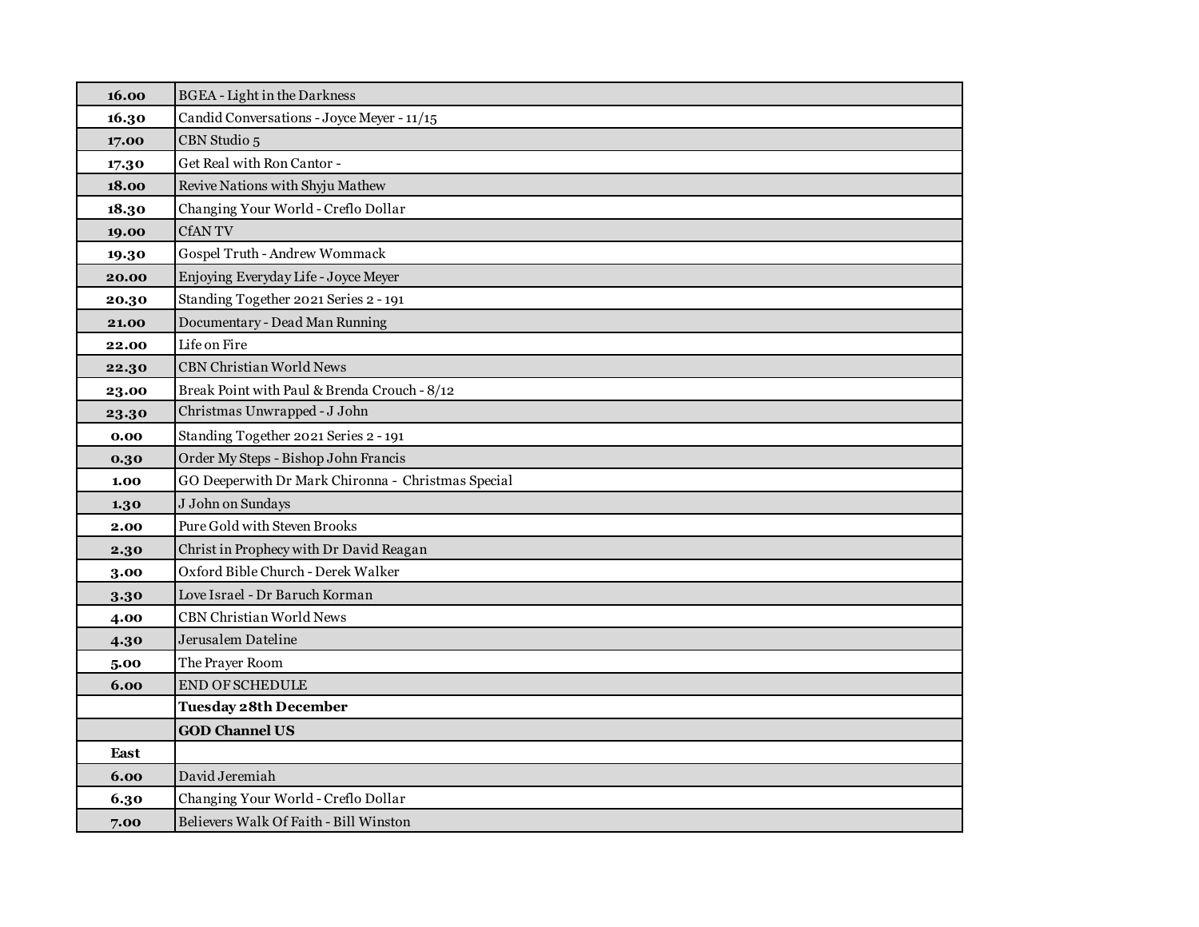| | |
|---|---|
| **16.00** | BGEA - Light in the Darkness |
| **16.30** | Candid Conversations - Joyce Meyer - 11/15 |
| **17.00** | CBN Studio 5 |
| **17.30** | Get Real with Ron Cantor - |
| **18.00** | Revive Nations with Shyju Mathew |
| **18.30** | Changing Your World - Creflo Dollar |
| **19.00** | CfAN TV |
| **19.30** | Gospel Truth - Andrew Wommack |
| **20.00** | Enjoying Everyday Life - Joyce Meyer |
| **20.30** | Standing Together 2021 Series 2 - 191 |
| **21.00** | Documentary - Dead Man Running |
| **22.00** | Life on Fire |
| **22.30** | CBN Christian World News |
| **23.00** | Break Point with Paul & Brenda Crouch - 8/12 |
| **23.30** | Christmas Unwrapped - J John |
| **0.00** | Standing Together 2021 Series 2 - 191 |
| **0.30** | Order My Steps - Bishop John Francis |
| **1.00** | GO Deeperwith Dr Mark Chironna - Christmas Special |
| **1.30** | J John on Sundays |
| **2.00** | Pure Gold with Steven Brooks |
| **2.30** | Christ in Prophecy with Dr David Reagan |
| **3.00** | Oxford Bible Church - Derek Walker |
| **3.30** | Love Israel - Dr Baruch Korman |
| **4.00** | CBN Christian World News |
| **4.30** | Jerusalem Dateline |
| **5.00** | The Prayer Room |
| **6.00** | END OF SCHEDULE |
| | **Tuesday 28th December** |
| | **GOD Channel US** |
| **East** | |
| **6.00** | David Jeremiah |
| **6.30** | Changing Your World - Creflo Dollar |
| **7.00** | Believers Walk Of Faith - Bill Winston |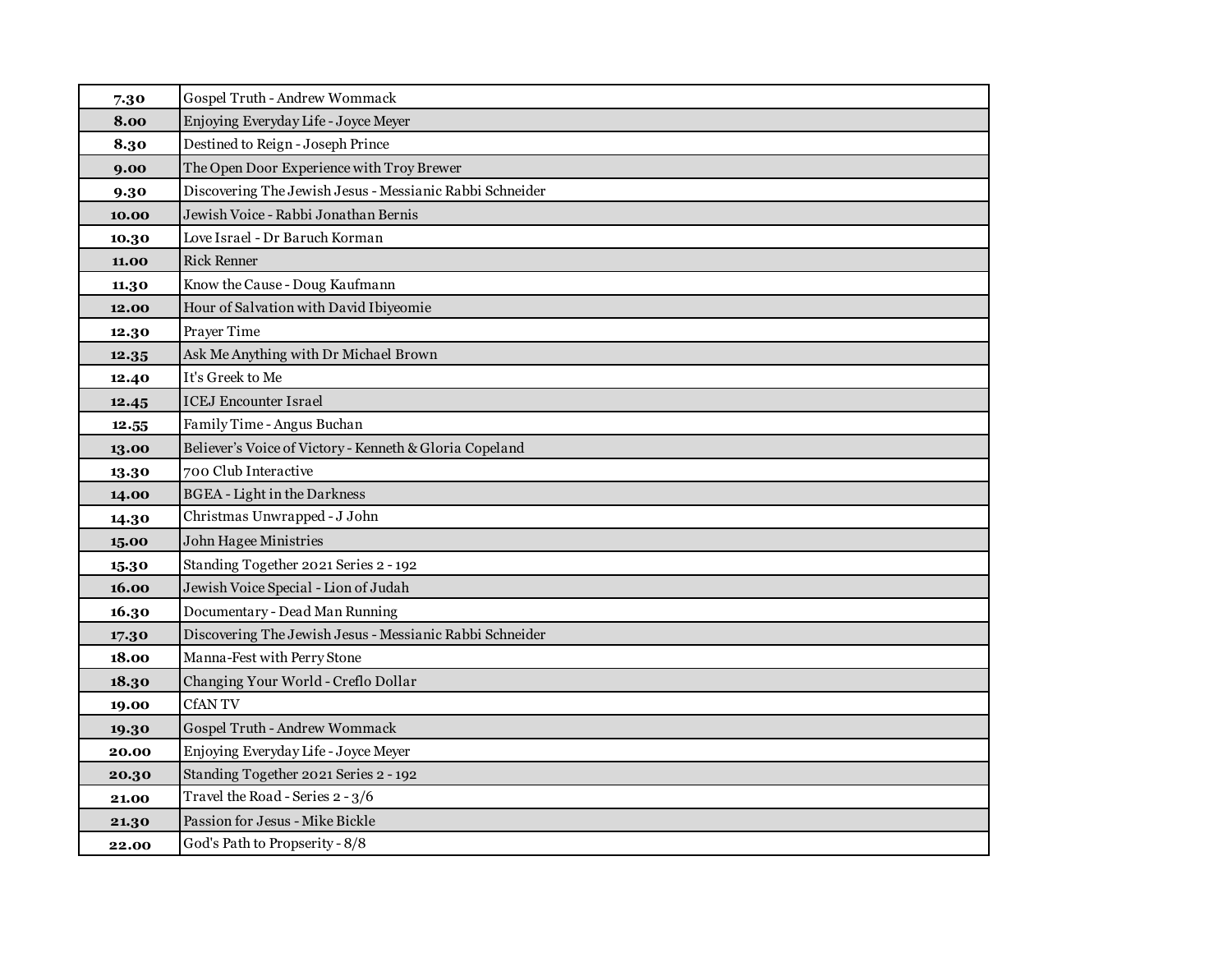| 7.30 | Gospel Truth - Andrew Wommack |
|---|---|
| 8.00 | Enjoying Everyday Life - Joyce Meyer |
| 8.30 | Destined to Reign - Joseph Prince |
| 9.00 | The Open Door Experience with Troy Brewer |
| 9.30 | Discovering The Jewish Jesus - Messianic Rabbi Schneider |
| 10.00 | Jewish Voice - Rabbi Jonathan Bernis |
| 10.30 | Love Israel - Dr Baruch Korman |
| 11.00 | Rick Renner |
| 11.30 | Know the Cause - Doug Kaufmann |
| 12.00 | Hour of Salvation with David Ibiyeomie |
| 12.30 | Prayer Time |
| 12.35 | Ask Me Anything with Dr Michael Brown |
| 12.40 | It's Greek to Me |
| 12.45 | ICEJ Encounter Israel |
| 12.55 | Family Time - Angus Buchan |
| 13.00 | Believer's Voice of Victory - Kenneth & Gloria Copeland |
| 13.30 | 700 Club Interactive |
| 14.00 | BGEA - Light in the Darkness |
| 14.30 | Christmas Unwrapped - J John |
| 15.00 | John Hagee Ministries |
| 15.30 | Standing Together 2021 Series 2 - 192 |
| 16.00 | Jewish Voice Special - Lion of Judah |
| 16.30 | Documentary - Dead Man Running |
| 17.30 | Discovering The Jewish Jesus - Messianic Rabbi Schneider |
| 18.00 | Manna-Fest with Perry Stone |
| 18.30 | Changing Your World - Creflo Dollar |
| 19.00 | CfAN TV |
| 19.30 | Gospel Truth - Andrew Wommack |
| 20.00 | Enjoying Everyday Life - Joyce Meyer |
| 20.30 | Standing Together 2021 Series 2 - 192 |
| 21.00 | Travel the Road - Series 2 - 3/6 |
| 21.30 | Passion for Jesus - Mike Bickle |
| 22.00 | God's Path to Propserity - 8/8 |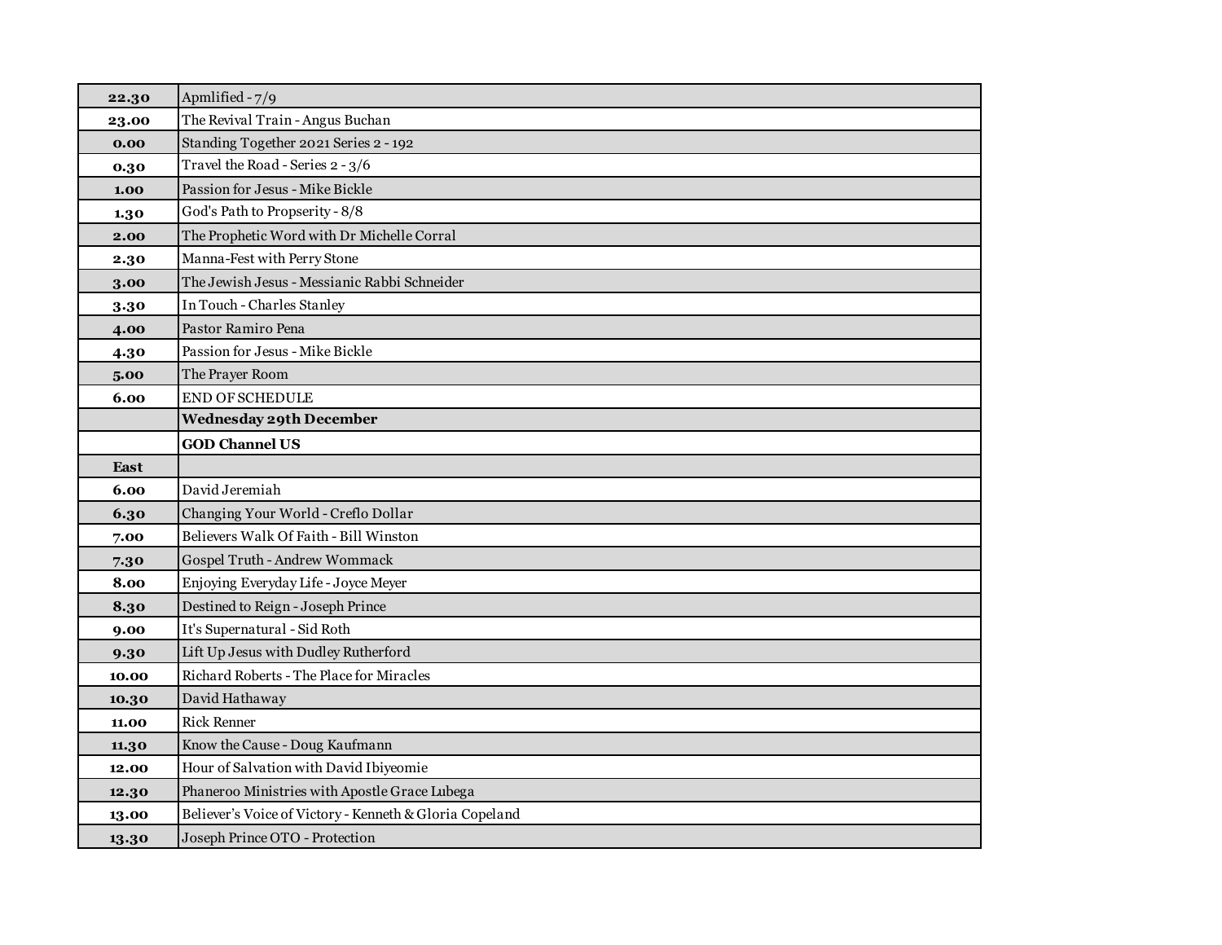| | |
|---|---|
| **22.30** | Apmlified - 7/9 |
| **23.00** | The Revival Train - Angus Buchan |
| **0.00** | Standing Together 2021 Series 2 - 192 |
| **0.30** | Travel the Road - Series 2 - 3/6 |
| **1.00** | Passion for Jesus - Mike Bickle |
| **1.30** | God's Path to Propserity - 8/8 |
| **2.00** | The Prophetic Word with Dr Michelle Corral |
| **2.30** | Manna-Fest with Perry Stone |
| **3.00** | The Jewish Jesus - Messianic Rabbi Schneider |
| **3.30** | In Touch - Charles Stanley |
| **4.00** | Pastor Ramiro Pena |
| **4.30** | Passion for Jesus - Mike Bickle |
| **5.00** | The Prayer Room |
| **6.00** | END OF SCHEDULE |
| | **Wednesday 29th December** |
| | **GOD Channel US** |
| **East** | |
| **6.00** | David Jeremiah |
| **6.30** | Changing Your World - Creflo Dollar |
| **7.00** | Believers Walk Of Faith - Bill Winston |
| **7.30** | Gospel Truth - Andrew Wommack |
| **8.00** | Enjoying Everyday Life - Joyce Meyer |
| **8.30** | Destined to Reign - Joseph Prince |
| **9.00** | It's Supernatural - Sid Roth |
| **9.30** | Lift Up Jesus with Dudley Rutherford |
| **10.00** | Richard Roberts - The Place for Miracles |
| **10.30** | David Hathaway |
| **11.00** | Rick Renner |
| **11.30** | Know the Cause - Doug Kaufmann |
| **12.00** | Hour of Salvation with David Ibiyeomie |
| **12.30** | Phaneroo Ministries with Apostle Grace Lubega |
| **13.00** | Believer's Voice of Victory - Kenneth & Gloria Copeland |
| **13.30** | Joseph Prince OTO - Protection |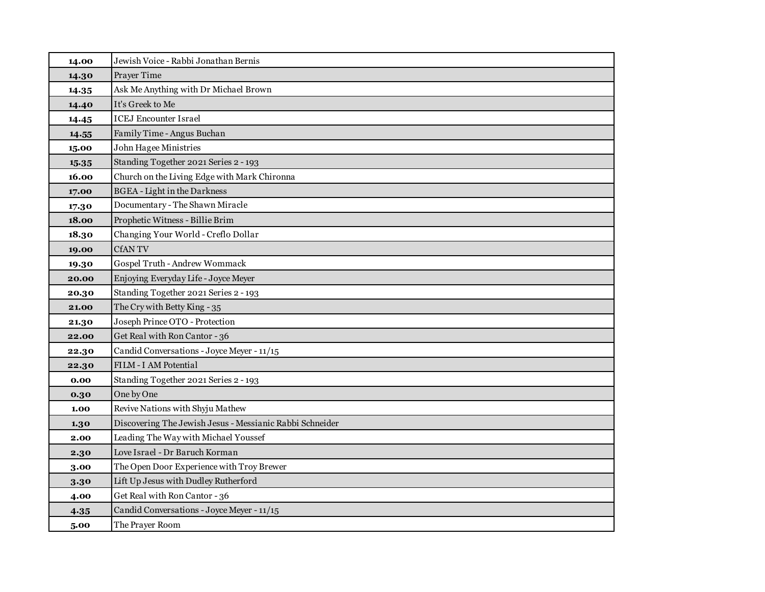| 14.00 | Jewish Voice - Rabbi Jonathan Bernis |
|---|---|
| 14.30 | Prayer Time |
| 14.35 | Ask Me Anything with Dr Michael Brown |
| 14.40 | It's Greek to Me |
| 14.45 | ICEJ Encounter Israel |
| 14.55 | Family Time - Angus Buchan |
| 15.00 | John Hagee Ministries |
| 15.35 | Standing Together 2021 Series 2 - 193 |
| 16.00 | Church on the Living Edge with Mark Chironna |
| 17.00 | BGEA - Light in the Darkness |
| 17.30 | Documentary - The Shawn Miracle |
| 18.00 | Prophetic Witness - Billie Brim |
| 18.30 | Changing Your World - Creflo Dollar |
| 19.00 | CfAN TV |
| 19.30 | Gospel Truth - Andrew Wommack |
| 20.00 | Enjoying Everyday Life - Joyce Meyer |
| 20.30 | Standing Together 2021 Series 2 - 193 |
| 21.00 | The Cry with Betty King - 35 |
| 21.30 | Joseph Prince OTO - Protection |
| 22.00 | Get Real with Ron Cantor - 36 |
| 22.30 | Candid Conversations - Joyce Meyer - 11/15 |
| 22.30 | FILM - I AM Potential |
| 0.00 | Standing Together 2021 Series 2 - 193 |
| 0.30 | One by One |
| 1.00 | Revive Nations with Shyju Mathew |
| 1.30 | Discovering The Jewish Jesus - Messianic Rabbi Schneider |
| 2.00 | Leading The Way with Michael Youssef |
| 2.30 | Love Israel - Dr Baruch Korman |
| 3.00 | The Open Door Experience with Troy Brewer |
| 3.30 | Lift Up Jesus with Dudley Rutherford |
| 4.00 | Get Real with Ron Cantor - 36 |
| 4.35 | Candid Conversations - Joyce Meyer - 11/15 |
| 5.00 | The Prayer Room |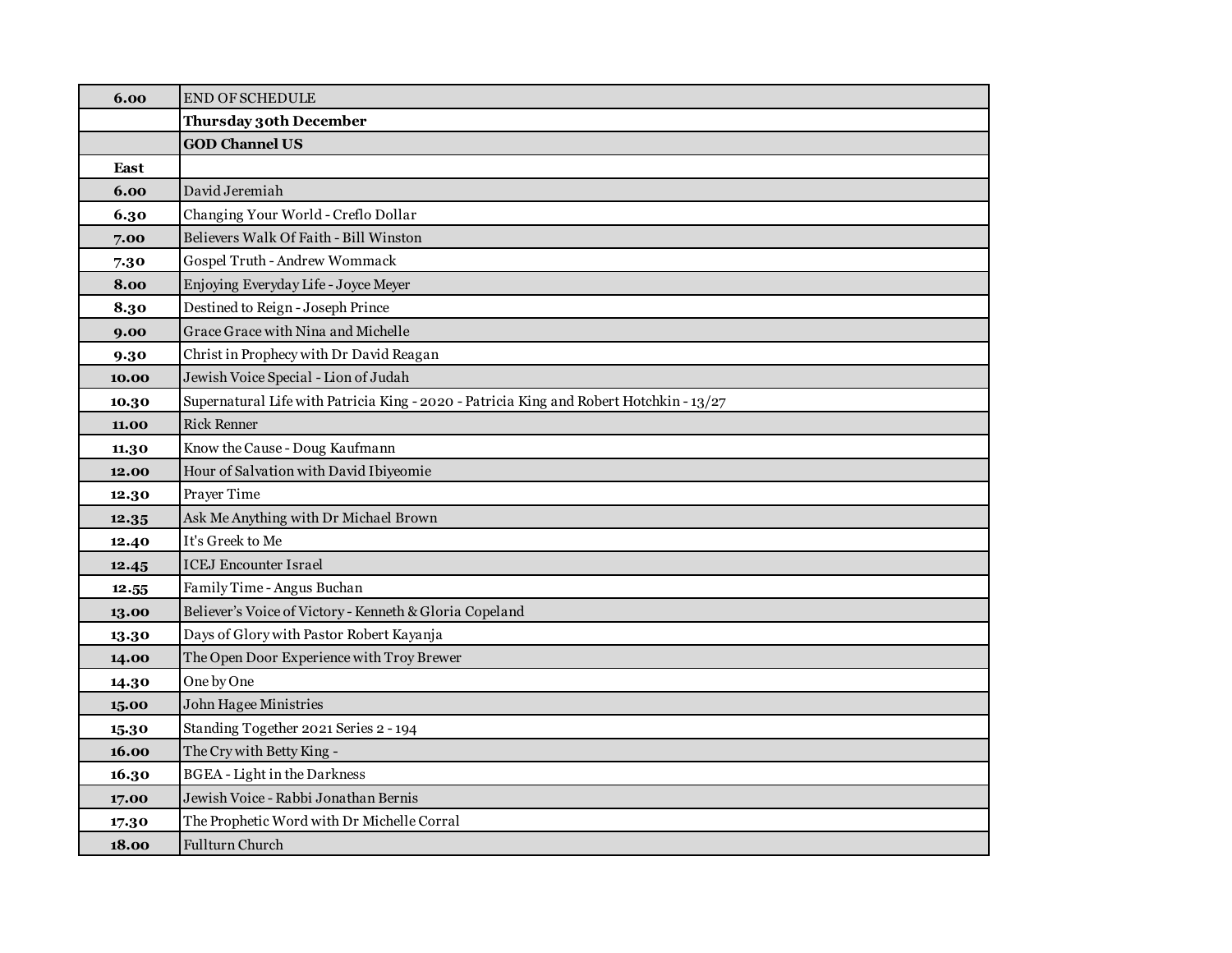| | |
|---|---|
| **6.00** | END OF SCHEDULE |
| | **Thursday 30th December** |
| | **GOD Channel US** |
| **East** | |
| **6.00** | David Jeremiah |
| **6.30** | Changing Your World - Creflo Dollar |
| **7.00** | Believers Walk Of Faith - Bill Winston |
| **7.30** | Gospel Truth - Andrew Wommack |
| **8.00** | Enjoying Everyday Life - Joyce Meyer |
| **8.30** | Destined to Reign - Joseph Prince |
| **9.00** | Grace Grace with Nina and Michelle |
| **9.30** | Christ in Prophecy with Dr David Reagan |
| **10.00** | Jewish Voice Special - Lion of Judah |
| **10.30** | Supernatural Life with Patricia King - 2020 - Patricia King and Robert Hotchkin - 13/27 |
| **11.00** | Rick Renner |
| **11.30** | Know the Cause - Doug Kaufmann |
| **12.00** | Hour of Salvation with David Ibiyeomie |
| **12.30** | Prayer Time |
| **12.35** | Ask Me Anything with Dr Michael Brown |
| **12.40** | It's Greek to Me |
| **12.45** | ICEJ Encounter Israel |
| **12.55** | Family Time - Angus Buchan |
| **13.00** | Believer's Voice of Victory - Kenneth & Gloria Copeland |
| **13.30** | Days of Glory with Pastor Robert Kayanja |
| **14.00** | The Open Door Experience with Troy Brewer |
| **14.30** | One by One |
| **15.00** | John Hagee Ministries |
| **15.30** | Standing Together 2021 Series 2 - 194 |
| **16.00** | The Cry with Betty King - |
| **16.30** | BGEA - Light in the Darkness |
| **17.00** | Jewish Voice - Rabbi Jonathan Bernis |
| **17.30** | The Prophetic Word with Dr Michelle Corral |
| **18.00** | Fullturn Church |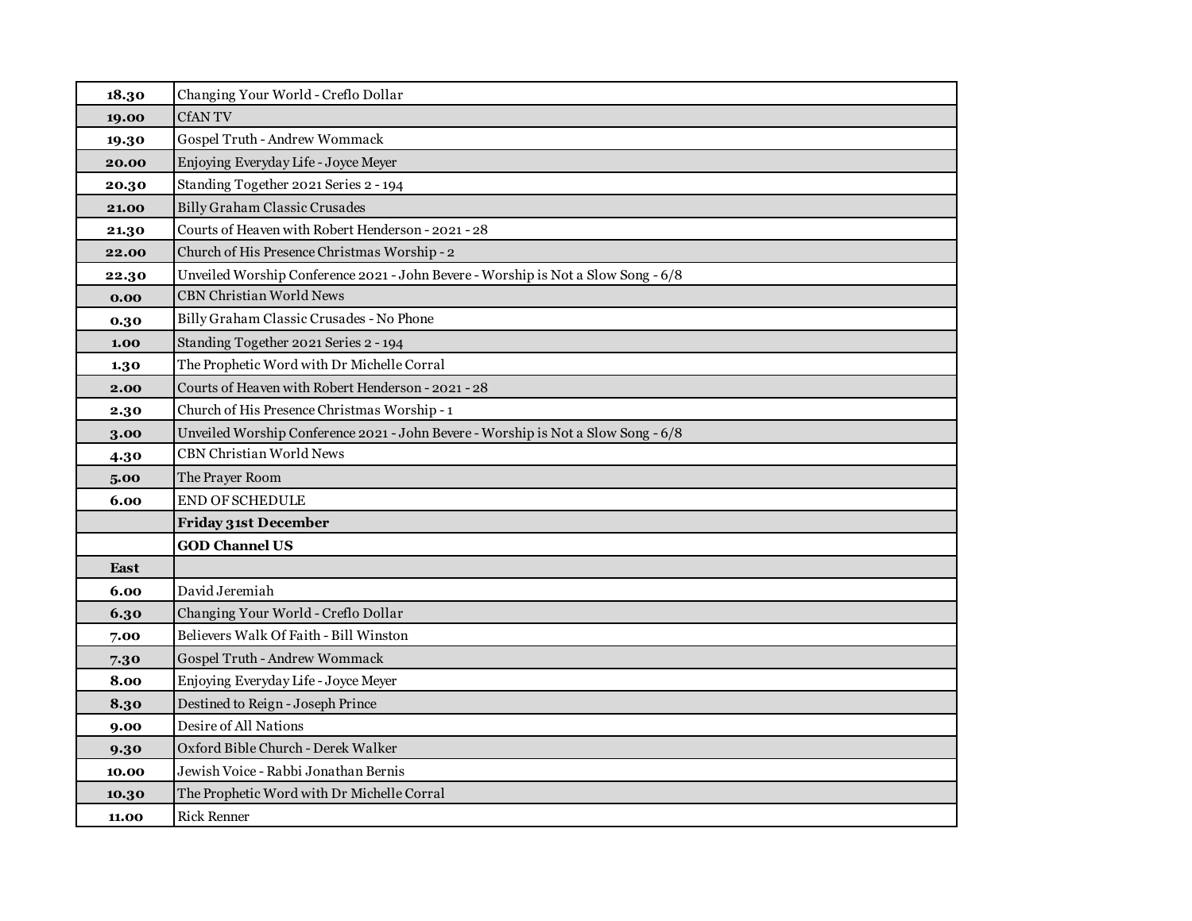| | |
|---|---|
| **18.30** | Changing Your World - Creflo Dollar |
| **19.00** | CfAN TV |
| **19.30** | Gospel Truth - Andrew Wommack |
| **20.00** | Enjoying Everyday Life - Joyce Meyer |
| **20.30** | Standing Together 2021 Series 2 - 194 |
| **21.00** | Billy Graham Classic Crusades |
| **21.30** | Courts of Heaven with Robert Henderson - 2021 - 28 |
| **22.00** | Church of His Presence Christmas Worship - 2 |
| **22.30** | Unveiled Worship Conference 2021 - John Bevere - Worship is Not a Slow Song - 6/8 |
| **0.00** | CBN Christian World News |
| **0.30** | Billy Graham Classic Crusades - No Phone |
| **1.00** | Standing Together 2021 Series 2 - 194 |
| **1.30** | The Prophetic Word with Dr Michelle Corral |
| **2.00** | Courts of Heaven with Robert Henderson - 2021 - 28 |
| **2.30** | Church of His Presence Christmas Worship - 1 |
| **3.00** | Unveiled Worship Conference 2021 - John Bevere - Worship is Not a Slow Song - 6/8 |
| **4.30** | CBN Christian World News |
| **5.00** | The Prayer Room |
| **6.00** | END OF SCHEDULE |
| | **Friday 31st December** |
| | **GOD Channel US** |
| **East** | |
| **6.00** | David Jeremiah |
| **6.30** | Changing Your World - Creflo Dollar |
| **7.00** | Believers Walk Of Faith - Bill Winston |
| **7.30** | Gospel Truth - Andrew Wommack |
| **8.00** | Enjoying Everyday Life - Joyce Meyer |
| **8.30** | Destined to Reign - Joseph Prince |
| **9.00** | Desire of All Nations |
| **9.30** | Oxford Bible Church - Derek Walker |
| **10.00** | Jewish Voice - Rabbi Jonathan Bernis |
| **10.30** | The Prophetic Word with Dr Michelle Corral |
| **11.00** | Rick Renner |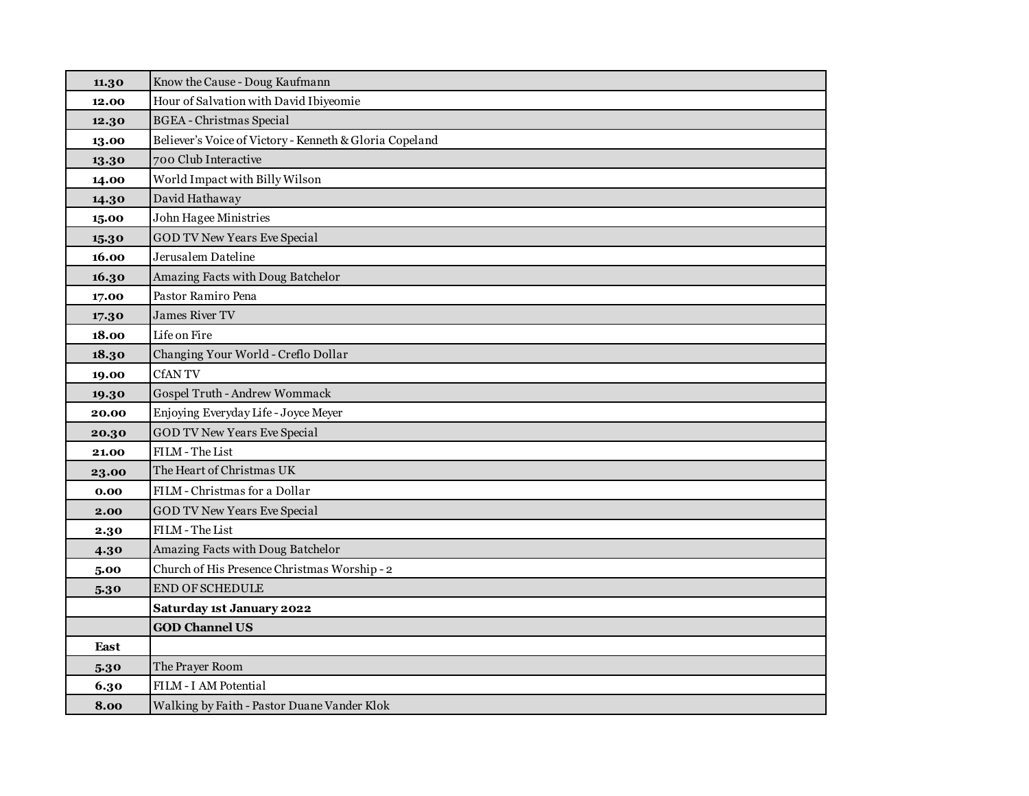| | |
|---|---|
| **11.30** | Know the Cause - Doug Kaufmann |
| **12.00** | Hour of Salvation with David Ibiyeomie |
| **12.30** | BGEA - Christmas Special |
| **13.00** | Believer's Voice of Victory - Kenneth & Gloria Copeland |
| **13.30** | 700 Club Interactive |
| **14.00** | World Impact with Billy Wilson |
| **14.30** | David Hathaway |
| **15.00** | John Hagee Ministries |
| **15.30** | GOD TV New Years Eve Special |
| **16.00** | Jerusalem Dateline |
| **16.30** | Amazing Facts with Doug Batchelor |
| **17.00** | Pastor Ramiro Pena |
| **17.30** | James River TV |
| **18.00** | Life on Fire |
| **18.30** | Changing Your World - Creflo Dollar |
| **19.00** | CfAN TV |
| **19.30** | Gospel Truth - Andrew Wommack |
| **20.00** | Enjoying Everyday Life - Joyce Meyer |
| **20.30** | GOD TV New Years Eve Special |
| **21.00** | FILM - The List |
| **23.00** | The Heart of Christmas UK |
| **0.00** | FILM - Christmas for a Dollar |
| **2.00** | GOD TV New Years Eve Special |
| **2.30** | FILM - The List |
| **4.30** | Amazing Facts with Doug Batchelor |
| **5.00** | Church of His Presence Christmas Worship - 2 |
| **5.30** | END OF SCHEDULE |
| | **Saturday 1st January 2022** |
| | **GOD Channel US** |
| **East** | |
| **5.30** | The Prayer Room |
| **6.30** | FILM - I AM Potential |
| **8.00** | Walking by Faith - Pastor Duane Vander Klok |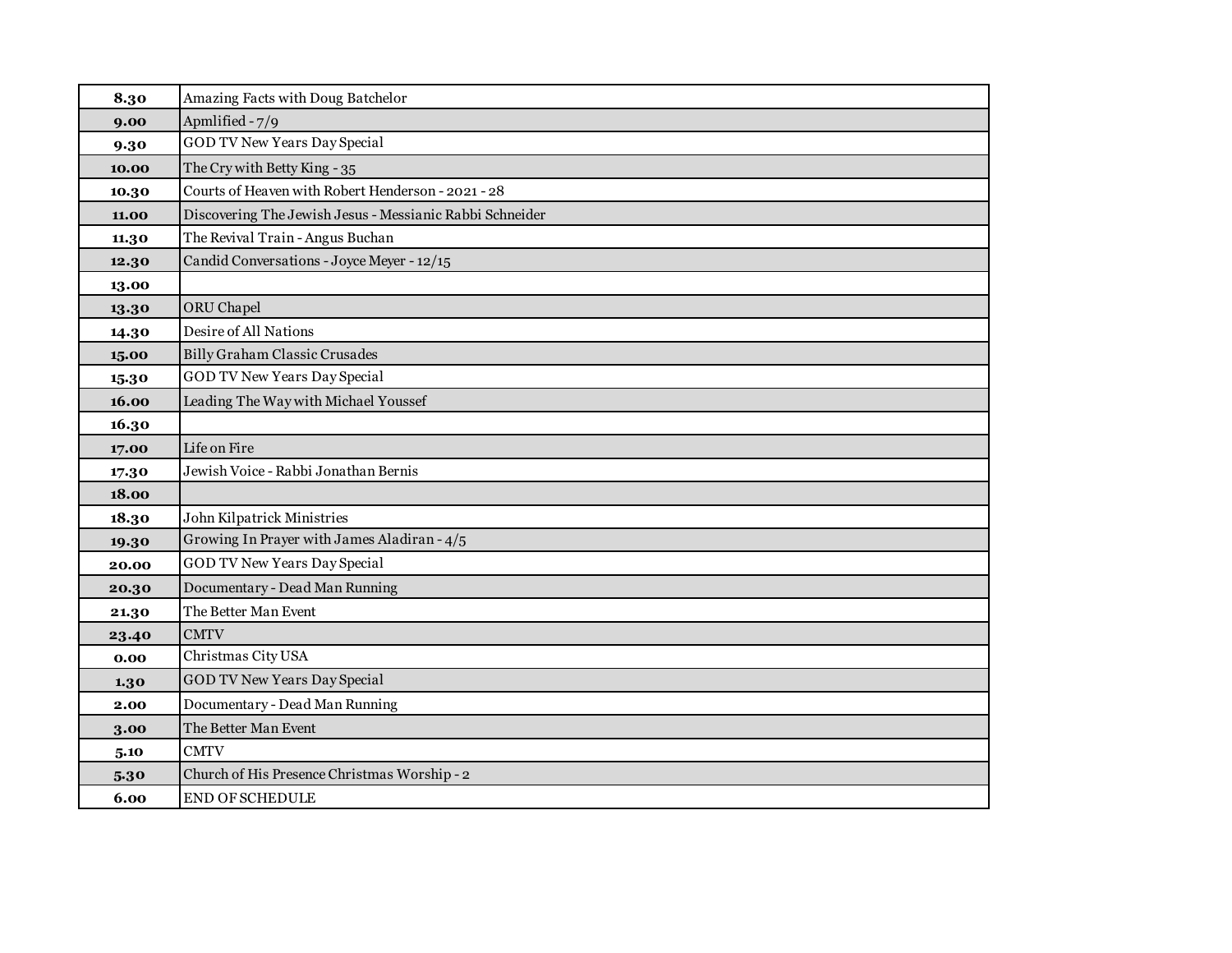| | |
|---|---|
| 8.30 | Amazing Facts with Doug Batchelor |
| 9.00 | Apmlified - 7/9 |
| 9.30 | GOD TV New Years Day Special |
| 10.00 | The Cry with Betty King - 35 |
| 10.30 | Courts of Heaven with Robert Henderson - 2021 - 28 |
| 11.00 | Discovering The Jewish Jesus - Messianic Rabbi Schneider |
| 11.30 | The Revival Train - Angus Buchan |
| 12.30 | Candid Conversations - Joyce Meyer - 12/15 |
| 13.00 | |
| 13.30 | ORU Chapel |
| 14.30 | Desire of All Nations |
| 15.00 | Billy Graham Classic Crusades |
| 15.30 | GOD TV New Years Day Special |
| 16.00 | Leading The Way with Michael Youssef |
| 16.30 | |
| 17.00 | Life on Fire |
| 17.30 | Jewish Voice - Rabbi Jonathan Bernis |
| 18.00 | |
| 18.30 | John Kilpatrick Ministries |
| 19.30 | Growing In Prayer with James Aladiran - 4/5 |
| 20.00 | GOD TV New Years Day Special |
| 20.30 | Documentary - Dead Man Running |
| 21.30 | The Better Man Event |
| 23.40 | CMTV |
| 0.00 | Christmas City USA |
| 1.30 | GOD TV New Years Day Special |
| 2.00 | Documentary - Dead Man Running |
| 3.00 | The Better Man Event |
| 5.10 | CMTV |
| 5.30 | Church of His Presence Christmas Worship - 2 |
| 6.00 | END OF SCHEDULE |